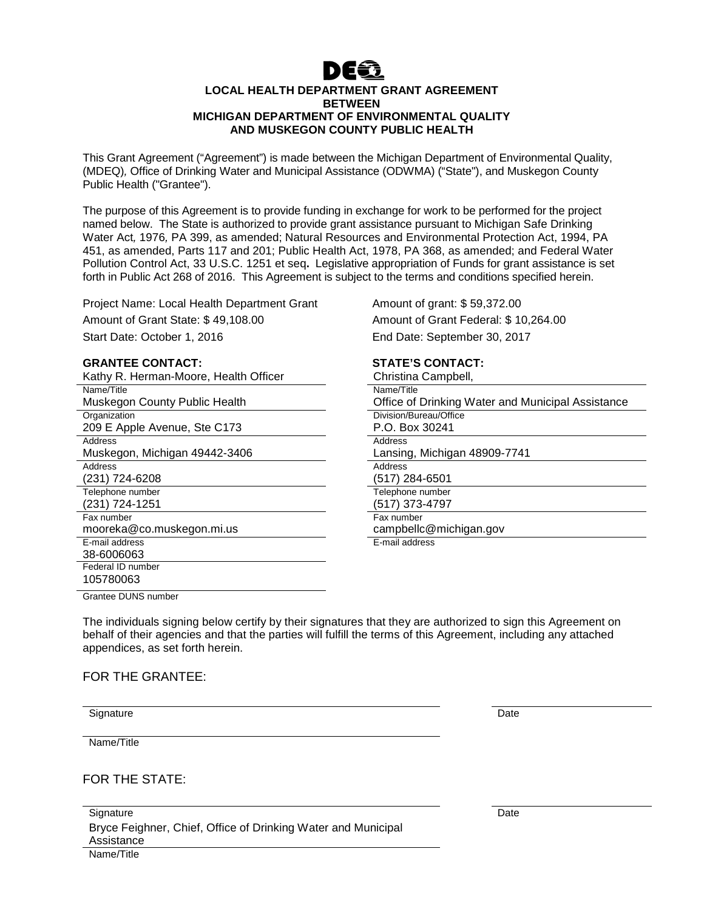DEQ

# LOCAL HEALTH DEPARTMENT GRANT AGREEMENT BETWEEN MICHIGAN DEPARTMENT OF ENVIRONMENTAL QUALITY AND MUSKEGON COUNTY PUBLIC HEALTH

This Grant Agreement ("Agreement") is made between the Michigan Department of Environmental Quality, (MDEQ)*,* Office of Drinking Water and Municipal Assistance (ODWMA) ("State"), and Muskegon County Public Health ("Grantee").

The purpose of this Agreement is to provide funding in exchange for work to be performed for the project named below. The State is authorized to provide grant assistance pursuant to Michigan Safe Drinking Water Act*,* 1976*,* PA 399, as amended; Natural Resources and Environmental Protection Act, 1994, PA 451, as amended, Parts 117 and 201; Public Health Act, 1978, PA 368, as amended; and Federal Water Pollution Control Act, 33 U.S.C. 1251 et seq**.** Legislative appropriation of Funds for grant assistance is set forth in Public Act 268 of 2016. This Agreement is subject to the terms and conditions specified herein.

Project Name: Local Health Department Grant

Amount of grant: $ 59,372.00

Amount of Grant State: $ 49,108.00

Amount of Grant Federal: $ 10,264.00

Start Date: October 1, 2016

End Date: September 30, 2017

**GRANTEE CONTACT:**

| Field | Value |
|---|---|
| Name/Title | Kathy R. Herman-Moore, Health Officer |
| Organization | Muskegon County Public Health |
| Address | 209 E Apple Avenue, Ste C173 |
| Address | Muskegon, Michigan 49442-3406 |
| Telephone number | (231) 724-6208 |
| Fax number | (231) 724-1251 |
| E-mail address | mooreka@co.muskegon.mi.us |
| Federal ID number | 38-6006063 |
| Grantee DUNS number | 105780063 |

**STATE'S CONTACT:**

| Field | Value |
|---|---|
| Name/Title | Christina Campbell, |
| Division/Bureau/Office | Office of Drinking Water and Municipal Assistance |
| Address | P.O. Box 30241 |
| Address | Lansing, Michigan 48909-7741 |
| Telephone number | (517) 284-6501 |
| Fax number | (517) 373-4797 |
| E-mail address | campbellc@michigan.gov |

The individuals signing below certify by their signatures that they are authorized to sign this Agreement on behalf of their agencies and that the parties will fulfill the terms of this Agreement, including any attached appendices, as set forth herein.

FOR THE GRANTEE:

Signature \_\_\_\_\_\_\_\_\_\_\_\_\_\_\_\_ Date \_\_\_\_\_\_\_\_

Name/Title \_\_\_\_\_\_\_\_\_\_\_\_\_\_\_\_

FOR THE STATE:

Signature \_\_\_\_\_\_\_\_\_\_\_\_\_\_\_\_ Date \_\_\_\_\_\_\_\_

Bryce Feighner, Chief, Office of Drinking Water and Municipal Assistance

Name/Title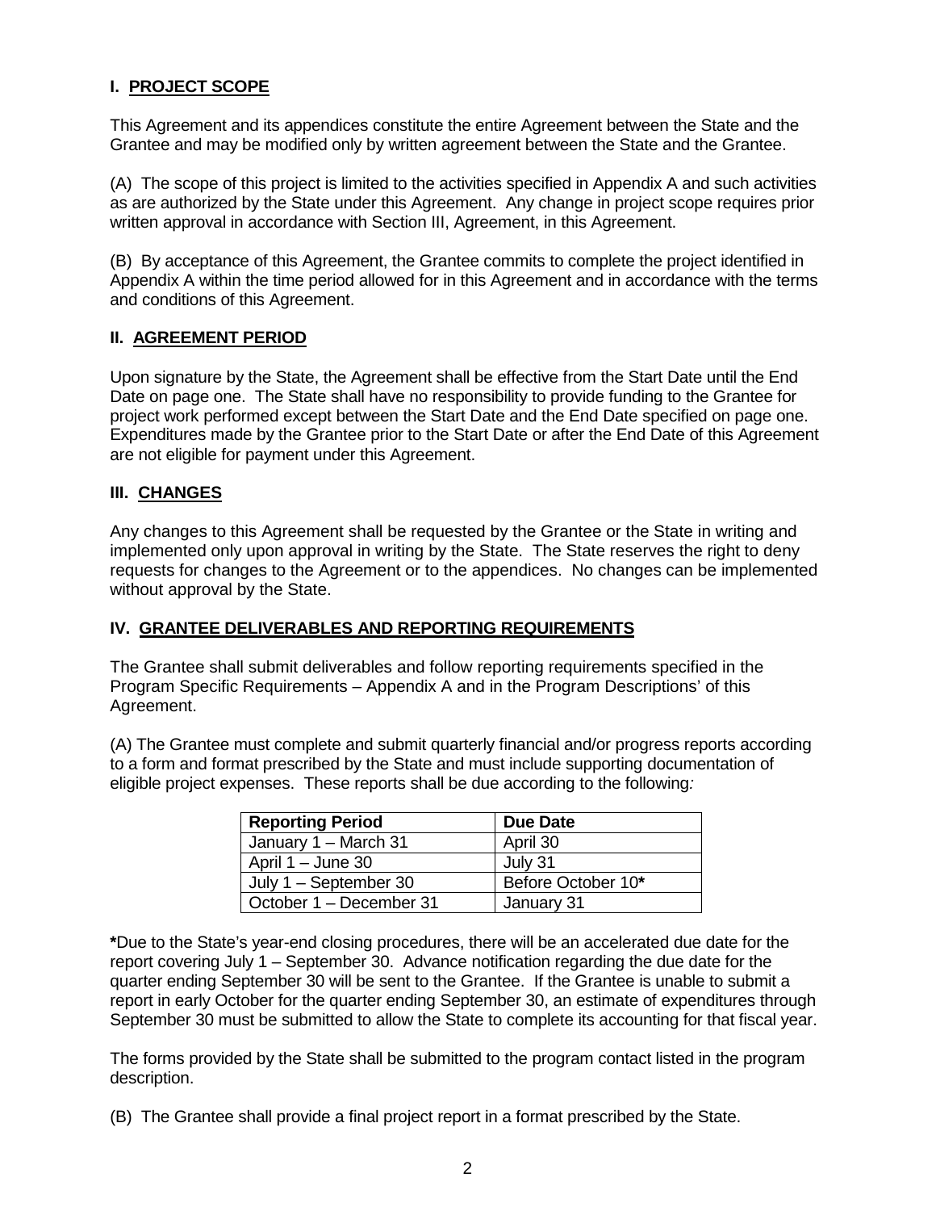## I. PROJECT SCOPE

This Agreement and its appendices constitute the entire Agreement between the State and the Grantee and may be modified only by written agreement between the State and the Grantee.

(A) The scope of this project is limited to the activities specified in Appendix A and such activities as are authorized by the State under this Agreement. Any change in project scope requires prior written approval in accordance with Section III, Agreement, in this Agreement.

(B) By acceptance of this Agreement, the Grantee commits to complete the project identified in Appendix A within the time period allowed for in this Agreement and in accordance with the terms and conditions of this Agreement.

## II. AGREEMENT PERIOD

Upon signature by the State, the Agreement shall be effective from the Start Date until the End Date on page one. The State shall have no responsibility to provide funding to the Grantee for project work performed except between the Start Date and the End Date specified on page one. Expenditures made by the Grantee prior to the Start Date or after the End Date of this Agreement are not eligible for payment under this Agreement.

## III. CHANGES

Any changes to this Agreement shall be requested by the Grantee or the State in writing and implemented only upon approval in writing by the State. The State reserves the right to deny requests for changes to the Agreement or to the appendices. No changes can be implemented without approval by the State.

## IV. GRANTEE DELIVERABLES AND REPORTING REQUIREMENTS

The Grantee shall submit deliverables and follow reporting requirements specified in the Program Specific Requirements – Appendix A and in the Program Descriptions' of this Agreement.

(A) The Grantee must complete and submit quarterly financial and/or progress reports according to a form and format prescribed by the State and must include supporting documentation of eligible project expenses. These reports shall be due according to the following*:*

| Reporting Period | Due Date |
|---|---|
| January 1 – March 31 | April 30 |
| April 1 – June 30 | July 31 |
| July 1 – September 30 | Before October 10**\*** |
| October 1 – December 31 | January 31 |

**\***Due to the State's year-end closing procedures, there will be an accelerated due date for the report covering July 1 – September 30. Advance notification regarding the due date for the quarter ending September 30 will be sent to the Grantee. If the Grantee is unable to submit a report in early October for the quarter ending September 30, an estimate of expenditures through September 30 must be submitted to allow the State to complete its accounting for that fiscal year.

The forms provided by the State shall be submitted to the program contact listed in the program description.

(B) The Grantee shall provide a final project report in a format prescribed by the State.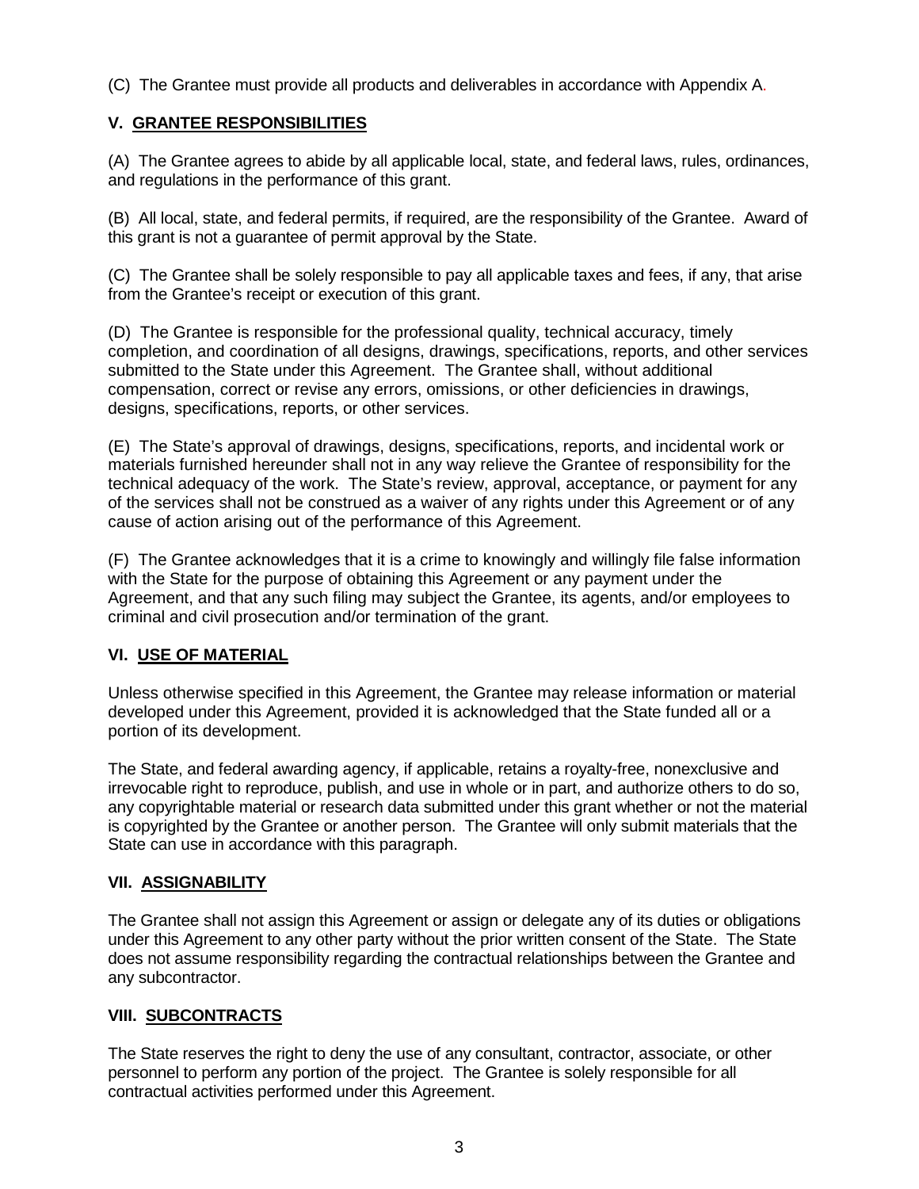(C) The Grantee must provide all products and deliverables in accordance with Appendix A.

## V. GRANTEE RESPONSIBILITIES

(A) The Grantee agrees to abide by all applicable local, state, and federal laws, rules, ordinances, and regulations in the performance of this grant.

(B) All local, state, and federal permits, if required, are the responsibility of the Grantee. Award of this grant is not a guarantee of permit approval by the State.

(C) The Grantee shall be solely responsible to pay all applicable taxes and fees, if any, that arise from the Grantee's receipt or execution of this grant.

(D) The Grantee is responsible for the professional quality, technical accuracy, timely completion, and coordination of all designs, drawings, specifications, reports, and other services submitted to the State under this Agreement. The Grantee shall, without additional compensation, correct or revise any errors, omissions, or other deficiencies in drawings, designs, specifications, reports, or other services.

(E) The State's approval of drawings, designs, specifications, reports, and incidental work or materials furnished hereunder shall not in any way relieve the Grantee of responsibility for the technical adequacy of the work. The State's review, approval, acceptance, or payment for any of the services shall not be construed as a waiver of any rights under this Agreement or of any cause of action arising out of the performance of this Agreement.

(F) The Grantee acknowledges that it is a crime to knowingly and willingly file false information with the State for the purpose of obtaining this Agreement or any payment under the Agreement, and that any such filing may subject the Grantee, its agents, and/or employees to criminal and civil prosecution and/or termination of the grant.

## VI. USE OF MATERIAL

Unless otherwise specified in this Agreement, the Grantee may release information or material developed under this Agreement, provided it is acknowledged that the State funded all or a portion of its development.

The State, and federal awarding agency, if applicable, retains a royalty-free, nonexclusive and irrevocable right to reproduce, publish, and use in whole or in part, and authorize others to do so, any copyrightable material or research data submitted under this grant whether or not the material is copyrighted by the Grantee or another person. The Grantee will only submit materials that the State can use in accordance with this paragraph.

## VII. ASSIGNABILITY

The Grantee shall not assign this Agreement or assign or delegate any of its duties or obligations under this Agreement to any other party without the prior written consent of the State. The State does not assume responsibility regarding the contractual relationships between the Grantee and any subcontractor.

## VIII. SUBCONTRACTS

The State reserves the right to deny the use of any consultant, contractor, associate, or other personnel to perform any portion of the project. The Grantee is solely responsible for all contractual activities performed under this Agreement.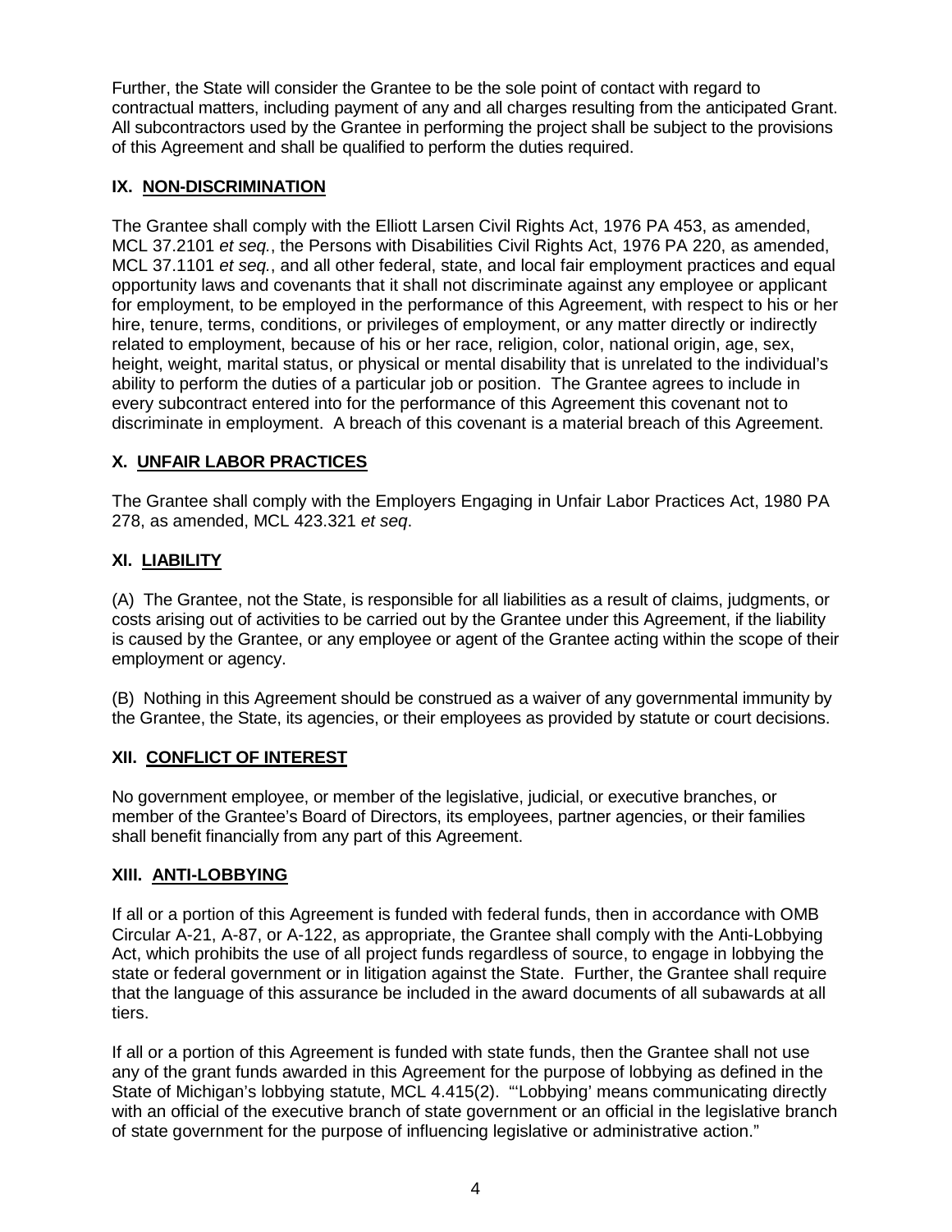Further, the State will consider the Grantee to be the sole point of contact with regard to contractual matters, including payment of any and all charges resulting from the anticipated Grant. All subcontractors used by the Grantee in performing the project shall be subject to the provisions of this Agreement and shall be qualified to perform the duties required.

## IX. NON-DISCRIMINATION

The Grantee shall comply with the Elliott Larsen Civil Rights Act, 1976 PA 453, as amended, MCL 37.2101 *et seq.*, the Persons with Disabilities Civil Rights Act, 1976 PA 220, as amended, MCL 37.1101 *et seq.*, and all other federal, state, and local fair employment practices and equal opportunity laws and covenants that it shall not discriminate against any employee or applicant for employment, to be employed in the performance of this Agreement, with respect to his or her hire, tenure, terms, conditions, or privileges of employment, or any matter directly or indirectly related to employment, because of his or her race, religion, color, national origin, age, sex, height, weight, marital status, or physical or mental disability that is unrelated to the individual's ability to perform the duties of a particular job or position. The Grantee agrees to include in every subcontract entered into for the performance of this Agreement this covenant not to discriminate in employment. A breach of this covenant is a material breach of this Agreement.

## X. UNFAIR LABOR PRACTICES

The Grantee shall comply with the Employers Engaging in Unfair Labor Practices Act, 1980 PA 278, as amended, MCL 423.321 *et seq*.

## XI. LIABILITY

(A) The Grantee, not the State, is responsible for all liabilities as a result of claims, judgments, or costs arising out of activities to be carried out by the Grantee under this Agreement, if the liability is caused by the Grantee, or any employee or agent of the Grantee acting within the scope of their employment or agency.

(B) Nothing in this Agreement should be construed as a waiver of any governmental immunity by the Grantee, the State, its agencies, or their employees as provided by statute or court decisions.

## XII. CONFLICT OF INTEREST

No government employee, or member of the legislative, judicial, or executive branches, or member of the Grantee's Board of Directors, its employees, partner agencies, or their families shall benefit financially from any part of this Agreement.

## XIII. ANTI-LOBBYING

If all or a portion of this Agreement is funded with federal funds, then in accordance with OMB Circular A-21, A-87, or A-122, as appropriate, the Grantee shall comply with the Anti-Lobbying Act, which prohibits the use of all project funds regardless of source, to engage in lobbying the state or federal government or in litigation against the State. Further, the Grantee shall require that the language of this assurance be included in the award documents of all subawards at all tiers.

If all or a portion of this Agreement is funded with state funds, then the Grantee shall not use any of the grant funds awarded in this Agreement for the purpose of lobbying as defined in the State of Michigan's lobbying statute, MCL 4.415(2). "'Lobbying' means communicating directly with an official of the executive branch of state government or an official in the legislative branch of state government for the purpose of influencing legislative or administrative action."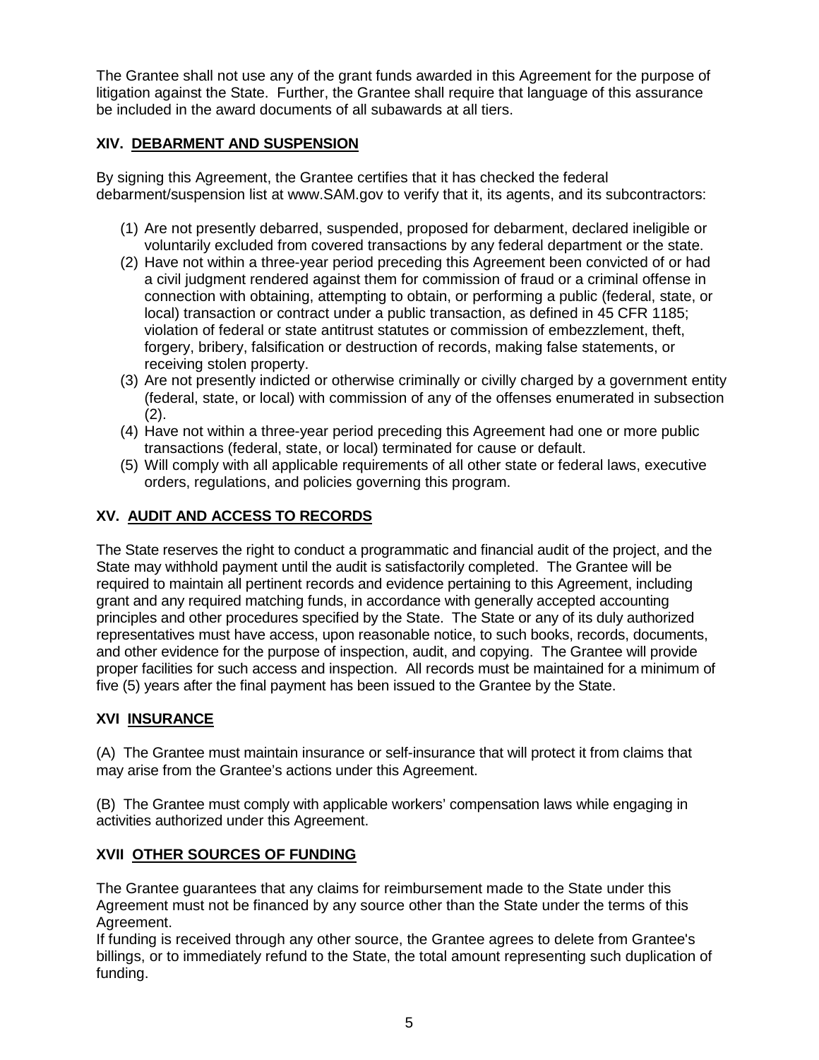The Grantee shall not use any of the grant funds awarded in this Agreement for the purpose of litigation against the State. Further, the Grantee shall require that language of this assurance be included in the award documents of all subawards at all tiers.

## XIV. DEBARMENT AND SUSPENSION

By signing this Agreement, the Grantee certifies that it has checked the federal debarment/suspension list at www.SAM.gov to verify that it, its agents, and its subcontractors:

(1) Are not presently debarred, suspended, proposed for debarment, declared ineligible or voluntarily excluded from covered transactions by any federal department or the state.
(2) Have not within a three-year period preceding this Agreement been convicted of or had a civil judgment rendered against them for commission of fraud or a criminal offense in connection with obtaining, attempting to obtain, or performing a public (federal, state, or local) transaction or contract under a public transaction, as defined in 45 CFR 1185; violation of federal or state antitrust statutes or commission of embezzlement, theft, forgery, bribery, falsification or destruction of records, making false statements, or receiving stolen property.
(3) Are not presently indicted or otherwise criminally or civilly charged by a government entity (federal, state, or local) with commission of any of the offenses enumerated in subsection (2).
(4) Have not within a three-year period preceding this Agreement had one or more public transactions (federal, state, or local) terminated for cause or default.
(5) Will comply with all applicable requirements of all other state or federal laws, executive orders, regulations, and policies governing this program.

## XV. AUDIT AND ACCESS TO RECORDS

The State reserves the right to conduct a programmatic and financial audit of the project, and the State may withhold payment until the audit is satisfactorily completed. The Grantee will be required to maintain all pertinent records and evidence pertaining to this Agreement, including grant and any required matching funds, in accordance with generally accepted accounting principles and other procedures specified by the State. The State or any of its duly authorized representatives must have access, upon reasonable notice, to such books, records, documents, and other evidence for the purpose of inspection, audit, and copying. The Grantee will provide proper facilities for such access and inspection. All records must be maintained for a minimum of five (5) years after the final payment has been issued to the Grantee by the State.

## XVI INSURANCE

(A) The Grantee must maintain insurance or self-insurance that will protect it from claims that may arise from the Grantee's actions under this Agreement.

(B) The Grantee must comply with applicable workers' compensation laws while engaging in activities authorized under this Agreement.

## XVII OTHER SOURCES OF FUNDING

The Grantee guarantees that any claims for reimbursement made to the State under this Agreement must not be financed by any source other than the State under the terms of this Agreement.
If funding is received through any other source, the Grantee agrees to delete from Grantee's billings, or to immediately refund to the State, the total amount representing such duplication of funding.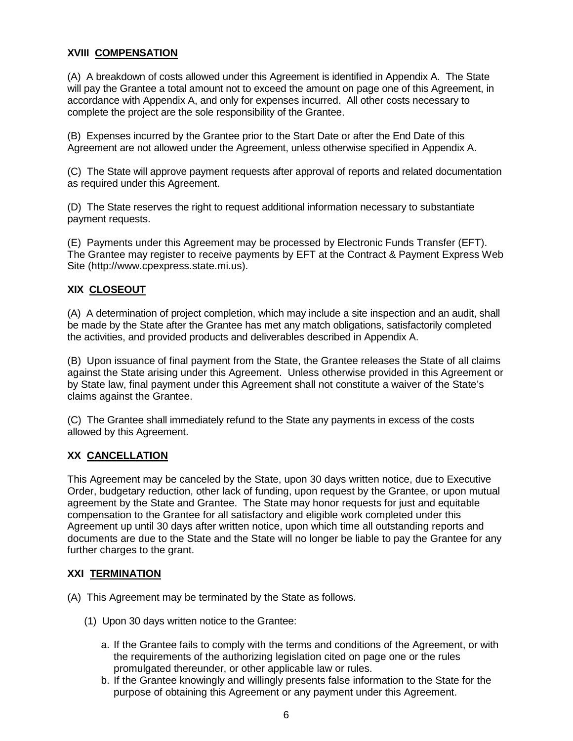## XVIII COMPENSATION

(A) A breakdown of costs allowed under this Agreement is identified in Appendix A. The State will pay the Grantee a total amount not to exceed the amount on page one of this Agreement, in accordance with Appendix A, and only for expenses incurred. All other costs necessary to complete the project are the sole responsibility of the Grantee.

(B) Expenses incurred by the Grantee prior to the Start Date or after the End Date of this Agreement are not allowed under the Agreement, unless otherwise specified in Appendix A.

(C) The State will approve payment requests after approval of reports and related documentation as required under this Agreement.

(D) The State reserves the right to request additional information necessary to substantiate payment requests.

(E) Payments under this Agreement may be processed by Electronic Funds Transfer (EFT). The Grantee may register to receive payments by EFT at the Contract & Payment Express Web Site (http://www.cpexpress.state.mi.us).

## XIX CLOSEOUT

(A) A determination of project completion, which may include a site inspection and an audit, shall be made by the State after the Grantee has met any match obligations, satisfactorily completed the activities, and provided products and deliverables described in Appendix A.

(B) Upon issuance of final payment from the State, the Grantee releases the State of all claims against the State arising under this Agreement. Unless otherwise provided in this Agreement or by State law, final payment under this Agreement shall not constitute a waiver of the State's claims against the Grantee.

(C) The Grantee shall immediately refund to the State any payments in excess of the costs allowed by this Agreement.

## XX CANCELLATION

This Agreement may be canceled by the State, upon 30 days written notice, due to Executive Order, budgetary reduction, other lack of funding, upon request by the Grantee, or upon mutual agreement by the State and Grantee. The State may honor requests for just and equitable compensation to the Grantee for all satisfactory and eligible work completed under this Agreement up until 30 days after written notice, upon which time all outstanding reports and documents are due to the State and the State will no longer be liable to pay the Grantee for any further charges to the grant.

## XXI TERMINATION

(A) This Agreement may be terminated by the State as follows.

(1) Upon 30 days written notice to the Grantee:

a. If the Grantee fails to comply with the terms and conditions of the Agreement, or with the requirements of the authorizing legislation cited on page one or the rules promulgated thereunder, or other applicable law or rules.

b. If the Grantee knowingly and willingly presents false information to the State for the purpose of obtaining this Agreement or any payment under this Agreement.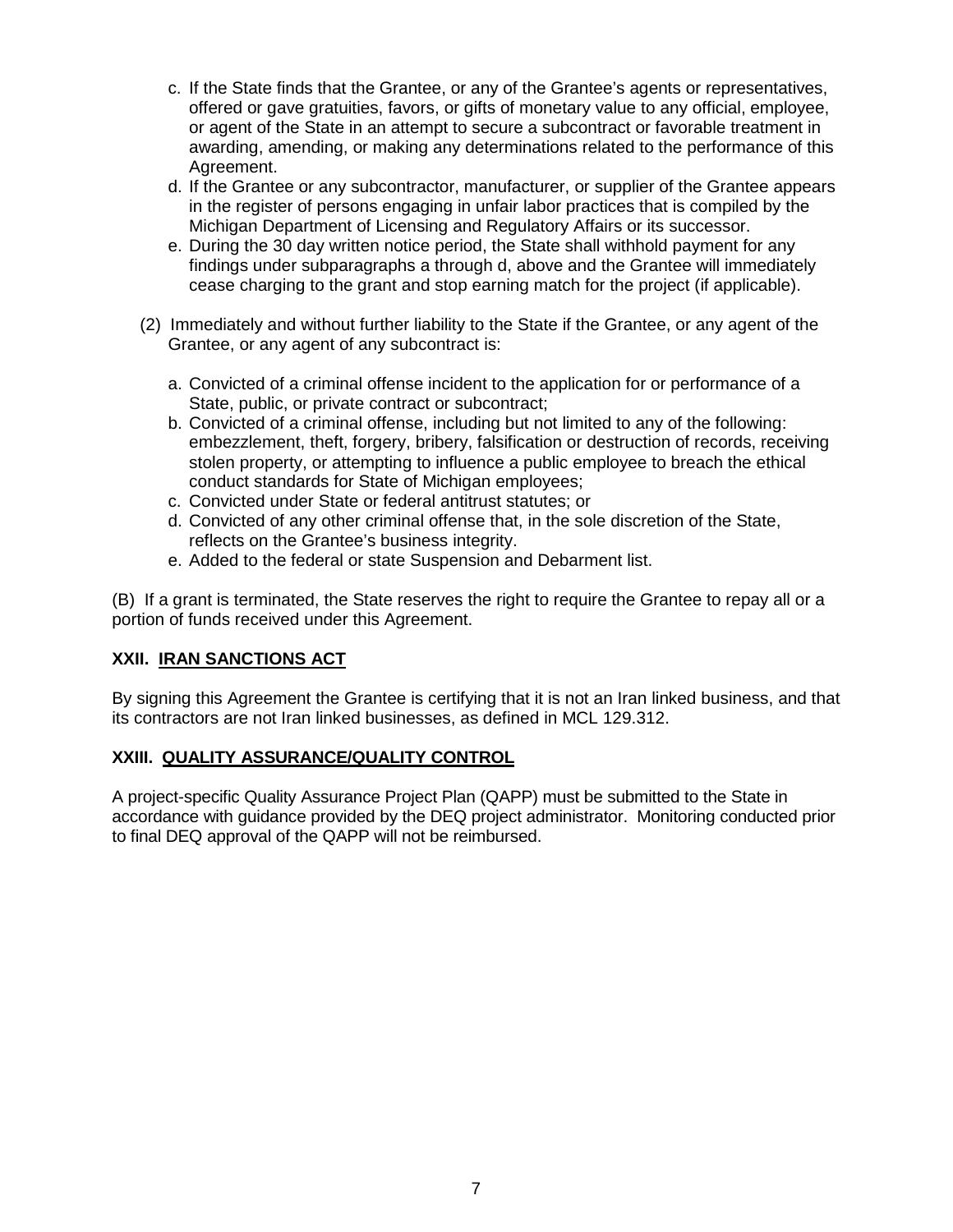c. If the State finds that the Grantee, or any of the Grantee's agents or representatives, offered or gave gratuities, favors, or gifts of monetary value to any official, employee, or agent of the State in an attempt to secure a subcontract or favorable treatment in awarding, amending, or making any determinations related to the performance of this Agreement.
d. If the Grantee or any subcontractor, manufacturer, or supplier of the Grantee appears in the register of persons engaging in unfair labor practices that is compiled by the Michigan Department of Licensing and Regulatory Affairs or its successor.
e. During the 30 day written notice period, the State shall withhold payment for any findings under subparagraphs a through d, above and the Grantee will immediately cease charging to the grant and stop earning match for the project (if applicable).

(2) Immediately and without further liability to the State if the Grantee, or any agent of the Grantee, or any agent of any subcontract is:

a. Convicted of a criminal offense incident to the application for or performance of a State, public, or private contract or subcontract;
b. Convicted of a criminal offense, including but not limited to any of the following: embezzlement, theft, forgery, bribery, falsification or destruction of records, receiving stolen property, or attempting to influence a public employee to breach the ethical conduct standards for State of Michigan employees;
c. Convicted under State or federal antitrust statutes; or
d. Convicted of any other criminal offense that, in the sole discretion of the State, reflects on the Grantee's business integrity.
e. Added to the federal or state Suspension and Debarment list.

(B) If a grant is terminated, the State reserves the right to require the Grantee to repay all or a portion of funds received under this Agreement.

## XXII. IRAN SANCTIONS ACT

By signing this Agreement the Grantee is certifying that it is not an Iran linked business, and that its contractors are not Iran linked businesses, as defined in MCL 129.312.

## XXIII. QUALITY ASSURANCE/QUALITY CONTROL

A project-specific Quality Assurance Project Plan (QAPP) must be submitted to the State in accordance with guidance provided by the DEQ project administrator. Monitoring conducted prior to final DEQ approval of the QAPP will not be reimbursed.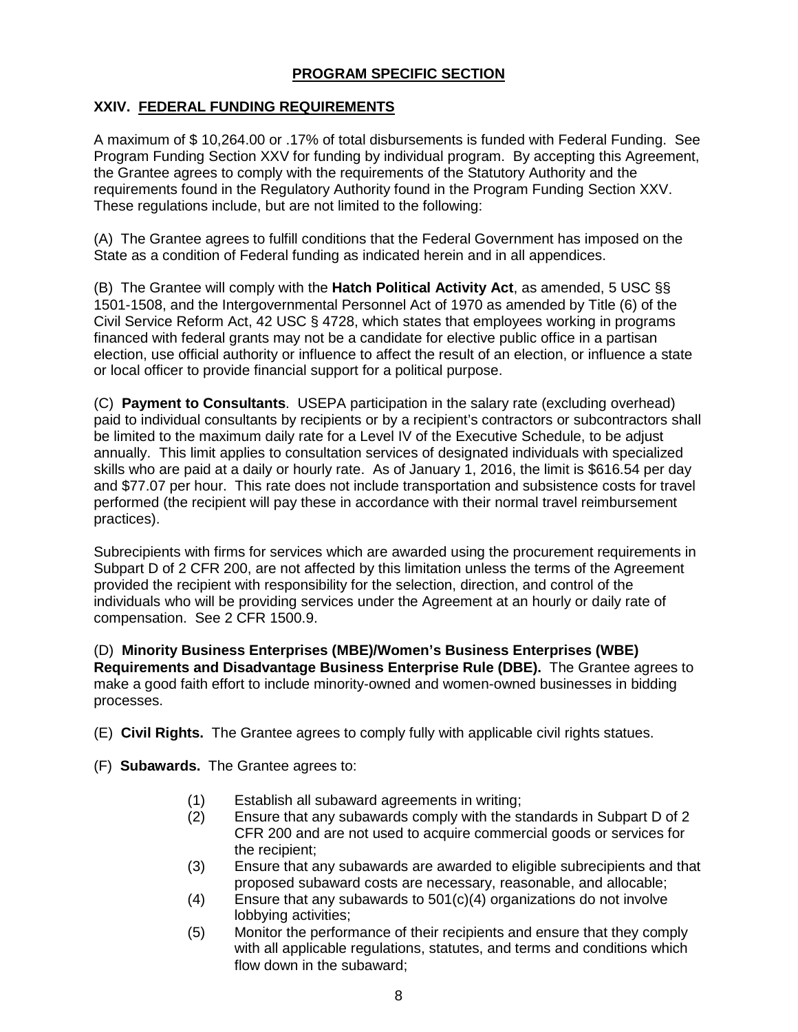## PROGRAM SPECIFIC SECTION

### XXIV. FEDERAL FUNDING REQUIREMENTS

A maximum of $ 10,264.00 or .17% of total disbursements is funded with Federal Funding. See Program Funding Section XXV for funding by individual program. By accepting this Agreement, the Grantee agrees to comply with the requirements of the Statutory Authority and the requirements found in the Regulatory Authority found in the Program Funding Section XXV. These regulations include, but are not limited to the following:

(A) The Grantee agrees to fulfill conditions that the Federal Government has imposed on the State as a condition of Federal funding as indicated herein and in all appendices.

(B) The Grantee will comply with the **Hatch Political Activity Act**, as amended, 5 USC §§ 1501-1508, and the Intergovernmental Personnel Act of 1970 as amended by Title (6) of the Civil Service Reform Act, 42 USC § 4728, which states that employees working in programs financed with federal grants may not be a candidate for elective public office in a partisan election, use official authority or influence to affect the result of an election, or influence a state or local officer to provide financial support for a political purpose.

(C) **Payment to Consultants**. USEPA participation in the salary rate (excluding overhead) paid to individual consultants by recipients or by a recipient's contractors or subcontractors shall be limited to the maximum daily rate for a Level IV of the Executive Schedule, to be adjust annually. This limit applies to consultation services of designated individuals with specialized skills who are paid at a daily or hourly rate. As of January 1, 2016, the limit is $616.54 per day and $77.07 per hour. This rate does not include transportation and subsistence costs for travel performed (the recipient will pay these in accordance with their normal travel reimbursement practices).

Subrecipients with firms for services which are awarded using the procurement requirements in Subpart D of 2 CFR 200, are not affected by this limitation unless the terms of the Agreement provided the recipient with responsibility for the selection, direction, and control of the individuals who will be providing services under the Agreement at an hourly or daily rate of compensation. See 2 CFR 1500.9.

(D) **Minority Business Enterprises (MBE)/Women's Business Enterprises (WBE) Requirements and Disadvantage Business Enterprise Rule (DBE).** The Grantee agrees to make a good faith effort to include minority-owned and women-owned businesses in bidding processes.

(E) **Civil Rights.** The Grantee agrees to comply fully with applicable civil rights statues.

(F) **Subawards.** The Grantee agrees to:

(1) Establish all subaward agreements in writing;

(2) Ensure that any subawards comply with the standards in Subpart D of 2 CFR 200 and are not used to acquire commercial goods or services for the recipient;

(3) Ensure that any subawards are awarded to eligible subrecipients and that proposed subaward costs are necessary, reasonable, and allocable;

(4) Ensure that any subawards to 501(c)(4) organizations do not involve lobbying activities;

(5) Monitor the performance of their recipients and ensure that they comply with all applicable regulations, statutes, and terms and conditions which flow down in the subaward;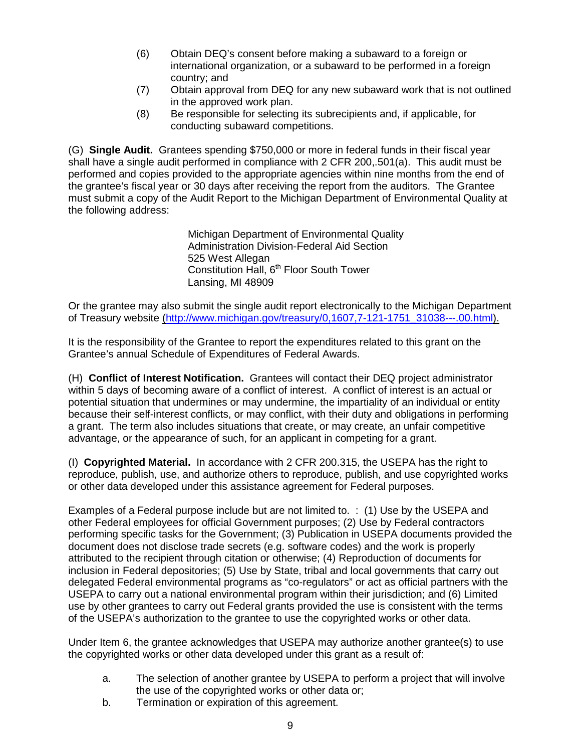(6) Obtain DEQ's consent before making a subaward to a foreign or international organization, or a subaward to be performed in a foreign country; and

(7) Obtain approval from DEQ for any new subaward work that is not outlined in the approved work plan.

(8) Be responsible for selecting its subrecipients and, if applicable, for conducting subaward competitions.

(G) **Single Audit.** Grantees spending $750,000 or more in federal funds in their fiscal year shall have a single audit performed in compliance with 2 CFR 200,.501(a). This audit must be performed and copies provided to the appropriate agencies within nine months from the end of the grantee's fiscal year or 30 days after receiving the report from the auditors. The Grantee must submit a copy of the Audit Report to the Michigan Department of Environmental Quality at the following address:

Michigan Department of Environmental Quality
Administration Division-Federal Aid Section
525 West Allegan
Constitution Hall, 6th Floor South Tower
Lansing, MI 48909

Or the grantee may also submit the single audit report electronically to the Michigan Department of Treasury website (http://www.michigan.gov/treasury/0,1607,7-121-1751_31038---.00.html).

It is the responsibility of the Grantee to report the expenditures related to this grant on the Grantee's annual Schedule of Expenditures of Federal Awards.

(H) **Conflict of Interest Notification.** Grantees will contact their DEQ project administrator within 5 days of becoming aware of a conflict of interest. A conflict of interest is an actual or potential situation that undermines or may undermine, the impartiality of an individual or entity because their self-interest conflicts, or may conflict, with their duty and obligations in performing a grant. The term also includes situations that create, or may create, an unfair competitive advantage, or the appearance of such, for an applicant in competing for a grant.

(I) **Copyrighted Material.** In accordance with 2 CFR 200.315, the USEPA has the right to reproduce, publish, use, and authorize others to reproduce, publish, and use copyrighted works or other data developed under this assistance agreement for Federal purposes.

Examples of a Federal purpose include but are not limited to. : (1) Use by the USEPA and other Federal employees for official Government purposes; (2) Use by Federal contractors performing specific tasks for the Government; (3) Publication in USEPA documents provided the document does not disclose trade secrets (e.g. software codes) and the work is properly attributed to the recipient through citation or otherwise; (4) Reproduction of documents for inclusion in Federal depositories; (5) Use by State, tribal and local governments that carry out delegated Federal environmental programs as "co-regulators" or act as official partners with the USEPA to carry out a national environmental program within their jurisdiction; and (6) Limited use by other grantees to carry out Federal grants provided the use is consistent with the terms of the USEPA's authorization to the grantee to use the copyrighted works or other data.

Under Item 6, the grantee acknowledges that USEPA may authorize another grantee(s) to use the copyrighted works or other data developed under this grant as a result of:

a. The selection of another grantee by USEPA to perform a project that will involve the use of the copyrighted works or other data or;

b. Termination or expiration of this agreement.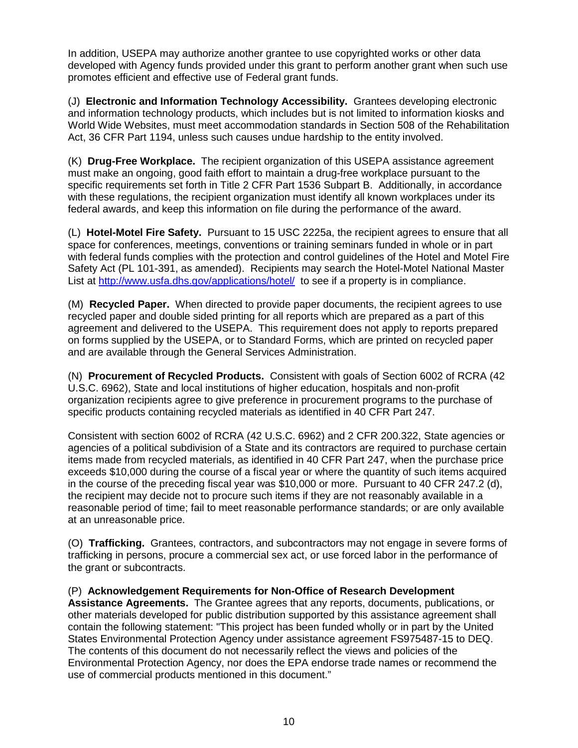In addition, USEPA may authorize another grantee to use copyrighted works or other data developed with Agency funds provided under this grant to perform another grant when such use promotes efficient and effective use of Federal grant funds.

(J) **Electronic and Information Technology Accessibility.** Grantees developing electronic and information technology products, which includes but is not limited to information kiosks and World Wide Websites, must meet accommodation standards in Section 508 of the Rehabilitation Act, 36 CFR Part 1194, unless such causes undue hardship to the entity involved.

(K) **Drug-Free Workplace.** The recipient organization of this USEPA assistance agreement must make an ongoing, good faith effort to maintain a drug-free workplace pursuant to the specific requirements set forth in Title 2 CFR Part 1536 Subpart B. Additionally, in accordance with these regulations, the recipient organization must identify all known workplaces under its federal awards, and keep this information on file during the performance of the award.

(L) **Hotel-Motel Fire Safety.** Pursuant to 15 USC 2225a, the recipient agrees to ensure that all space for conferences, meetings, conventions or training seminars funded in whole or in part with federal funds complies with the protection and control guidelines of the Hotel and Motel Fire Safety Act (PL 101-391, as amended). Recipients may search the Hotel-Motel National Master List at http://www.usfa.dhs.gov/applications/hotel/ to see if a property is in compliance.

(M) **Recycled Paper.** When directed to provide paper documents, the recipient agrees to use recycled paper and double sided printing for all reports which are prepared as a part of this agreement and delivered to the USEPA. This requirement does not apply to reports prepared on forms supplied by the USEPA, or to Standard Forms, which are printed on recycled paper and are available through the General Services Administration.

(N) **Procurement of Recycled Products.** Consistent with goals of Section 6002 of RCRA (42 U.S.C. 6962), State and local institutions of higher education, hospitals and non-profit organization recipients agree to give preference in procurement programs to the purchase of specific products containing recycled materials as identified in 40 CFR Part 247.

Consistent with section 6002 of RCRA (42 U.S.C. 6962) and 2 CFR 200.322, State agencies or agencies of a political subdivision of a State and its contractors are required to purchase certain items made from recycled materials, as identified in 40 CFR Part 247, when the purchase price exceeds $10,000 during the course of a fiscal year or where the quantity of such items acquired in the course of the preceding fiscal year was $10,000 or more. Pursuant to 40 CFR 247.2 (d), the recipient may decide not to procure such items if they are not reasonably available in a reasonable period of time; fail to meet reasonable performance standards; or are only available at an unreasonable price.

(O) **Trafficking.** Grantees, contractors, and subcontractors may not engage in severe forms of trafficking in persons, procure a commercial sex act, or use forced labor in the performance of the grant or subcontracts.

(P) **Acknowledgement Requirements for Non-Office of Research Development Assistance Agreements.** The Grantee agrees that any reports, documents, publications, or other materials developed for public distribution supported by this assistance agreement shall contain the following statement: "This project has been funded wholly or in part by the United States Environmental Protection Agency under assistance agreement FS975487-15 to DEQ. The contents of this document do not necessarily reflect the views and policies of the Environmental Protection Agency, nor does the EPA endorse trade names or recommend the use of commercial products mentioned in this document."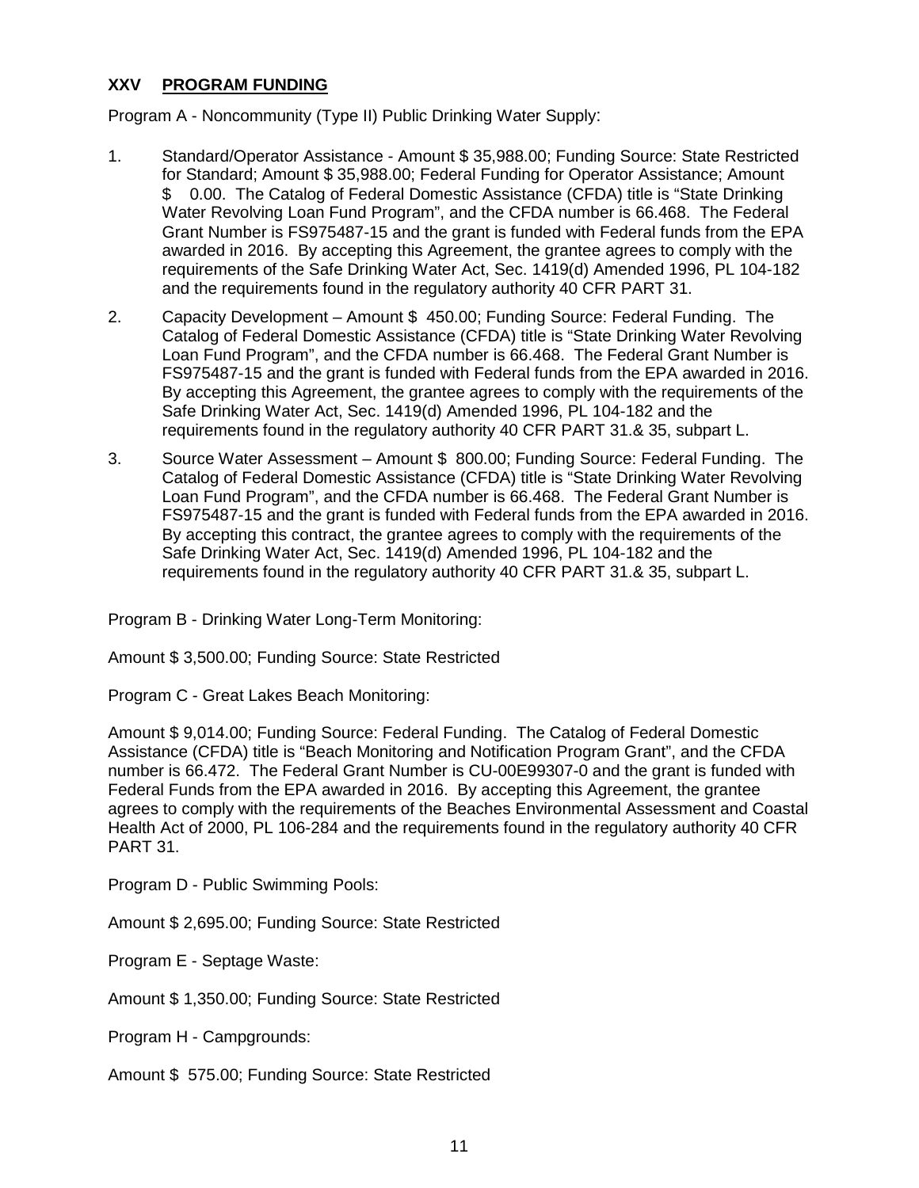## XXV PROGRAM FUNDING

Program A - Noncommunity (Type II) Public Drinking Water Supply:

1. Standard/Operator Assistance - Amount $ 35,988.00; Funding Source: State Restricted for Standard; Amount $ 35,988.00; Federal Funding for Operator Assistance; Amount $ 0.00. The Catalog of Federal Domestic Assistance (CFDA) title is "State Drinking Water Revolving Loan Fund Program", and the CFDA number is 66.468. The Federal Grant Number is FS975487-15 and the grant is funded with Federal funds from the EPA awarded in 2016. By accepting this Agreement, the grantee agrees to comply with the requirements of the Safe Drinking Water Act, Sec. 1419(d) Amended 1996, PL 104-182 and the requirements found in the regulatory authority 40 CFR PART 31.
2. Capacity Development – Amount $ 450.00; Funding Source: Federal Funding. The Catalog of Federal Domestic Assistance (CFDA) title is "State Drinking Water Revolving Loan Fund Program", and the CFDA number is 66.468. The Federal Grant Number is FS975487-15 and the grant is funded with Federal funds from the EPA awarded in 2016. By accepting this Agreement, the grantee agrees to comply with the requirements of the Safe Drinking Water Act, Sec. 1419(d) Amended 1996, PL 104-182 and the requirements found in the regulatory authority 40 CFR PART 31.& 35, subpart L.
3. Source Water Assessment – Amount $ 800.00; Funding Source: Federal Funding. The Catalog of Federal Domestic Assistance (CFDA) title is "State Drinking Water Revolving Loan Fund Program", and the CFDA number is 66.468. The Federal Grant Number is FS975487-15 and the grant is funded with Federal funds from the EPA awarded in 2016. By accepting this contract, the grantee agrees to comply with the requirements of the Safe Drinking Water Act, Sec. 1419(d) Amended 1996, PL 104-182 and the requirements found in the regulatory authority 40 CFR PART 31.& 35, subpart L.

Program B - Drinking Water Long-Term Monitoring:

Amount $ 3,500.00; Funding Source: State Restricted

Program C - Great Lakes Beach Monitoring:

Amount $ 9,014.00; Funding Source: Federal Funding. The Catalog of Federal Domestic Assistance (CFDA) title is "Beach Monitoring and Notification Program Grant", and the CFDA number is 66.472. The Federal Grant Number is CU-00E99307-0 and the grant is funded with Federal Funds from the EPA awarded in 2016. By accepting this Agreement, the grantee agrees to comply with the requirements of the Beaches Environmental Assessment and Coastal Health Act of 2000, PL 106-284 and the requirements found in the regulatory authority 40 CFR PART 31.

Program D - Public Swimming Pools:

Amount $ 2,695.00; Funding Source: State Restricted

Program E - Septage Waste:

Amount $ 1,350.00; Funding Source: State Restricted

Program H - Campgrounds:

Amount $ 575.00; Funding Source: State Restricted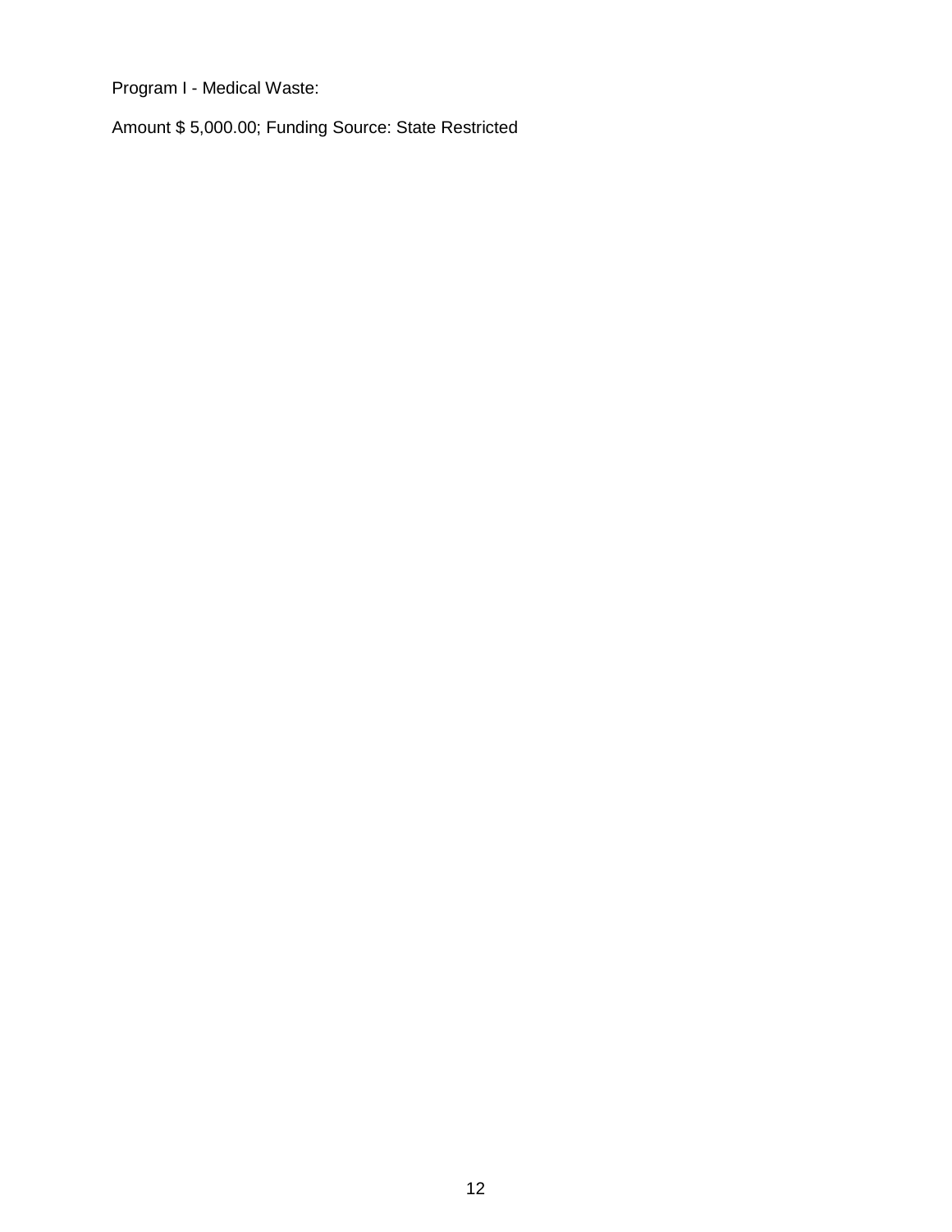Program I - Medical Waste:

Amount $ 5,000.00; Funding Source: State Restricted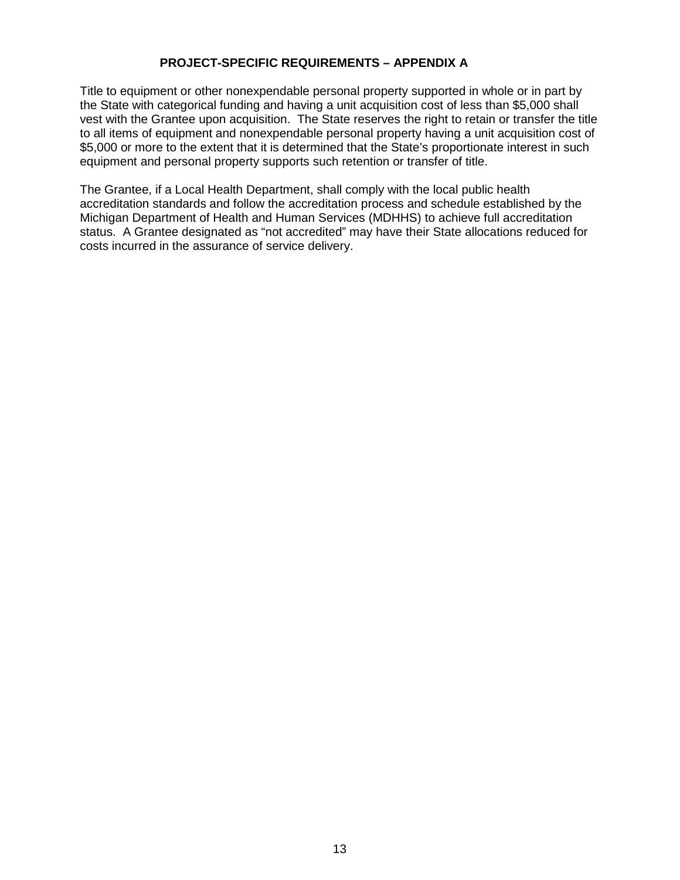## PROJECT-SPECIFIC REQUIREMENTS – APPENDIX A

Title to equipment or other nonexpendable personal property supported in whole or in part by the State with categorical funding and having a unit acquisition cost of less than $5,000 shall vest with the Grantee upon acquisition. The State reserves the right to retain or transfer the title to all items of equipment and nonexpendable personal property having a unit acquisition cost of $5,000 or more to the extent that it is determined that the State's proportionate interest in such equipment and personal property supports such retention or transfer of title.

The Grantee, if a Local Health Department, shall comply with the local public health accreditation standards and follow the accreditation process and schedule established by the Michigan Department of Health and Human Services (MDHHS) to achieve full accreditation status. A Grantee designated as "not accredited" may have their State allocations reduced for costs incurred in the assurance of service delivery.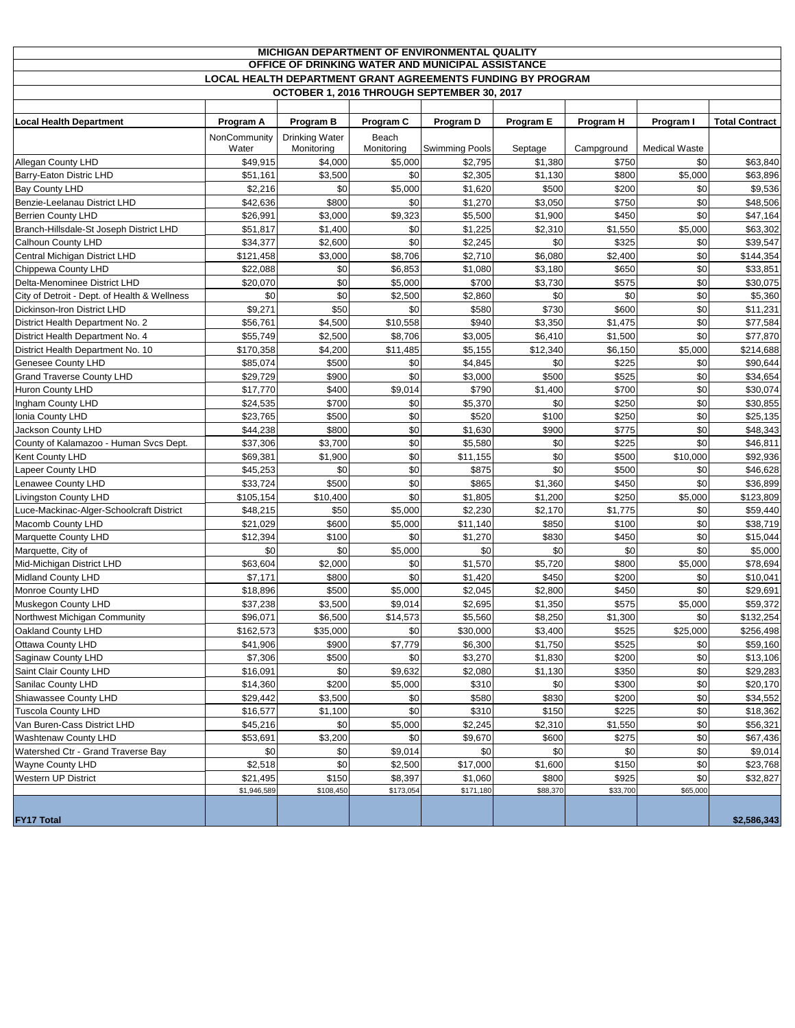# MICHIGAN DEPARTMENT OF ENVIRONMENTAL QUALITY
## OFFICE OF DRINKING WATER AND MUNICIPAL ASSISTANCE
## LOCAL HEALTH DEPARTMENT GRANT AGREEMENTS FUNDING BY PROGRAM
### OCTOBER 1, 2016 THROUGH SEPTEMBER 30, 2017

| Local Health Department | Program A | Program B | Program C | Program D | Program E | Program H | Program I | Total Contract |
|---|---|---|---|---|---|---|---|---|
| | NonCommunity Water | Drinking Water Monitoring | Beach Monitoring | Swimming Pools | Septage | Campground | Medical Waste | |
| Allegan County LHD | $49,915 | $4,000 | $5,000 | $2,795 | $1,380 | $750 | $0 | $63,840 |
| Barry-Eaton Distric LHD | $51,161 | $3,500 | $0 | $2,305 | $1,130 | $800 | $5,000 | $63,896 |
| Bay County LHD | $2,216 | $0 | $5,000 | $1,620 | $500 | $200 | $0 | $9,536 |
| Benzie-Leelanau District LHD | $42,636 | $800 | $0 | $1,270 | $3,050 | $750 | $0 | $48,506 |
| Berrien County LHD | $26,991 | $3,000 | $9,323 | $5,500 | $1,900 | $450 | $0 | $47,164 |
| Branch-Hillsdale-St Joseph District LHD | $51,817 | $1,400 | $0 | $1,225 | $2,310 | $1,550 | $5,000 | $63,302 |
| Calhoun County LHD | $34,377 | $2,600 | $0 | $2,245 | $0 | $325 | $0 | $39,547 |
| Central Michigan District LHD | $121,458 | $3,000 | $8,706 | $2,710 | $6,080 | $2,400 | $0 | $144,354 |
| Chippewa County LHD | $22,088 | $0 | $6,853 | $1,080 | $3,180 | $650 | $0 | $33,851 |
| Delta-Menominee District LHD | $20,070 | $0 | $5,000 | $700 | $3,730 | $575 | $0 | $30,075 |
| City of Detroit - Dept. of Health & Wellness | $0 | $0 | $2,500 | $2,860 | $0 | $0 | $0 | $5,360 |
| Dickinson-Iron District LHD | $9,271 | $50 | $0 | $580 | $730 | $600 | $0 | $11,231 |
| District Health Department No. 2 | $56,761 | $4,500 | $10,558 | $940 | $3,350 | $1,475 | $0 | $77,584 |
| District Health Department No. 4 | $55,749 | $2,500 | $8,706 | $3,005 | $6,410 | $1,500 | $0 | $77,870 |
| District Health Department No. 10 | $170,358 | $4,200 | $11,485 | $5,155 | $12,340 | $6,150 | $5,000 | $214,688 |
| Genesee County LHD | $85,074 | $500 | $0 | $4,845 | $0 | $225 | $0 | $90,644 |
| Grand Traverse County LHD | $29,729 | $900 | $0 | $3,000 | $500 | $525 | $0 | $34,654 |
| Huron County LHD | $17,770 | $400 | $9,014 | $790 | $1,400 | $700 | $0 | $30,074 |
| Ingham County LHD | $24,535 | $700 | $0 | $5,370 | $0 | $250 | $0 | $30,855 |
| Ionia County LHD | $23,765 | $500 | $0 | $520 | $100 | $250 | $0 | $25,135 |
| Jackson County LHD | $44,238 | $800 | $0 | $1,630 | $900 | $775 | $0 | $48,343 |
| County of Kalamazoo - Human Svcs Dept. | $37,306 | $3,700 | $0 | $5,580 | $0 | $225 | $0 | $46,811 |
| Kent County LHD | $69,381 | $1,900 | $0 | $11,155 | $0 | $500 | $10,000 | $92,936 |
| Lapeer County LHD | $45,253 | $0 | $0 | $875 | $0 | $500 | $0 | $46,628 |
| Lenawee County LHD | $33,724 | $500 | $0 | $865 | $1,360 | $450 | $0 | $36,899 |
| Livingston County LHD | $105,154 | $10,400 | $0 | $1,805 | $1,200 | $250 | $5,000 | $123,809 |
| Luce-Mackinac-Alger-Schoolcraft District | $48,215 | $50 | $5,000 | $2,230 | $2,170 | $1,775 | $0 | $59,440 |
| Macomb County LHD | $21,029 | $600 | $5,000 | $11,140 | $850 | $100 | $0 | $38,719 |
| Marquette County LHD | $12,394 | $100 | $0 | $1,270 | $830 | $450 | $0 | $15,044 |
| Marquette, City of | $0 | $0 | $5,000 | $0 | $0 | $0 | $0 | $5,000 |
| Mid-Michigan District LHD | $63,604 | $2,000 | $0 | $1,570 | $5,720 | $800 | $5,000 | $78,694 |
| Midland County LHD | $7,171 | $800 | $0 | $1,420 | $450 | $200 | $0 | $10,041 |
| Monroe County LHD | $18,896 | $500 | $5,000 | $2,045 | $2,800 | $450 | $0 | $29,691 |
| Muskegon County LHD | $37,238 | $3,500 | $9,014 | $2,695 | $1,350 | $575 | $5,000 | $59,372 |
| Northwest Michigan Community | $96,071 | $6,500 | $14,573 | $5,560 | $8,250 | $1,300 | $0 | $132,254 |
| Oakland County LHD | $162,573 | $35,000 | $0 | $30,000 | $3,400 | $525 | $25,000 | $256,498 |
| Ottawa County LHD | $41,906 | $900 | $7,779 | $6,300 | $1,750 | $525 | $0 | $59,160 |
| Saginaw County LHD | $7,306 | $500 | $0 | $3,270 | $1,830 | $200 | $0 | $13,106 |
| Saint Clair County LHD | $16,091 | $0 | $9,632 | $2,080 | $1,130 | $350 | $0 | $29,283 |
| Sanilac County LHD | $14,360 | $200 | $5,000 | $310 | $0 | $300 | $0 | $20,170 |
| Shiawassee County LHD | $29,442 | $3,500 | $0 | $580 | $830 | $200 | $0 | $34,552 |
| Tuscola County LHD | $16,577 | $1,100 | $0 | $310 | $150 | $225 | $0 | $18,362 |
| Van Buren-Cass District LHD | $45,216 | $0 | $5,000 | $2,245 | $2,310 | $1,550 | $0 | $56,321 |
| Washtenaw County LHD | $53,691 | $3,200 | $0 | $9,670 | $600 | $275 | $0 | $67,436 |
| Watershed Ctr - Grand Traverse Bay | $0 | $0 | $9,014 | $0 | $0 | $0 | $0 | $9,014 |
| Wayne County LHD | $2,518 | $0 | $2,500 | $17,000 | $1,600 | $150 | $0 | $23,768 |
| Western UP District | $21,495 | $150 | $8,397 | $1,060 | $800 | $925 | $0 | $32,827 |
| | $1,946,589 | $108,450 | $173,054 | $171,180 | $88,370 | $33,700 | $65,000 | |
| **FY17 Total** | | | | | | | | **$2,586,343** |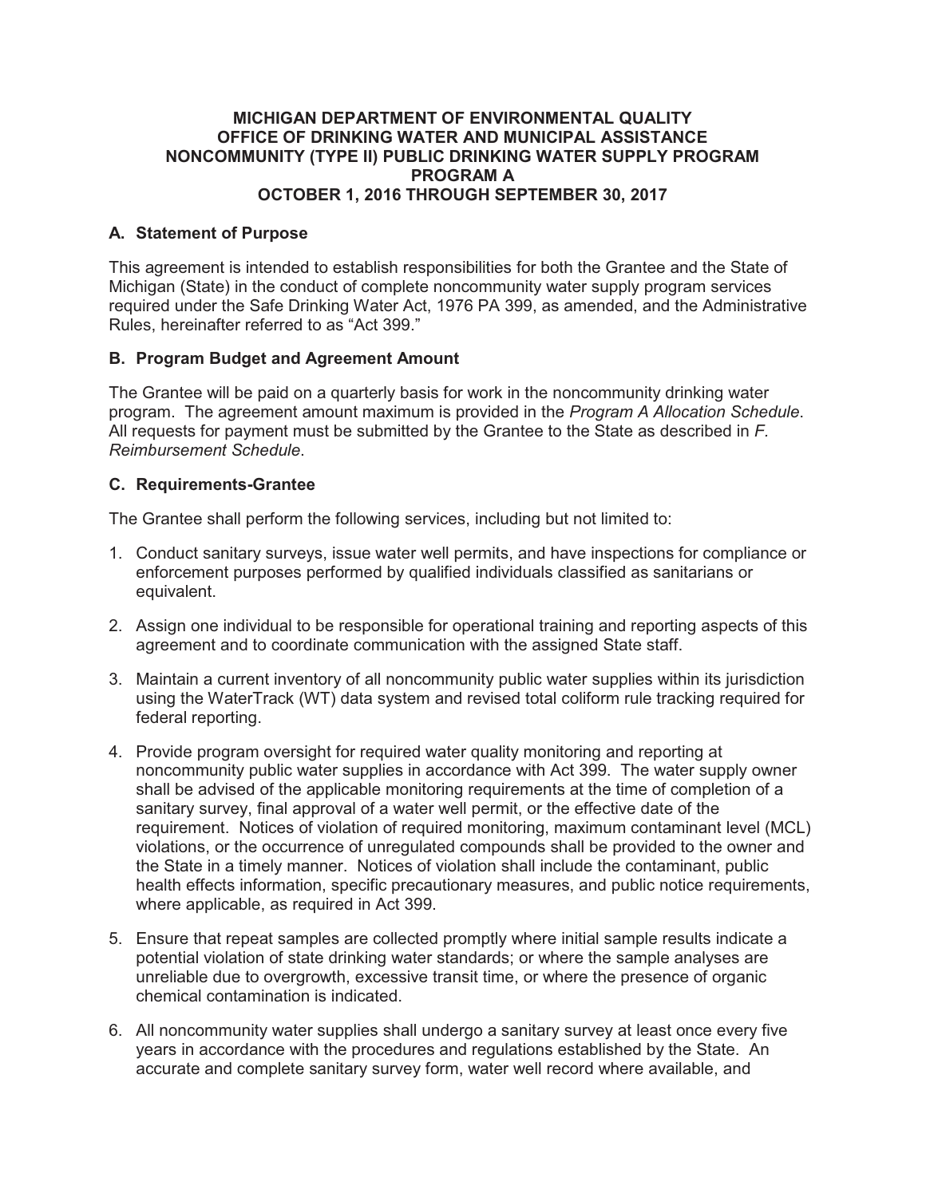**MICHIGAN DEPARTMENT OF ENVIRONMENTAL QUALITY**
**OFFICE OF DRINKING WATER AND MUNICIPAL ASSISTANCE**
**NONCOMMUNITY (TYPE II) PUBLIC DRINKING WATER SUPPLY PROGRAM**
**PROGRAM A**
**OCTOBER 1, 2016 THROUGH SEPTEMBER 30, 2017**

### A. Statement of Purpose

This agreement is intended to establish responsibilities for both the Grantee and the State of Michigan (State) in the conduct of complete noncommunity water supply program services required under the Safe Drinking Water Act, 1976 PA 399, as amended, and the Administrative Rules, hereinafter referred to as "Act 399."

### B. Program Budget and Agreement Amount

The Grantee will be paid on a quarterly basis for work in the noncommunity drinking water program. The agreement amount maximum is provided in the *Program A Allocation Schedule*. All requests for payment must be submitted by the Grantee to the State as described in *F. Reimbursement Schedule*.

### C. Requirements-Grantee

The Grantee shall perform the following services, including but not limited to:

1. Conduct sanitary surveys, issue water well permits, and have inspections for compliance or enforcement purposes performed by qualified individuals classified as sanitarians or equivalent.
2. Assign one individual to be responsible for operational training and reporting aspects of this agreement and to coordinate communication with the assigned State staff.
3. Maintain a current inventory of all noncommunity public water supplies within its jurisdiction using the WaterTrack (WT) data system and revised total coliform rule tracking required for federal reporting.
4. Provide program oversight for required water quality monitoring and reporting at noncommunity public water supplies in accordance with Act 399. The water supply owner shall be advised of the applicable monitoring requirements at the time of completion of a sanitary survey, final approval of a water well permit, or the effective date of the requirement. Notices of violation of required monitoring, maximum contaminant level (MCL) violations, or the occurrence of unregulated compounds shall be provided to the owner and the State in a timely manner. Notices of violation shall include the contaminant, public health effects information, specific precautionary measures, and public notice requirements, where applicable, as required in Act 399.
5. Ensure that repeat samples are collected promptly where initial sample results indicate a potential violation of state drinking water standards; or where the sample analyses are unreliable due to overgrowth, excessive transit time, or where the presence of organic chemical contamination is indicated.
6. All noncommunity water supplies shall undergo a sanitary survey at least once every five years in accordance with the procedures and regulations established by the State. An accurate and complete sanitary survey form, water well record where available, and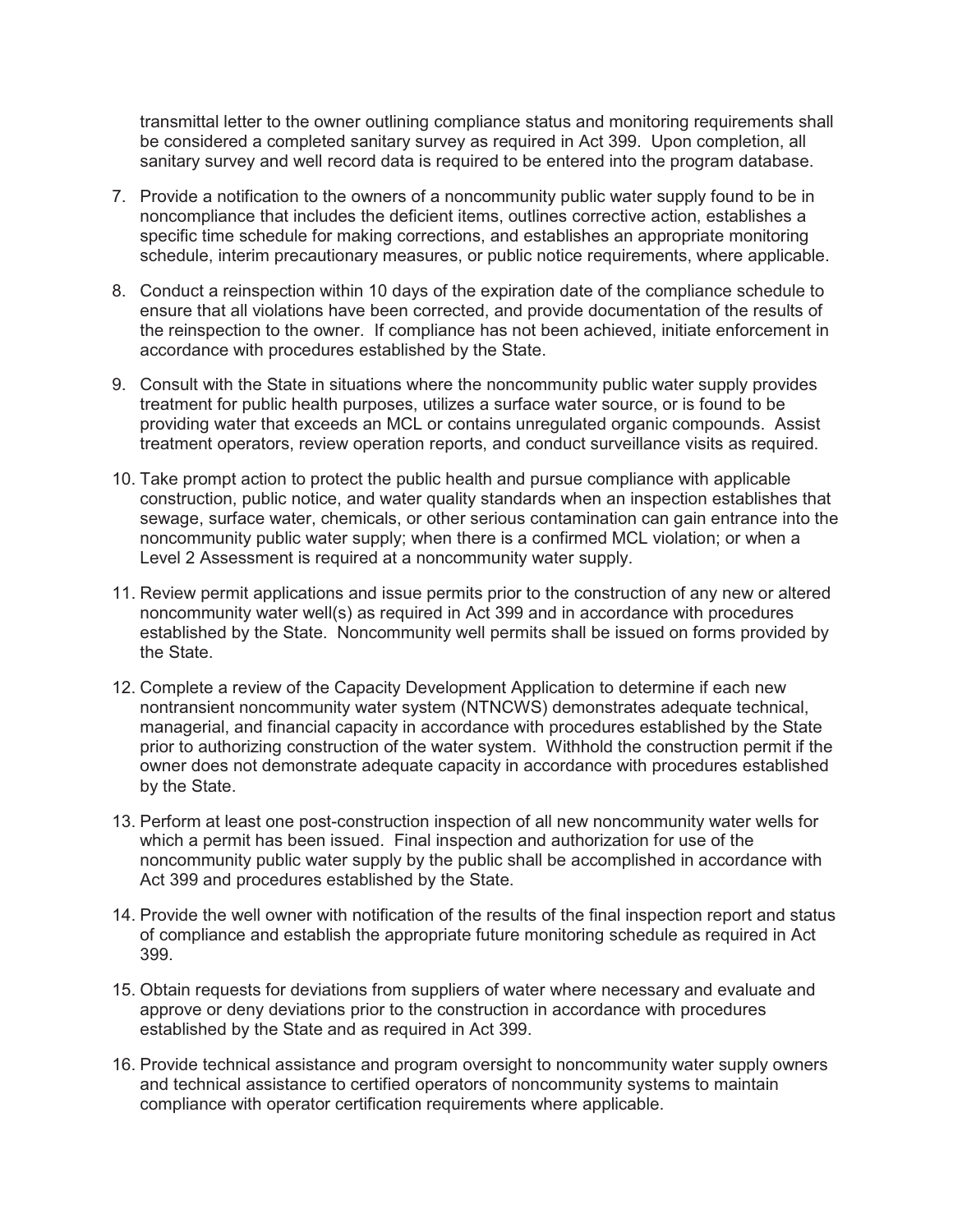transmittal letter to the owner outlining compliance status and monitoring requirements shall be considered a completed sanitary survey as required in Act 399. Upon completion, all sanitary survey and well record data is required to be entered into the program database.

7. Provide a notification to the owners of a noncommunity public water supply found to be in noncompliance that includes the deficient items, outlines corrective action, establishes a specific time schedule for making corrections, and establishes an appropriate monitoring schedule, interim precautionary measures, or public notice requirements, where applicable.

8. Conduct a reinspection within 10 days of the expiration date of the compliance schedule to ensure that all violations have been corrected, and provide documentation of the results of the reinspection to the owner. If compliance has not been achieved, initiate enforcement in accordance with procedures established by the State.

9. Consult with the State in situations where the noncommunity public water supply provides treatment for public health purposes, utilizes a surface water source, or is found to be providing water that exceeds an MCL or contains unregulated organic compounds. Assist treatment operators, review operation reports, and conduct surveillance visits as required.

10. Take prompt action to protect the public health and pursue compliance with applicable construction, public notice, and water quality standards when an inspection establishes that sewage, surface water, chemicals, or other serious contamination can gain entrance into the noncommunity public water supply; when there is a confirmed MCL violation; or when a Level 2 Assessment is required at a noncommunity water supply.

11. Review permit applications and issue permits prior to the construction of any new or altered noncommunity water well(s) as required in Act 399 and in accordance with procedures established by the State. Noncommunity well permits shall be issued on forms provided by the State.

12. Complete a review of the Capacity Development Application to determine if each new nontransient noncommunity water system (NTNCWS) demonstrates adequate technical, managerial, and financial capacity in accordance with procedures established by the State prior to authorizing construction of the water system. Withhold the construction permit if the owner does not demonstrate adequate capacity in accordance with procedures established by the State.

13. Perform at least one post-construction inspection of all new noncommunity water wells for which a permit has been issued. Final inspection and authorization for use of the noncommunity public water supply by the public shall be accomplished in accordance with Act 399 and procedures established by the State.

14. Provide the well owner with notification of the results of the final inspection report and status of compliance and establish the appropriate future monitoring schedule as required in Act 399.

15. Obtain requests for deviations from suppliers of water where necessary and evaluate and approve or deny deviations prior to the construction in accordance with procedures established by the State and as required in Act 399.

16. Provide technical assistance and program oversight to noncommunity water supply owners and technical assistance to certified operators of noncommunity systems to maintain compliance with operator certification requirements where applicable.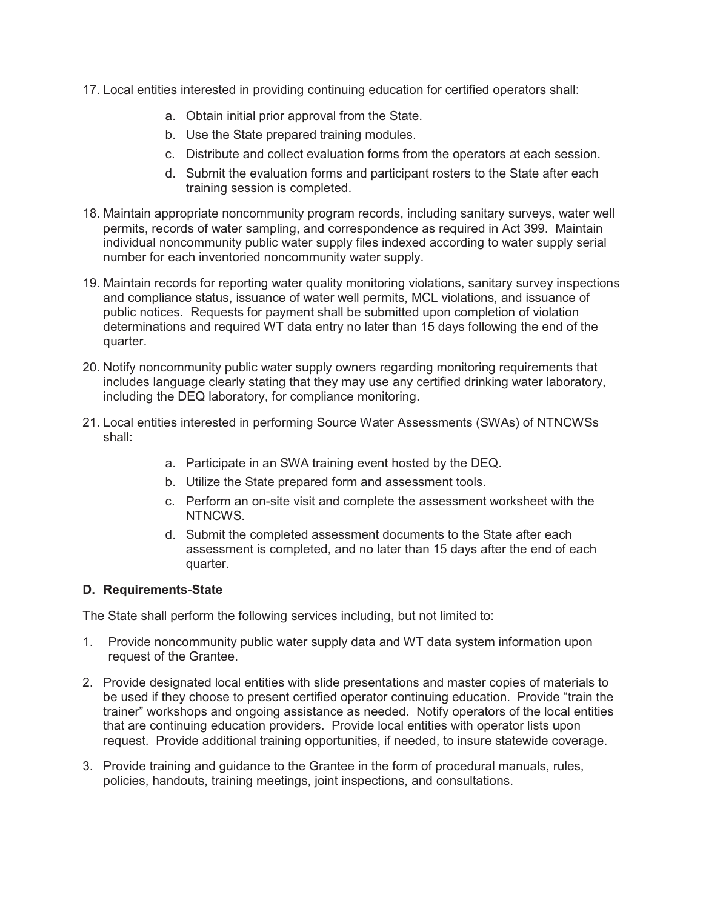17. Local entities interested in providing continuing education for certified operators shall:

    a. Obtain initial prior approval from the State.
    b. Use the State prepared training modules.
    c. Distribute and collect evaluation forms from the operators at each session.
    d. Submit the evaluation forms and participant rosters to the State after each training session is completed.

18. Maintain appropriate noncommunity program records, including sanitary surveys, water well permits, records of water sampling, and correspondence as required in Act 399. Maintain individual noncommunity public water supply files indexed according to water supply serial number for each inventoried noncommunity water supply.

19. Maintain records for reporting water quality monitoring violations, sanitary survey inspections and compliance status, issuance of water well permits, MCL violations, and issuance of public notices. Requests for payment shall be submitted upon completion of violation determinations and required WT data entry no later than 15 days following the end of the quarter.

20. Notify noncommunity public water supply owners regarding monitoring requirements that includes language clearly stating that they may use any certified drinking water laboratory, including the DEQ laboratory, for compliance monitoring.

21. Local entities interested in performing Source Water Assessments (SWAs) of NTNCWSs shall:

    a. Participate in an SWA training event hosted by the DEQ.
    b. Utilize the State prepared form and assessment tools.
    c. Perform an on-site visit and complete the assessment worksheet with the NTNCWS.
    d. Submit the completed assessment documents to the State after each assessment is completed, and no later than 15 days after the end of each quarter.

### D. Requirements-State

The State shall perform the following services including, but not limited to:

1. Provide noncommunity public water supply data and WT data system information upon request of the Grantee.

2. Provide designated local entities with slide presentations and master copies of materials to be used if they choose to present certified operator continuing education. Provide "train the trainer" workshops and ongoing assistance as needed. Notify operators of the local entities that are continuing education providers. Provide local entities with operator lists upon request. Provide additional training opportunities, if needed, to insure statewide coverage.

3. Provide training and guidance to the Grantee in the form of procedural manuals, rules, policies, handouts, training meetings, joint inspections, and consultations.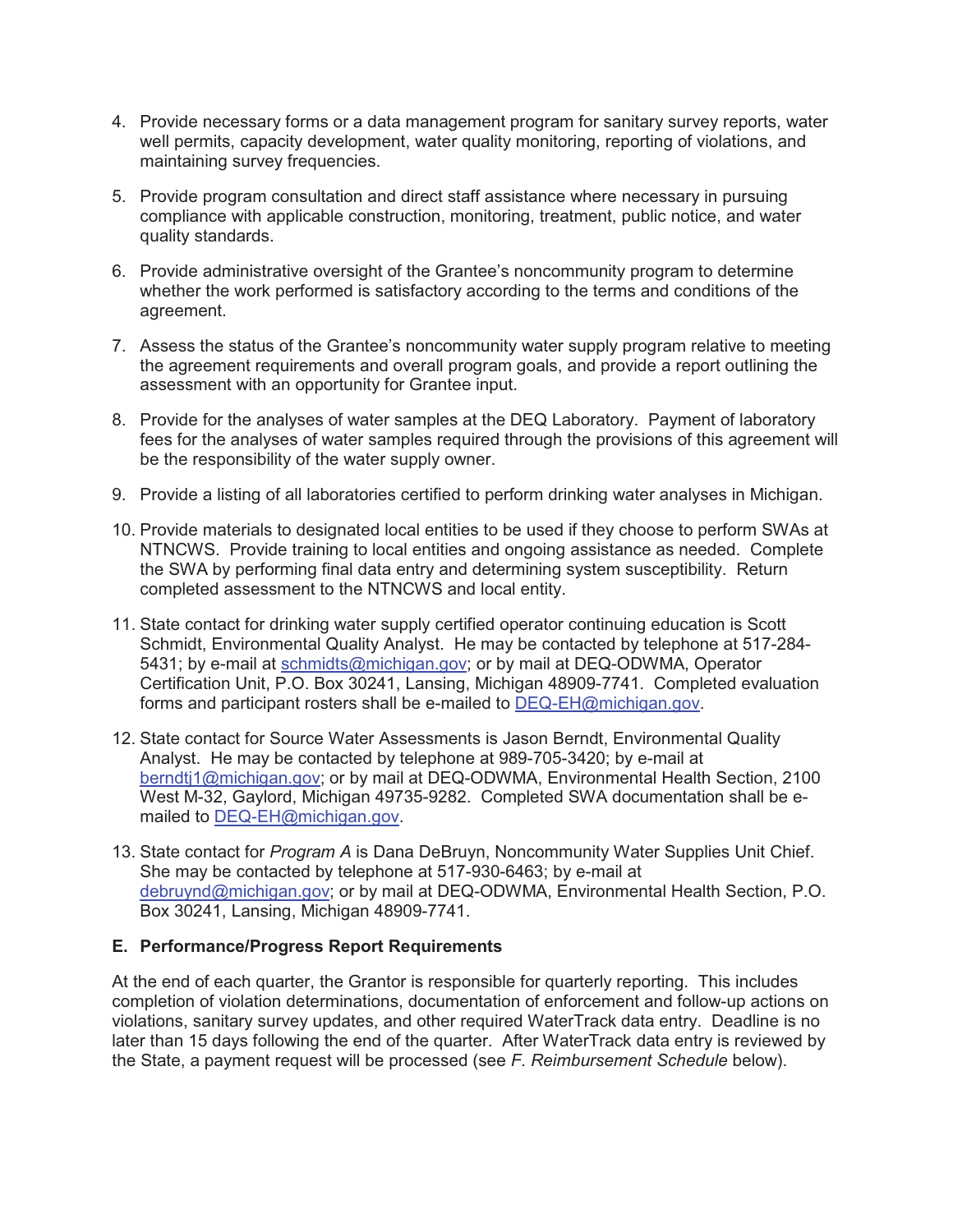4. Provide necessary forms or a data management program for sanitary survey reports, water well permits, capacity development, water quality monitoring, reporting of violations, and maintaining survey frequencies.

5. Provide program consultation and direct staff assistance where necessary in pursuing compliance with applicable construction, monitoring, treatment, public notice, and water quality standards.

6. Provide administrative oversight of the Grantee's noncommunity program to determine whether the work performed is satisfactory according to the terms and conditions of the agreement.

7. Assess the status of the Grantee's noncommunity water supply program relative to meeting the agreement requirements and overall program goals, and provide a report outlining the assessment with an opportunity for Grantee input.

8. Provide for the analyses of water samples at the DEQ Laboratory. Payment of laboratory fees for the analyses of water samples required through the provisions of this agreement will be the responsibility of the water supply owner.

9. Provide a listing of all laboratories certified to perform drinking water analyses in Michigan.

10. Provide materials to designated local entities to be used if they choose to perform SWAs at NTNCWS. Provide training to local entities and ongoing assistance as needed. Complete the SWA by performing final data entry and determining system susceptibility. Return completed assessment to the NTNCWS and local entity.

11. State contact for drinking water supply certified operator continuing education is Scott Schmidt, Environmental Quality Analyst. He may be contacted by telephone at 517-284-5431; by e-mail at schmidts@michigan.gov; or by mail at DEQ-ODWMA, Operator Certification Unit, P.O. Box 30241, Lansing, Michigan 48909-7741. Completed evaluation forms and participant rosters shall be e-mailed to DEQ-EH@michigan.gov.

12. State contact for Source Water Assessments is Jason Berndt, Environmental Quality Analyst. He may be contacted by telephone at 989-705-3420; by e-mail at berndtj1@michigan.gov; or by mail at DEQ-ODWMA, Environmental Health Section, 2100 West M-32, Gaylord, Michigan 49735-9282. Completed SWA documentation shall be e-mailed to DEQ-EH@michigan.gov.

13. State contact for *Program A* is Dana DeBruyn, Noncommunity Water Supplies Unit Chief. She may be contacted by telephone at 517-930-6463; by e-mail at debruynd@michigan.gov; or by mail at DEQ-ODWMA, Environmental Health Section, P.O. Box 30241, Lansing, Michigan 48909-7741.

**E. Performance/Progress Report Requirements**

At the end of each quarter, the Grantor is responsible for quarterly reporting. This includes completion of violation determinations, documentation of enforcement and follow-up actions on violations, sanitary survey updates, and other required WaterTrack data entry. Deadline is no later than 15 days following the end of the quarter. After WaterTrack data entry is reviewed by the State, a payment request will be processed (see *F. Reimbursement Schedule* below).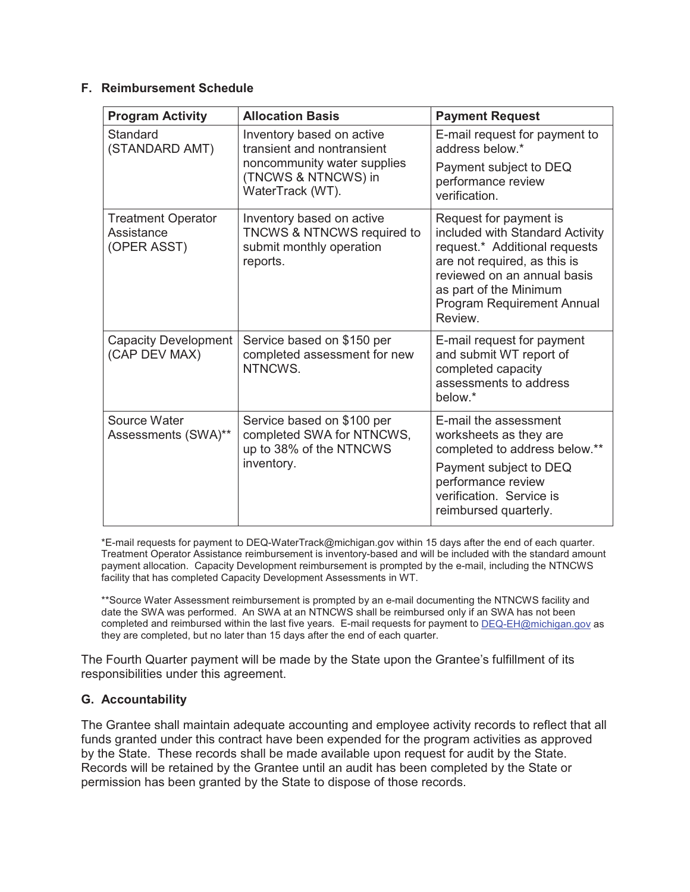### F. Reimbursement Schedule

| Program Activity | Allocation Basis | Payment Request |
| --- | --- | --- |
| Standard (STANDARD AMT) | Inventory based on active transient and nontransient noncommunity water supplies (TNCWS & NTNCWS) in WaterTrack (WT). | E-mail request for payment to address below.* Payment subject to DEQ performance review verification. |
| Treatment Operator Assistance (OPER ASST) | Inventory based on active TNCWS & NTNCWS required to submit monthly operation reports. | Request for payment is included with Standard Activity request.* Additional requests are not required, as this is reviewed on an annual basis as part of the Minimum Program Requirement Annual Review. |
| Capacity Development (CAP DEV MAX) | Service based on $150 per completed assessment for new NTNCWS. | E-mail request for payment and submit WT report of completed capacity assessments to address below.* |
| Source Water Assessments (SWA)** | Service based on $100 per completed SWA for NTNCWS, up to 38% of the NTNCWS inventory. | E-mail the assessment worksheets as they are completed to address below.** Payment subject to DEQ performance review verification. Service is reimbursed quarterly. |

*E-mail requests for payment to DEQ-WaterTrack@michigan.gov within 15 days after the end of each quarter. Treatment Operator Assistance reimbursement is inventory-based and will be included with the standard amount payment allocation. Capacity Development reimbursement is prompted by the e-mail, including the NTNCWS facility that has completed Capacity Development Assessments in WT.

**Source Water Assessment reimbursement is prompted by an e-mail documenting the NTNCWS facility and date the SWA was performed. An SWA at an NTNCWS shall be reimbursed only if an SWA has not been completed and reimbursed within the last five years. E-mail requests for payment to DEQ-EH@michigan.gov as they are completed, but no later than 15 days after the end of each quarter.

The Fourth Quarter payment will be made by the State upon the Grantee's fulfillment of its responsibilities under this agreement.

### G. Accountability

The Grantee shall maintain adequate accounting and employee activity records to reflect that all funds granted under this contract have been expended for the program activities as approved by the State. These records shall be made available upon request for audit by the State. Records will be retained by the Grantee until an audit has been completed by the State or permission has been granted by the State to dispose of those records.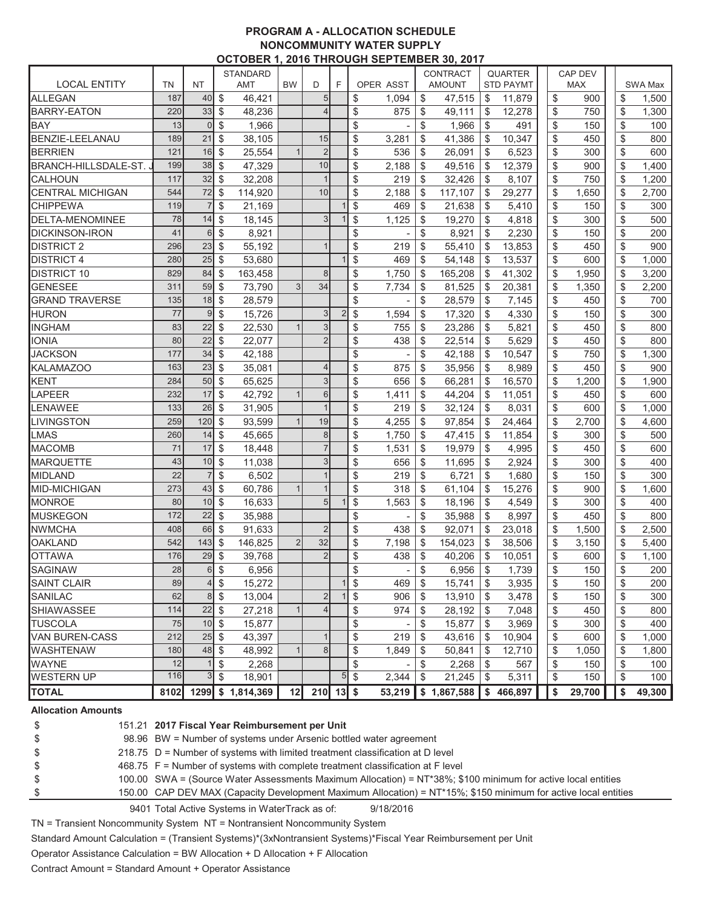# PROGRAM A - ALLOCATION SCHEDULE
## NONCOMMUNITY WATER SUPPLY
### OCTOBER 1, 2016 THROUGH SEPTEMBER 30, 2017

| LOCAL ENTITY | TN | NT | STANDARD AMT | BW | D | F | OPER ASST | CONTRACT AMOUNT | QUARTER STD PAYMT | CAP DEV MAX | SWA Max |
|---|---|---|---|---|---|---|---|---|---|---|---|
| ALLEGAN | 187 | 40 | $ 46,421 | | 5 | | $ 1,094 | $ 47,515 | $ 11,879 | $ 900 | $ 1,500 |
| BARRY-EATON | 220 | 33 | $ 48,236 | | 4 | | $ 875 | $ 49,111 | $ 12,278 | $ 750 | $ 1,300 |
| BAY | 13 | 0 | $ 1,966 | | | | $ - | $ 1,966 | $ 491 | $ 150 | $ 100 |
| BENZIE-LEELANAU | 189 | 21 | $ 38,105 | | 15 | | $ 3,281 | $ 41,386 | $ 10,347 | $ 450 | $ 800 |
| BERRIEN | 121 | 16 | $ 25,554 | 1 | 2 | | $ 536 | $ 26,091 | $ 6,523 | $ 300 | $ 600 |
| BRANCH-HILLSDALE-ST. J | 199 | 38 | $ 47,329 | | 10 | | $ 2,188 | $ 49,516 | $ 12,379 | $ 900 | $ 1,400 |
| CALHOUN | 117 | 32 | $ 32,208 | | 1 | | $ 219 | $ 32,426 | $ 8,107 | $ 750 | $ 1,200 |
| CENTRAL MICHIGAN | 544 | 72 | $ 114,920 | | 10 | | $ 2,188 | $ 117,107 | $ 29,277 | $ 1,650 | $ 2,700 |
| CHIPPEWA | 119 | 7 | $ 21,169 | | | 1 | $ 469 | $ 21,638 | $ 5,410 | $ 150 | $ 300 |
| DELTA-MENOMINEE | 78 | 14 | $ 18,145 | | 3 | 1 | $ 1,125 | $ 19,270 | $ 4,818 | $ 300 | $ 500 |
| DICKINSON-IRON | 41 | 6 | $ 8,921 | | | | $ - | $ 8,921 | $ 2,230 | $ 150 | $ 200 |
| DISTRICT 2 | 296 | 23 | $ 55,192 | | 1 | | $ 219 | $ 55,410 | $ 13,853 | $ 450 | $ 900 |
| DISTRICT 4 | 280 | 25 | $ 53,680 | | | 1 | $ 469 | $ 54,148 | $ 13,537 | $ 600 | $ 1,000 |
| DISTRICT 10 | 829 | 84 | $ 163,458 | | 8 | | $ 1,750 | $ 165,208 | $ 41,302 | $ 1,950 | $ 3,200 |
| GENESEE | 311 | 59 | $ 73,790 | 3 | 34 | | $ 7,734 | $ 81,525 | $ 20,381 | $ 1,350 | $ 2,200 |
| GRAND TRAVERSE | 135 | 18 | $ 28,579 | | | | $ - | $ 28,579 | $ 7,145 | $ 450 | $ 700 |
| HURON | 77 | 9 | $ 15,726 | | 3 | 2 | $ 1,594 | $ 17,320 | $ 4,330 | $ 150 | $ 300 |
| INGHAM | 83 | 22 | $ 22,530 | 1 | 3 | | $ 755 | $ 23,286 | $ 5,821 | $ 450 | $ 800 |
| IONIA | 80 | 22 | $ 22,077 | | 2 | | $ 438 | $ 22,514 | $ 5,629 | $ 450 | $ 800 |
| JACKSON | 177 | 34 | $ 42,188 | | | | $ - | $ 42,188 | $ 10,547 | $ 750 | $ 1,300 |
| KALAMAZOO | 163 | 23 | $ 35,081 | | 4 | | $ 875 | $ 35,956 | $ 8,989 | $ 450 | $ 900 |
| KENT | 284 | 50 | $ 65,625 | | 3 | | $ 656 | $ 66,281 | $ 16,570 | $ 1,200 | $ 1,900 |
| LAPEER | 232 | 17 | $ 42,792 | 1 | 6 | | $ 1,411 | $ 44,204 | $ 11,051 | $ 450 | $ 600 |
| LENAWEE | 133 | 26 | $ 31,905 | | 1 | | $ 219 | $ 32,124 | $ 8,031 | $ 600 | $ 1,000 |
| LIVINGSTON | 259 | 120 | $ 93,599 | 1 | 19 | | $ 4,255 | $ 97,854 | $ 24,464 | $ 2,700 | $ 4,600 |
| LMAS | 260 | 14 | $ 45,665 | | 8 | | $ 1,750 | $ 47,415 | $ 11,854 | $ 300 | $ 500 |
| MACOMB | 71 | 17 | $ 18,448 | | 7 | | $ 1,531 | $ 19,979 | $ 4,995 | $ 450 | $ 600 |
| MARQUETTE | 43 | 10 | $ 11,038 | | 3 | | $ 656 | $ 11,695 | $ 2,924 | $ 300 | $ 400 |
| MIDLAND | 22 | 7 | $ 6,502 | | 1 | | $ 219 | $ 6,721 | $ 1,680 | $ 150 | $ 300 |
| MID-MICHIGAN | 273 | 43 | $ 60,786 | 1 | 1 | | $ 318 | $ 61,104 | $ 15,276 | $ 900 | $ 1,600 |
| MONROE | 80 | 10 | $ 16,633 | | 5 | 1 | $ 1,563 | $ 18,196 | $ 4,549 | $ 300 | $ 400 |
| MUSKEGON | 172 | 22 | $ 35,988 | | | | $ - | $ 35,988 | $ 8,997 | $ 450 | $ 800 |
| NWMCHA | 408 | 66 | $ 91,633 | | 2 | | $ 438 | $ 92,071 | $ 23,018 | $ 1,500 | $ 2,500 |
| OAKLAND | 542 | 143 | $ 146,825 | 2 | 32 | | $ 7,198 | $ 154,023 | $ 38,506 | $ 3,150 | $ 5,400 |
| OTTAWA | 176 | 29 | $ 39,768 | | 2 | | $ 438 | $ 40,206 | $ 10,051 | $ 600 | $ 1,100 |
| SAGINAW | 28 | 6 | $ 6,956 | | | | $ - | $ 6,956 | $ 1,739 | $ 150 | $ 200 |
| SAINT CLAIR | 89 | 4 | $ 15,272 | | | 1 | $ 469 | $ 15,741 | $ 3,935 | $ 150 | $ 200 |
| SANILAC | 62 | 8 | $ 13,004 | | 2 | 1 | $ 906 | $ 13,910 | $ 3,478 | $ 150 | $ 300 |
| SHIAWASSEE | 114 | 22 | $ 27,218 | 1 | 4 | | $ 974 | $ 28,192 | $ 7,048 | $ 450 | $ 800 |
| TUSCOLA | 75 | 10 | $ 15,877 | | | | $ - | $ 15,877 | $ 3,969 | $ 300 | $ 400 |
| VAN BUREN-CASS | 212 | 25 | $ 43,397 | | 1 | | $ 219 | $ 43,616 | $ 10,904 | $ 600 | $ 1,000 |
| WASHTENAW | 180 | 48 | $ 48,992 | 1 | 8 | | $ 1,849 | $ 50,841 | $ 12,710 | $ 1,050 | $ 1,800 |
| WAYNE | 12 | 1 | $ 2,268 | | | | $ - | $ 2,268 | $ 567 | $ 150 | $ 100 |
| WESTERN UP | 116 | 3 | $ 18,901 | | | 5 | $ 2,344 | $ 21,245 | $ 5,311 | $ 150 | $ 100 |
| **TOTAL** | **8102** | **1299** | **$ 1,814,369** | **12** | **210** | **13** | **$ 53,219** | **$ 1,867,588** | **$ 466,897** | **$ 29,700** | **$ 49,300** |

**Allocation Amounts**

$ 151.21 **2017 Fiscal Year Reimbursement per Unit**
$ 98.96 BW = Number of systems under Arsenic bottled water agreement
$ 218.75 D = Number of systems with limited treatment classification at D level
$ 468.75 F = Number of systems with complete treatment classification at F level
$ 100.00 SWA = (Source Water Assessments Maximum Allocation) = NT*38%; $100 minimum for active local entities
$ 150.00 CAP DEV MAX (Capacity Development Maximum Allocation) = NT*15%; $150 minimum for active local entities

9401 Total Active Systems in WaterTrack as of: 9/18/2016

TN = Transient Noncommunity System NT = Nontransient Noncommunity System

Standard Amount Calculation = (Transient Systems)*(3xNontransient Systems)*Fiscal Year Reimbursement per Unit

Operator Assistance Calculation = BW Allocation + D Allocation + F Allocation

Contract Amount = Standard Amount + Operator Assistance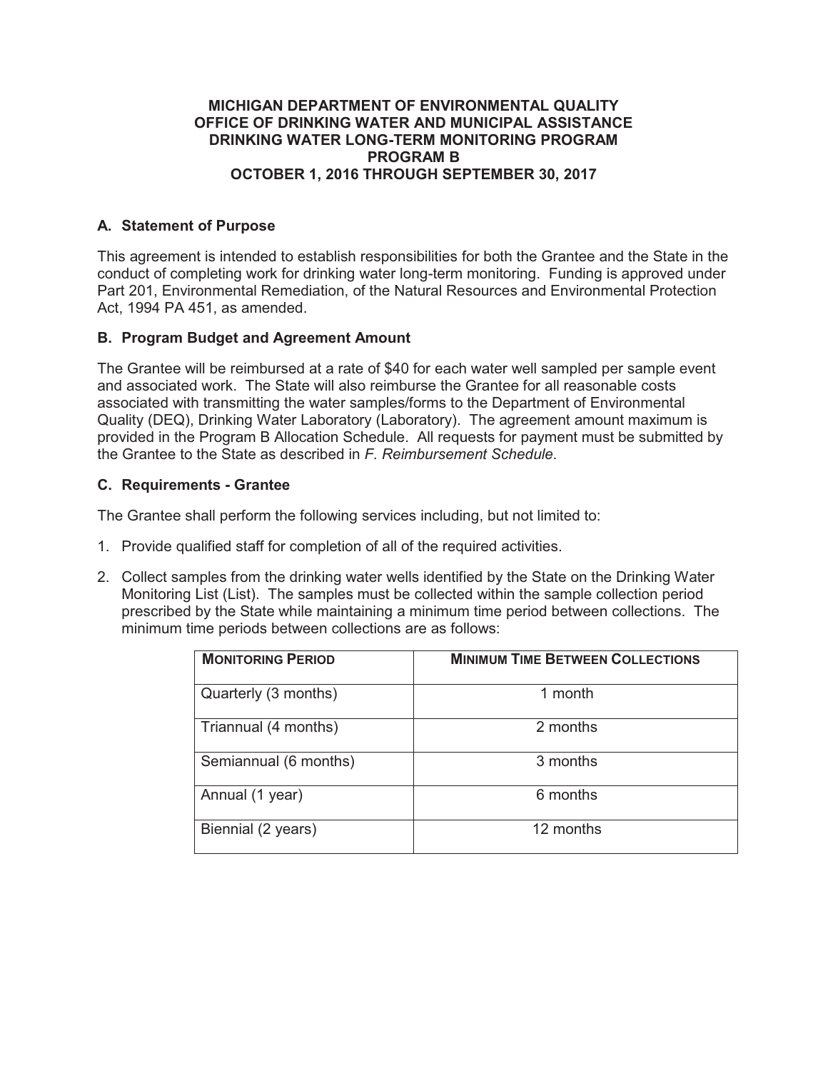# MICHIGAN DEPARTMENT OF ENVIRONMENTAL QUALITY
# OFFICE OF DRINKING WATER AND MUNICIPAL ASSISTANCE
# DRINKING WATER LONG-TERM MONITORING PROGRAM
# PROGRAM B
# OCTOBER 1, 2016 THROUGH SEPTEMBER 30, 2017

## A. Statement of Purpose

This agreement is intended to establish responsibilities for both the Grantee and the State in the conduct of completing work for drinking water long-term monitoring. Funding is approved under Part 201, Environmental Remediation, of the Natural Resources and Environmental Protection Act, 1994 PA 451, as amended.

## B. Program Budget and Agreement Amount

The Grantee will be reimbursed at a rate of $40 for each water well sampled per sample event and associated work. The State will also reimburse the Grantee for all reasonable costs associated with transmitting the water samples/forms to the Department of Environmental Quality (DEQ), Drinking Water Laboratory (Laboratory). The agreement amount maximum is provided in the Program B Allocation Schedule. All requests for payment must be submitted by the Grantee to the State as described in *F. Reimbursement Schedule*.

## C. Requirements - Grantee

The Grantee shall perform the following services including, but not limited to:

1. Provide qualified staff for completion of all of the required activities.
2. Collect samples from the drinking water wells identified by the State on the Drinking Water Monitoring List (List). The samples must be collected within the sample collection period prescribed by the State while maintaining a minimum time period between collections. The minimum time periods between collections are as follows:

| MONITORING PERIOD | MINIMUM TIME BETWEEN COLLECTIONS |
|---|---|
| Quarterly (3 months) | 1 month |
| Triannual (4 months) | 2 months |
| Semiannual (6 months) | 3 months |
| Annual (1 year) | 6 months |
| Biennial (2 years) | 12 months |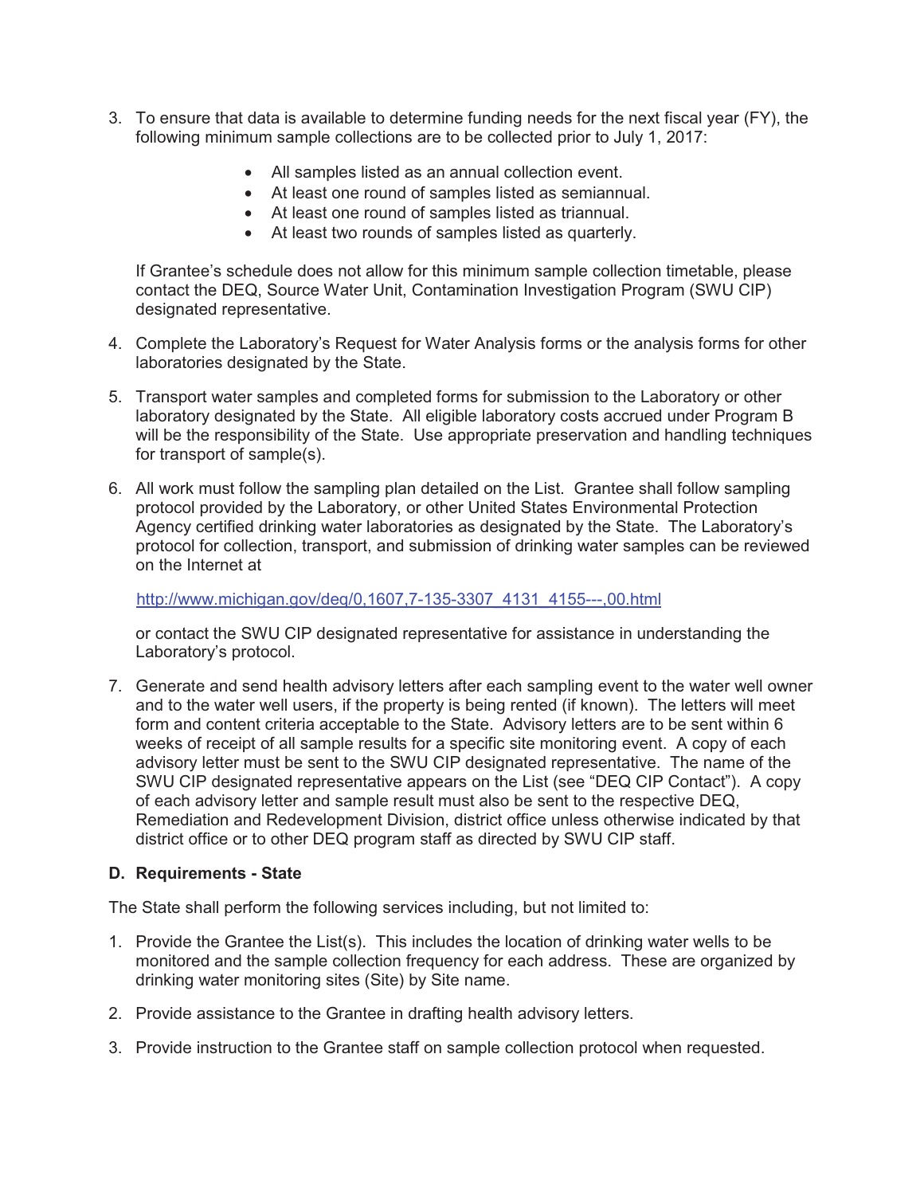3. To ensure that data is available to determine funding needs for the next fiscal year (FY), the following minimum sample collections are to be collected prior to July 1, 2017:

   - All samples listed as an annual collection event.
   - At least one round of samples listed as semiannual.
   - At least one round of samples listed as triannual.
   - At least two rounds of samples listed as quarterly.

   If Grantee's schedule does not allow for this minimum sample collection timetable, please contact the DEQ, Source Water Unit, Contamination Investigation Program (SWU CIP) designated representative.

4. Complete the Laboratory's Request for Water Analysis forms or the analysis forms for other laboratories designated by the State.

5. Transport water samples and completed forms for submission to the Laboratory or other laboratory designated by the State. All eligible laboratory costs accrued under Program B will be the responsibility of the State. Use appropriate preservation and handling techniques for transport of sample(s).

6. All work must follow the sampling plan detailed on the List. Grantee shall follow sampling protocol provided by the Laboratory, or other United States Environmental Protection Agency certified drinking water laboratories as designated by the State. The Laboratory's protocol for collection, transport, and submission of drinking water samples can be reviewed on the Internet at

   http://www.michigan.gov/deq/0,1607,7-135-3307_4131_4155---,00.html

   or contact the SWU CIP designated representative for assistance in understanding the Laboratory's protocol.

7. Generate and send health advisory letters after each sampling event to the water well owner and to the water well users, if the property is being rented (if known). The letters will meet form and content criteria acceptable to the State. Advisory letters are to be sent within 6 weeks of receipt of all sample results for a specific site monitoring event. A copy of each advisory letter must be sent to the SWU CIP designated representative. The name of the SWU CIP designated representative appears on the List (see "DEQ CIP Contact"). A copy of each advisory letter and sample result must also be sent to the respective DEQ, Remediation and Redevelopment Division, district office unless otherwise indicated by that district office or to other DEQ program staff as directed by SWU CIP staff.

**D. Requirements - State**

The State shall perform the following services including, but not limited to:

1. Provide the Grantee the List(s). This includes the location of drinking water wells to be monitored and the sample collection frequency for each address. These are organized by drinking water monitoring sites (Site) by Site name.

2. Provide assistance to the Grantee in drafting health advisory letters.

3. Provide instruction to the Grantee staff on sample collection protocol when requested.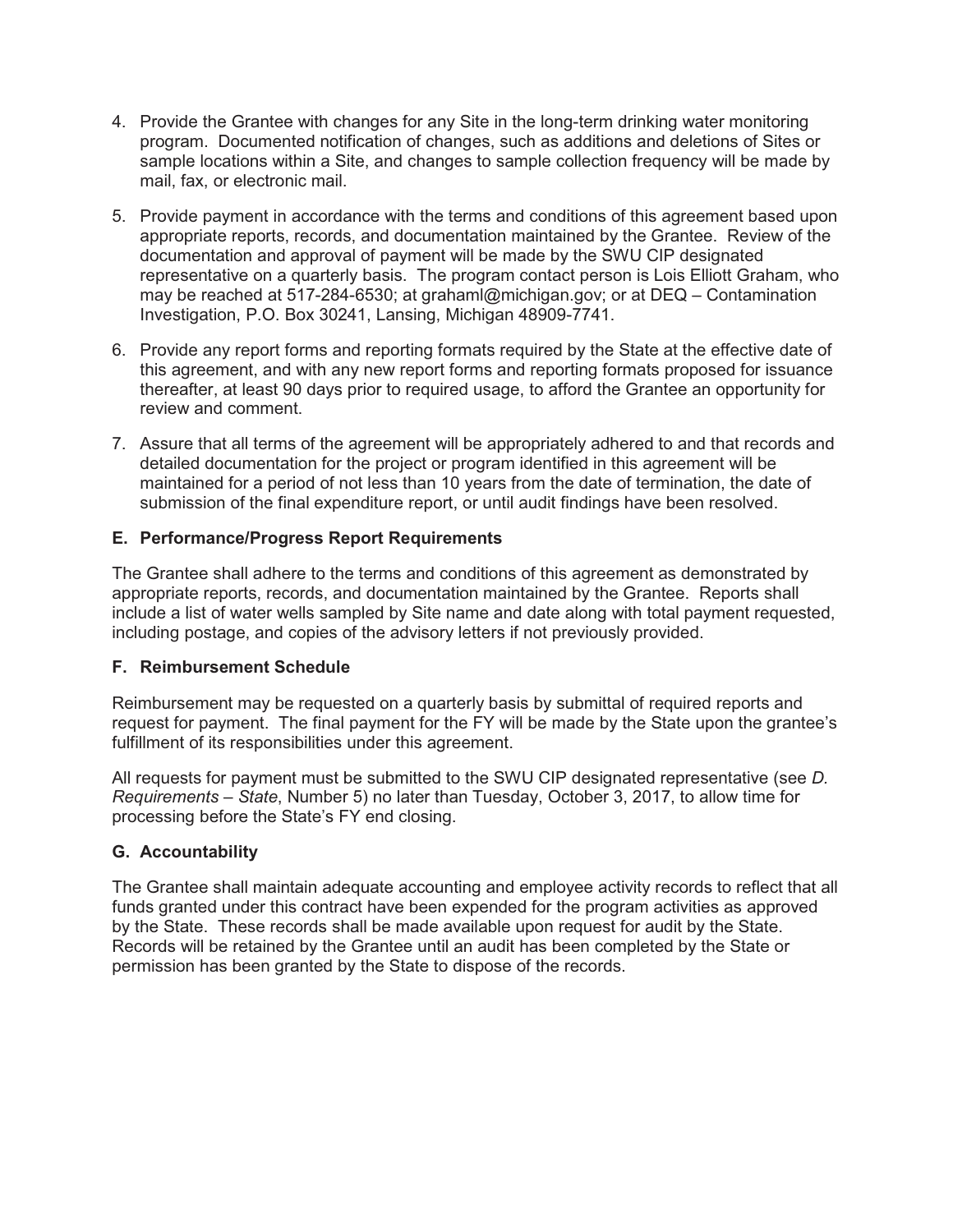4. Provide the Grantee with changes for any Site in the long-term drinking water monitoring program. Documented notification of changes, such as additions and deletions of Sites or sample locations within a Site, and changes to sample collection frequency will be made by mail, fax, or electronic mail.

5. Provide payment in accordance with the terms and conditions of this agreement based upon appropriate reports, records, and documentation maintained by the Grantee. Review of the documentation and approval of payment will be made by the SWU CIP designated representative on a quarterly basis. The program contact person is Lois Elliott Graham, who may be reached at 517-284-6530; at grahaml@michigan.gov; or at DEQ – Contamination Investigation, P.O. Box 30241, Lansing, Michigan 48909-7741.

6. Provide any report forms and reporting formats required by the State at the effective date of this agreement, and with any new report forms and reporting formats proposed for issuance thereafter, at least 90 days prior to required usage, to afford the Grantee an opportunity for review and comment.

7. Assure that all terms of the agreement will be appropriately adhered to and that records and detailed documentation for the project or program identified in this agreement will be maintained for a period of not less than 10 years from the date of termination, the date of submission of the final expenditure report, or until audit findings have been resolved.

### E. Performance/Progress Report Requirements

The Grantee shall adhere to the terms and conditions of this agreement as demonstrated by appropriate reports, records, and documentation maintained by the Grantee. Reports shall include a list of water wells sampled by Site name and date along with total payment requested, including postage, and copies of the advisory letters if not previously provided.

### F. Reimbursement Schedule

Reimbursement may be requested on a quarterly basis by submittal of required reports and request for payment. The final payment for the FY will be made by the State upon the grantee's fulfillment of its responsibilities under this agreement.

All requests for payment must be submitted to the SWU CIP designated representative (see *D. Requirements – State*, Number 5) no later than Tuesday, October 3, 2017, to allow time for processing before the State's FY end closing.

### G. Accountability

The Grantee shall maintain adequate accounting and employee activity records to reflect that all funds granted under this contract have been expended for the program activities as approved by the State. These records shall be made available upon request for audit by the State. Records will be retained by the Grantee until an audit has been completed by the State or permission has been granted by the State to dispose of the records.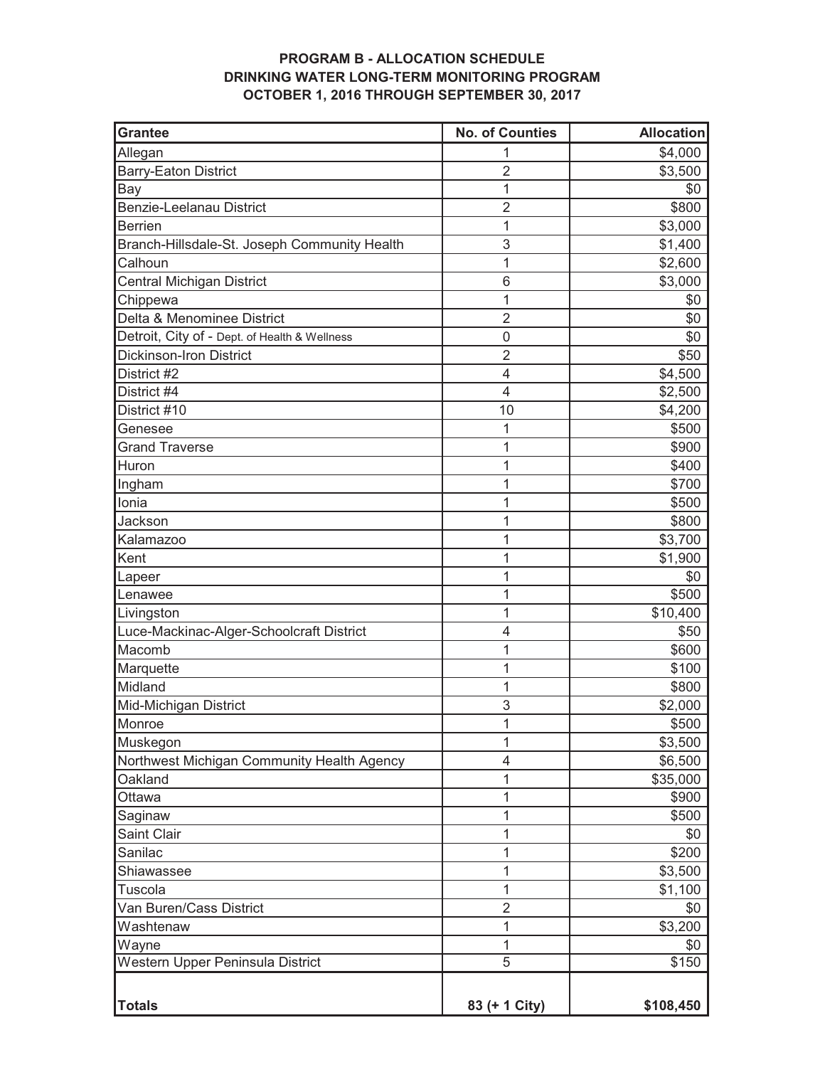**PROGRAM B - ALLOCATION SCHEDULE**
**DRINKING WATER LONG-TERM MONITORING PROGRAM**
**OCTOBER 1, 2016 THROUGH SEPTEMBER 30, 2017**

| Grantee | No. of Counties | Allocation |
|---|---|---|
| Allegan | 1 | $4,000 |
| Barry-Eaton District | 2 | $3,500 |
| Bay | 1 | $0 |
| Benzie-Leelanau District | 2 | $800 |
| Berrien | 1 | $3,000 |
| Branch-Hillsdale-St. Joseph Community Health | 3 | $1,400 |
| Calhoun | 1 | $2,600 |
| Central Michigan District | 6 | $3,000 |
| Chippewa | 1 | $0 |
| Delta & Menominee District | 2 | $0 |
| Detroit, City of - Dept. of Health & Wellness | 0 | $0 |
| Dickinson-Iron District | 2 | $50 |
| District #2 | 4 | $4,500 |
| District #4 | 4 | $2,500 |
| District #10 | 10 | $4,200 |
| Genesee | 1 | $500 |
| Grand Traverse | 1 | $900 |
| Huron | 1 | $400 |
| Ingham | 1 | $700 |
| Ionia | 1 | $500 |
| Jackson | 1 | $800 |
| Kalamazoo | 1 | $3,700 |
| Kent | 1 | $1,900 |
| Lapeer | 1 | $0 |
| Lenawee | 1 | $500 |
| Livingston | 1 | $10,400 |
| Luce-Mackinac-Alger-Schoolcraft District | 4 | $50 |
| Macomb | 1 | $600 |
| Marquette | 1 | $100 |
| Midland | 1 | $800 |
| Mid-Michigan District | 3 | $2,000 |
| Monroe | 1 | $500 |
| Muskegon | 1 | $3,500 |
| Northwest Michigan Community Health Agency | 4 | $6,500 |
| Oakland | 1 | $35,000 |
| Ottawa | 1 | $900 |
| Saginaw | 1 | $500 |
| Saint Clair | 1 | $0 |
| Sanilac | 1 | $200 |
| Shiawassee | 1 | $3,500 |
| Tuscola | 1 | $1,100 |
| Van Buren/Cass District | 2 | $0 |
| Washtenaw | 1 | $3,200 |
| Wayne | 1 | $0 |
| Western Upper Peninsula District | 5 | $150 |
| **Totals** | **83 (+ 1 City)** | **$108,450** |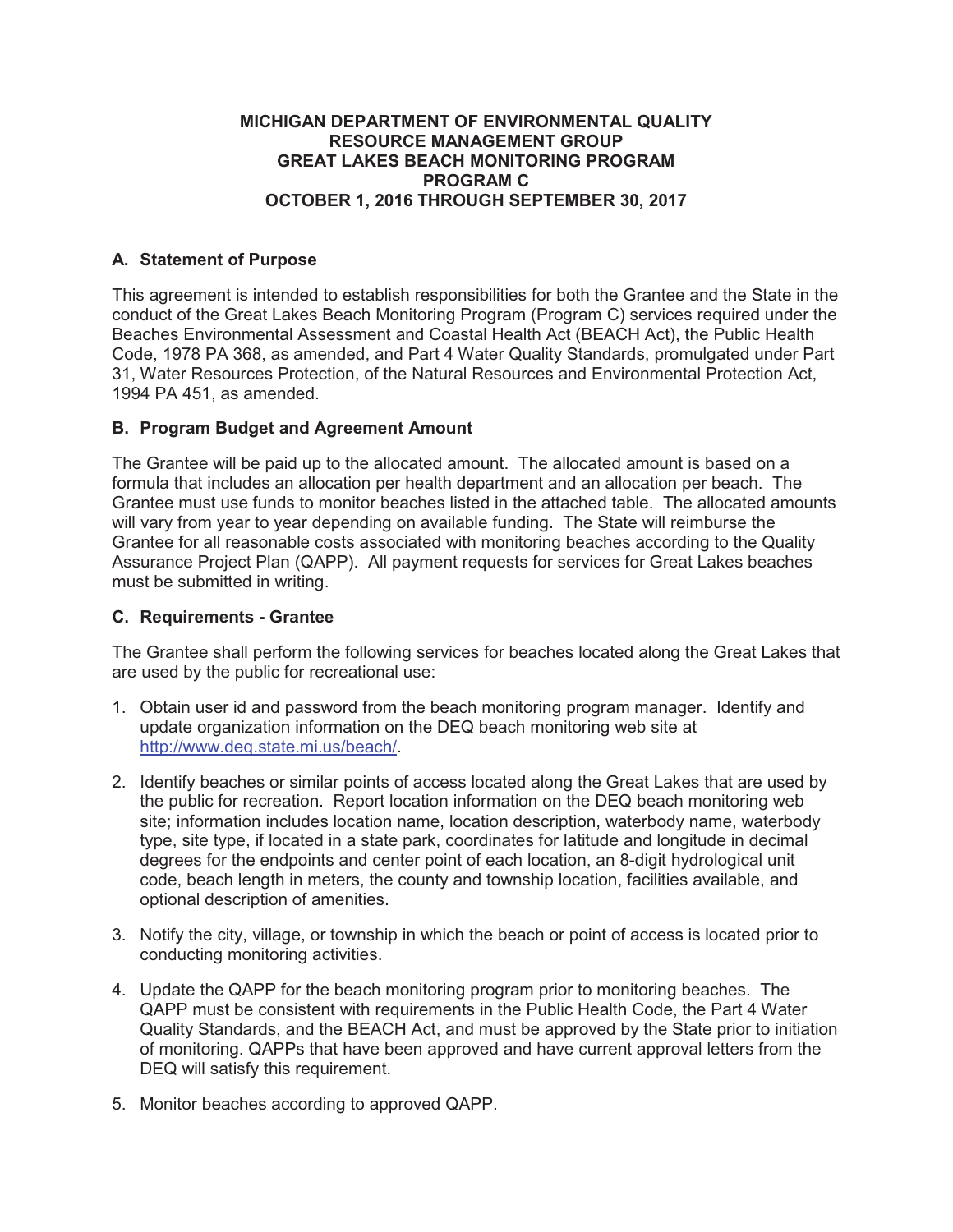**MICHIGAN DEPARTMENT OF ENVIRONMENTAL QUALITY**
**RESOURCE MANAGEMENT GROUP**
**GREAT LAKES BEACH MONITORING PROGRAM**
**PROGRAM C**
**OCTOBER 1, 2016 THROUGH SEPTEMBER 30, 2017**

## A. Statement of Purpose

This agreement is intended to establish responsibilities for both the Grantee and the State in the conduct of the Great Lakes Beach Monitoring Program (Program C) services required under the Beaches Environmental Assessment and Coastal Health Act (BEACH Act), the Public Health Code, 1978 PA 368, as amended, and Part 4 Water Quality Standards, promulgated under Part 31, Water Resources Protection, of the Natural Resources and Environmental Protection Act, 1994 PA 451, as amended.

## B. Program Budget and Agreement Amount

The Grantee will be paid up to the allocated amount. The allocated amount is based on a formula that includes an allocation per health department and an allocation per beach. The Grantee must use funds to monitor beaches listed in the attached table. The allocated amounts will vary from year to year depending on available funding. The State will reimburse the Grantee for all reasonable costs associated with monitoring beaches according to the Quality Assurance Project Plan (QAPP). All payment requests for services for Great Lakes beaches must be submitted in writing.

## C. Requirements - Grantee

The Grantee shall perform the following services for beaches located along the Great Lakes that are used by the public for recreational use:

1. Obtain user id and password from the beach monitoring program manager. Identify and update organization information on the DEQ beach monitoring web site at http://www.deq.state.mi.us/beach/.
2. Identify beaches or similar points of access located along the Great Lakes that are used by the public for recreation. Report location information on the DEQ beach monitoring web site; information includes location name, location description, waterbody name, waterbody type, site type, if located in a state park, coordinates for latitude and longitude in decimal degrees for the endpoints and center point of each location, an 8-digit hydrological unit code, beach length in meters, the county and township location, facilities available, and optional description of amenities.
3. Notify the city, village, or township in which the beach or point of access is located prior to conducting monitoring activities.
4. Update the QAPP for the beach monitoring program prior to monitoring beaches. The QAPP must be consistent with requirements in the Public Health Code, the Part 4 Water Quality Standards, and the BEACH Act, and must be approved by the State prior to initiation of monitoring. QAPPs that have been approved and have current approval letters from the DEQ will satisfy this requirement.
5. Monitor beaches according to approved QAPP.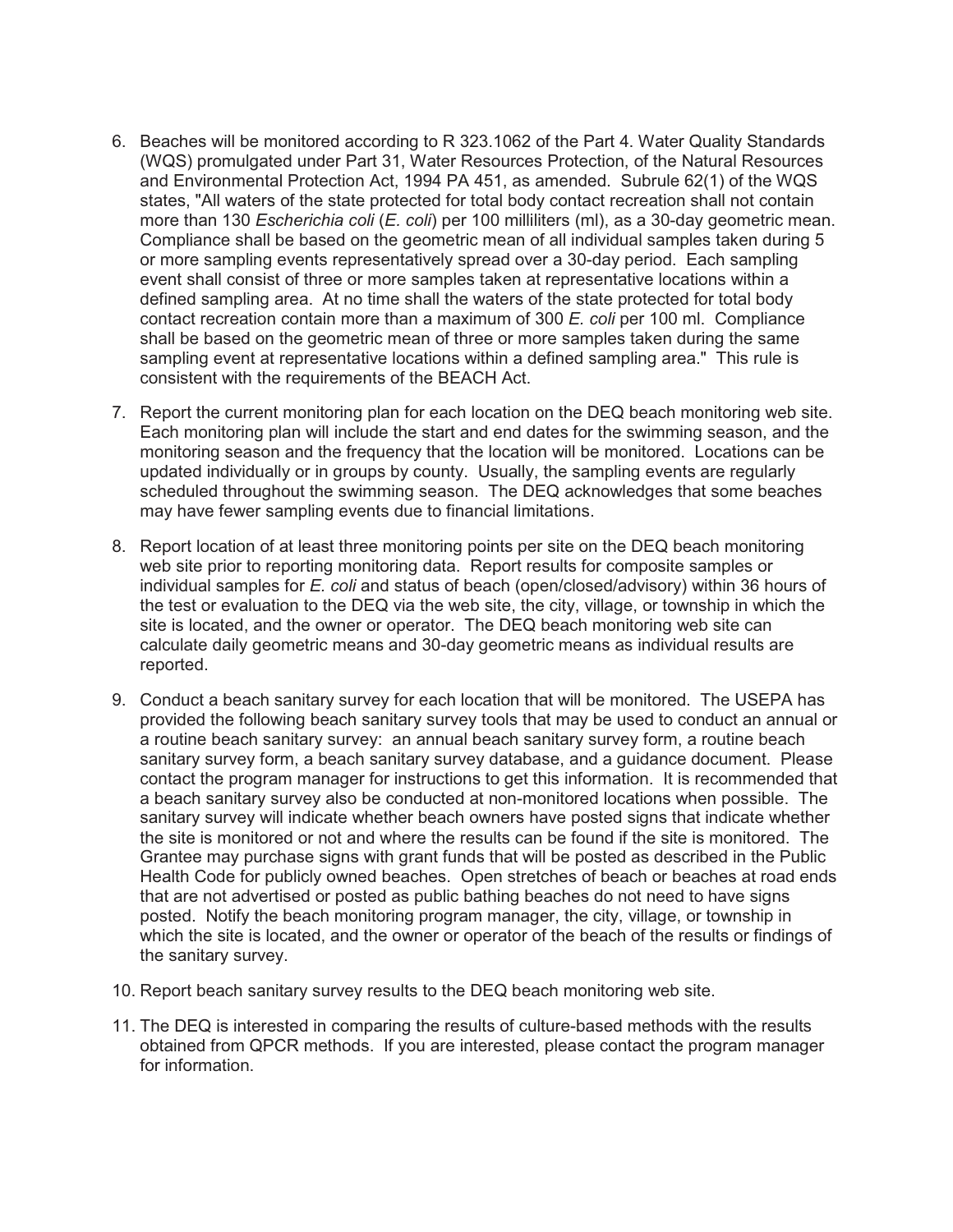6. Beaches will be monitored according to R 323.1062 of the Part 4. Water Quality Standards (WQS) promulgated under Part 31, Water Resources Protection, of the Natural Resources and Environmental Protection Act, 1994 PA 451, as amended. Subrule 62(1) of the WQS states, "All waters of the state protected for total body contact recreation shall not contain more than 130 *Escherichia coli* (*E. coli*) per 100 milliliters (ml), as a 30-day geometric mean. Compliance shall be based on the geometric mean of all individual samples taken during 5 or more sampling events representatively spread over a 30-day period. Each sampling event shall consist of three or more samples taken at representative locations within a defined sampling area. At no time shall the waters of the state protected for total body contact recreation contain more than a maximum of 300 *E. coli* per 100 ml. Compliance shall be based on the geometric mean of three or more samples taken during the same sampling event at representative locations within a defined sampling area." This rule is consistent with the requirements of the BEACH Act.

7. Report the current monitoring plan for each location on the DEQ beach monitoring web site. Each monitoring plan will include the start and end dates for the swimming season, and the monitoring season and the frequency that the location will be monitored. Locations can be updated individually or in groups by county. Usually, the sampling events are regularly scheduled throughout the swimming season. The DEQ acknowledges that some beaches may have fewer sampling events due to financial limitations.

8. Report location of at least three monitoring points per site on the DEQ beach monitoring web site prior to reporting monitoring data. Report results for composite samples or individual samples for *E. coli* and status of beach (open/closed/advisory) within 36 hours of the test or evaluation to the DEQ via the web site, the city, village, or township in which the site is located, and the owner or operator. The DEQ beach monitoring web site can calculate daily geometric means and 30-day geometric means as individual results are reported.

9. Conduct a beach sanitary survey for each location that will be monitored. The USEPA has provided the following beach sanitary survey tools that may be used to conduct an annual or a routine beach sanitary survey: an annual beach sanitary survey form, a routine beach sanitary survey form, a beach sanitary survey database, and a guidance document. Please contact the program manager for instructions to get this information. It is recommended that a beach sanitary survey also be conducted at non-monitored locations when possible. The sanitary survey will indicate whether beach owners have posted signs that indicate whether the site is monitored or not and where the results can be found if the site is monitored. The Grantee may purchase signs with grant funds that will be posted as described in the Public Health Code for publicly owned beaches. Open stretches of beach or beaches at road ends that are not advertised or posted as public bathing beaches do not need to have signs posted. Notify the beach monitoring program manager, the city, village, or township in which the site is located, and the owner or operator of the beach of the results or findings of the sanitary survey.

10. Report beach sanitary survey results to the DEQ beach monitoring web site.

11. The DEQ is interested in comparing the results of culture-based methods with the results obtained from QPCR methods. If you are interested, please contact the program manager for information.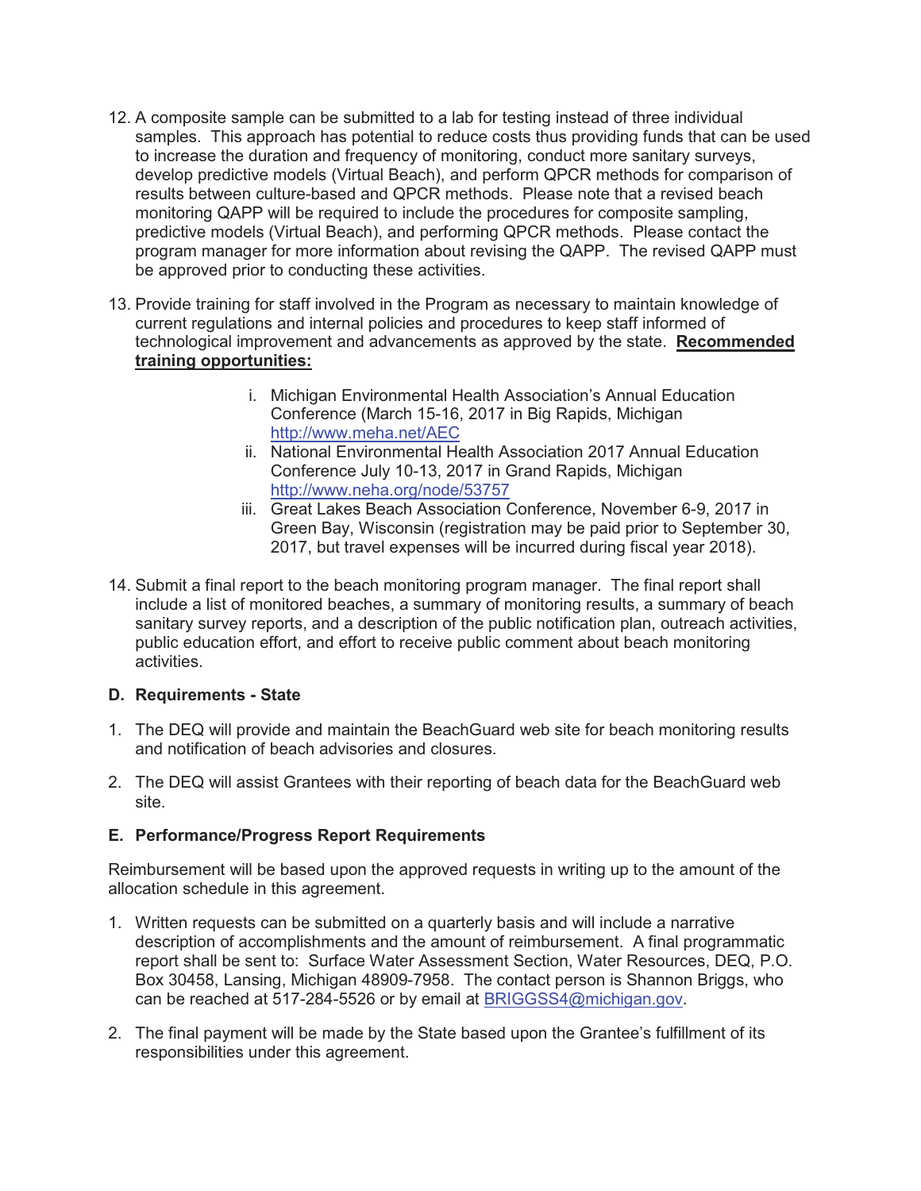12. A composite sample can be submitted to a lab for testing instead of three individual samples. This approach has potential to reduce costs thus providing funds that can be used to increase the duration and frequency of monitoring, conduct more sanitary surveys, develop predictive models (Virtual Beach), and perform QPCR methods for comparison of results between culture-based and QPCR methods. Please note that a revised beach monitoring QAPP will be required to include the procedures for composite sampling, predictive models (Virtual Beach), and performing QPCR methods. Please contact the program manager for more information about revising the QAPP. The revised QAPP must be approved prior to conducting these activities.

13. Provide training for staff involved in the Program as necessary to maintain knowledge of current regulations and internal policies and procedures to keep staff informed of technological improvement and advancements as approved by the state. **Recommended training opportunities:**

    i. Michigan Environmental Health Association's Annual Education Conference (March 15-16, 2017 in Big Rapids, Michigan http://www.meha.net/AEC
    ii. National Environmental Health Association 2017 Annual Education Conference July 10-13, 2017 in Grand Rapids, Michigan http://www.neha.org/node/53757
    iii. Great Lakes Beach Association Conference, November 6-9, 2017 in Green Bay, Wisconsin (registration may be paid prior to September 30, 2017, but travel expenses will be incurred during fiscal year 2018).

14. Submit a final report to the beach monitoring program manager. The final report shall include a list of monitored beaches, a summary of monitoring results, a summary of beach sanitary survey reports, and a description of the public notification plan, outreach activities, public education effort, and effort to receive public comment about beach monitoring activities.

### D. Requirements - State

1. The DEQ will provide and maintain the BeachGuard web site for beach monitoring results and notification of beach advisories and closures.

2. The DEQ will assist Grantees with their reporting of beach data for the BeachGuard web site.

### E. Performance/Progress Report Requirements

Reimbursement will be based upon the approved requests in writing up to the amount of the allocation schedule in this agreement.

1. Written requests can be submitted on a quarterly basis and will include a narrative description of accomplishments and the amount of reimbursement. A final programmatic report shall be sent to: Surface Water Assessment Section, Water Resources, DEQ, P.O. Box 30458, Lansing, Michigan 48909-7958. The contact person is Shannon Briggs, who can be reached at 517-284-5526 or by email at BRIGGSS4@michigan.gov.

2. The final payment will be made by the State based upon the Grantee's fulfillment of its responsibilities under this agreement.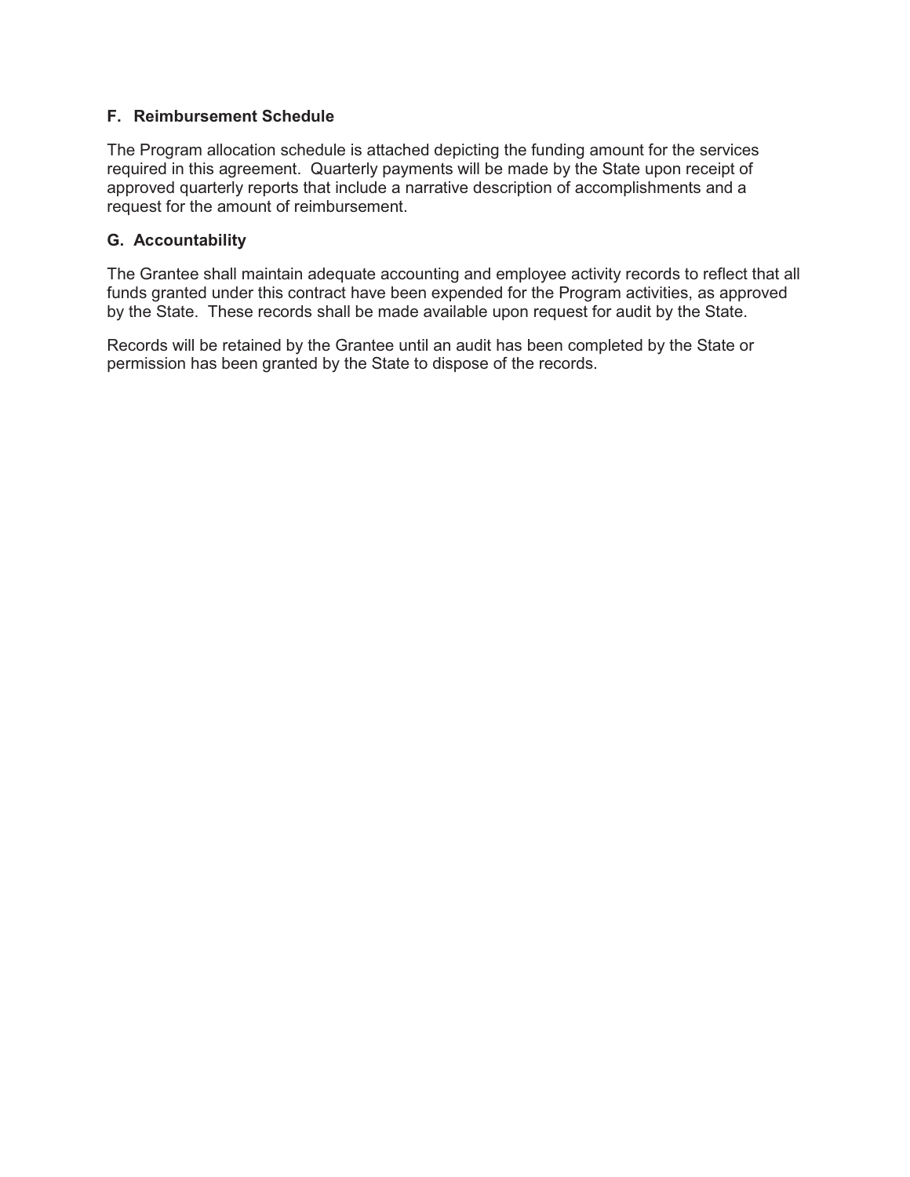### F. Reimbursement Schedule

The Program allocation schedule is attached depicting the funding amount for the services required in this agreement. Quarterly payments will be made by the State upon receipt of approved quarterly reports that include a narrative description of accomplishments and a request for the amount of reimbursement.

### G. Accountability

The Grantee shall maintain adequate accounting and employee activity records to reflect that all funds granted under this contract have been expended for the Program activities, as approved by the State. These records shall be made available upon request for audit by the State.

Records will be retained by the Grantee until an audit has been completed by the State or permission has been granted by the State to dispose of the records.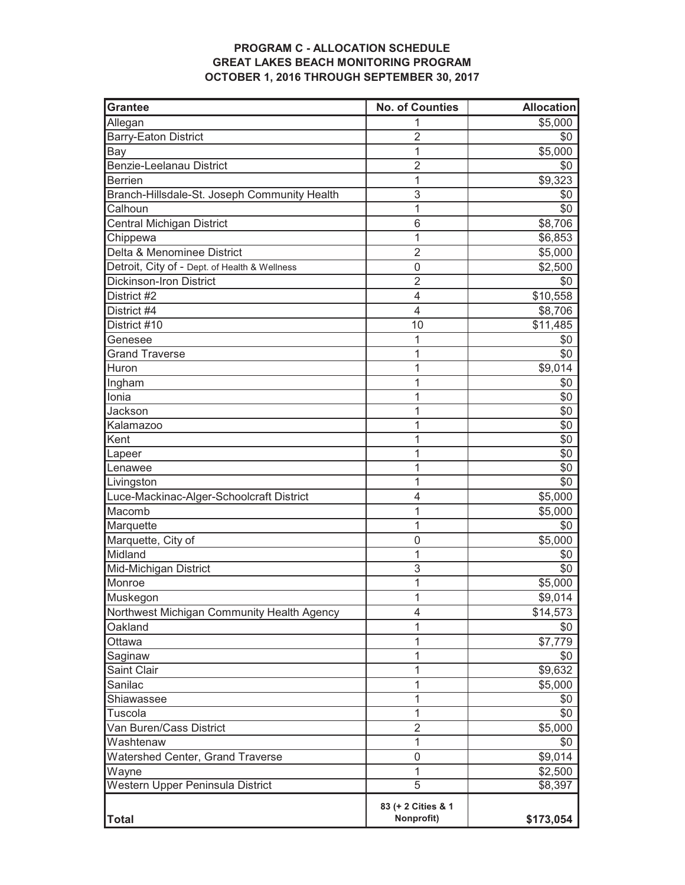**PROGRAM C - ALLOCATION SCHEDULE**
**GREAT LAKES BEACH MONITORING PROGRAM**
**OCTOBER 1, 2016 THROUGH SEPTEMBER 30, 2017**

| Grantee | No. of Counties | Allocation |
|---|---|---|
| Allegan | 1 | $5,000 |
| Barry-Eaton District | 2 | $0 |
| Bay | 1 | $5,000 |
| Benzie-Leelanau District | 2 | $0 |
| Berrien | 1 | $9,323 |
| Branch-Hillsdale-St. Joseph Community Health | 3 | $0 |
| Calhoun | 1 | $0 |
| Central Michigan District | 6 | $8,706 |
| Chippewa | 1 | $6,853 |
| Delta & Menominee District | 2 | $5,000 |
| Detroit, City of - Dept. of Health & Wellness | 0 | $2,500 |
| Dickinson-Iron District | 2 | $0 |
| District #2 | 4 | $10,558 |
| District #4 | 4 | $8,706 |
| District #10 | 10 | $11,485 |
| Genesee | 1 | $0 |
| Grand Traverse | 1 | $0 |
| Huron | 1 | $9,014 |
| Ingham | 1 | $0 |
| Ionia | 1 | $0 |
| Jackson | 1 | $0 |
| Kalamazoo | 1 | $0 |
| Kent | 1 | $0 |
| Lapeer | 1 | $0 |
| Lenawee | 1 | $0 |
| Livingston | 1 | $0 |
| Luce-Mackinac-Alger-Schoolcraft District | 4 | $5,000 |
| Macomb | 1 | $5,000 |
| Marquette | 1 | $0 |
| Marquette, City of | 0 | $5,000 |
| Midland | 1 | $0 |
| Mid-Michigan District | 3 | $0 |
| Monroe | 1 | $5,000 |
| Muskegon | 1 | $9,014 |
| Northwest Michigan Community Health Agency | 4 | $14,573 |
| Oakland | 1 | $0 |
| Ottawa | 1 | $7,779 |
| Saginaw | 1 | $0 |
| Saint Clair | 1 | $9,632 |
| Sanilac | 1 | $5,000 |
| Shiawassee | 1 | $0 |
| Tuscola | 1 | $0 |
| Van Buren/Cass District | 2 | $5,000 |
| Washtenaw | 1 | $0 |
| Watershed Center, Grand Traverse | 0 | $9,014 |
| Wayne | 1 | $2,500 |
| Western Upper Peninsula District | 5 | $8,397 |
| **Total** | **83 (+ 2 Cities & 1 Nonprofit)** | **$173,054** |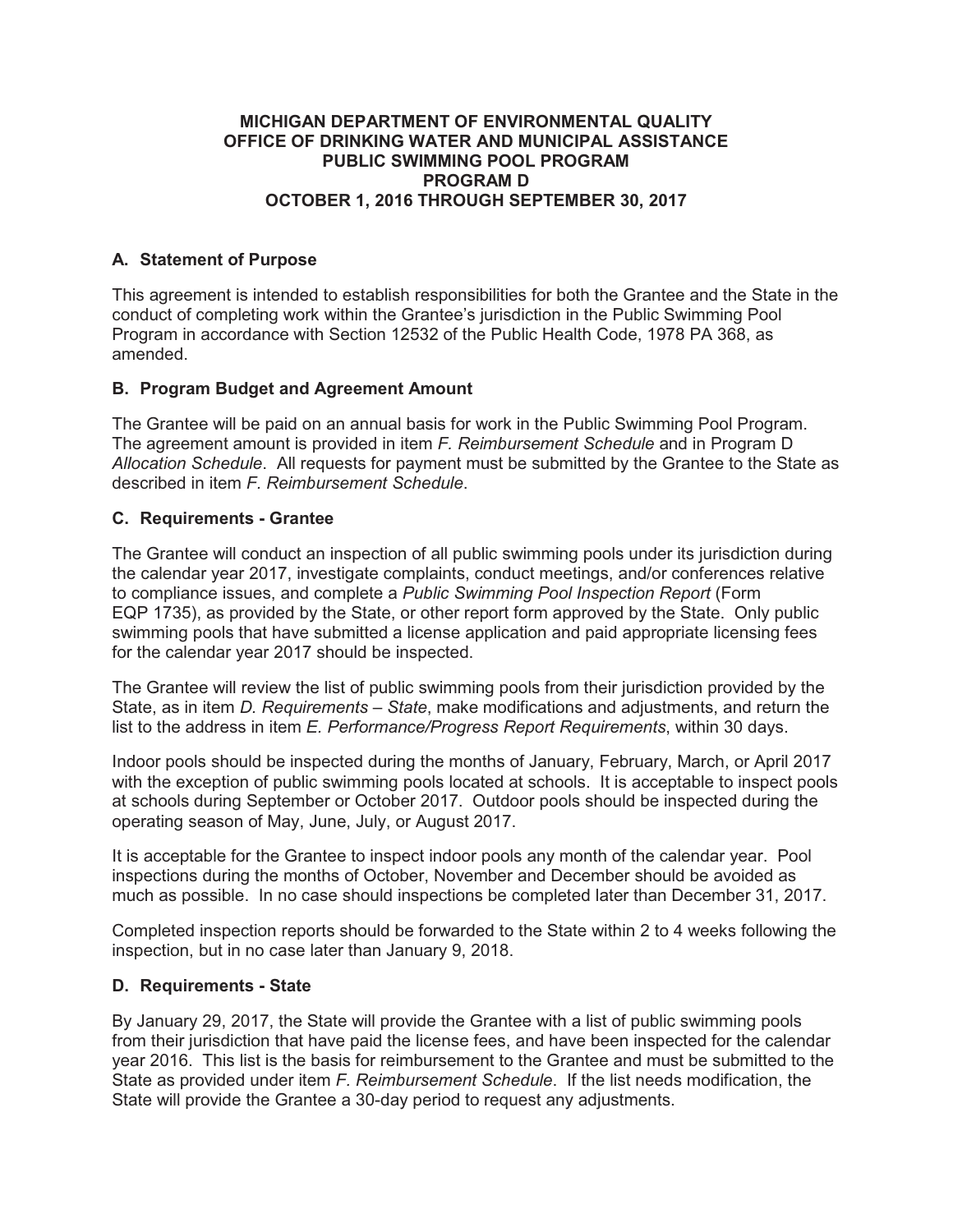**MICHIGAN DEPARTMENT OF ENVIRONMENTAL QUALITY**
**OFFICE OF DRINKING WATER AND MUNICIPAL ASSISTANCE**
**PUBLIC SWIMMING POOL PROGRAM**
**PROGRAM D**
**OCTOBER 1, 2016 THROUGH SEPTEMBER 30, 2017**

### A. Statement of Purpose

This agreement is intended to establish responsibilities for both the Grantee and the State in the conduct of completing work within the Grantee's jurisdiction in the Public Swimming Pool Program in accordance with Section 12532 of the Public Health Code, 1978 PA 368, as amended.

### B. Program Budget and Agreement Amount

The Grantee will be paid on an annual basis for work in the Public Swimming Pool Program. The agreement amount is provided in item *F. Reimbursement Schedule* and in Program D *Allocation Schedule*. All requests for payment must be submitted by the Grantee to the State as described in item *F. Reimbursement Schedule*.

### C. Requirements - Grantee

The Grantee will conduct an inspection of all public swimming pools under its jurisdiction during the calendar year 2017, investigate complaints, conduct meetings, and/or conferences relative to compliance issues, and complete a *Public Swimming Pool Inspection Report* (Form EQP 1735), as provided by the State, or other report form approved by the State. Only public swimming pools that have submitted a license application and paid appropriate licensing fees for the calendar year 2017 should be inspected.

The Grantee will review the list of public swimming pools from their jurisdiction provided by the State, as in item *D. Requirements – State*, make modifications and adjustments, and return the list to the address in item *E. Performance/Progress Report Requirements*, within 30 days.

Indoor pools should be inspected during the months of January, February, March, or April 2017 with the exception of public swimming pools located at schools. It is acceptable to inspect pools at schools during September or October 2017. Outdoor pools should be inspected during the operating season of May, June, July, or August 2017.

It is acceptable for the Grantee to inspect indoor pools any month of the calendar year. Pool inspections during the months of October, November and December should be avoided as much as possible. In no case should inspections be completed later than December 31, 2017.

Completed inspection reports should be forwarded to the State within 2 to 4 weeks following the inspection, but in no case later than January 9, 2018.

### D. Requirements - State

By January 29, 2017, the State will provide the Grantee with a list of public swimming pools from their jurisdiction that have paid the license fees, and have been inspected for the calendar year 2016. This list is the basis for reimbursement to the Grantee and must be submitted to the State as provided under item *F. Reimbursement Schedule*. If the list needs modification, the State will provide the Grantee a 30-day period to request any adjustments.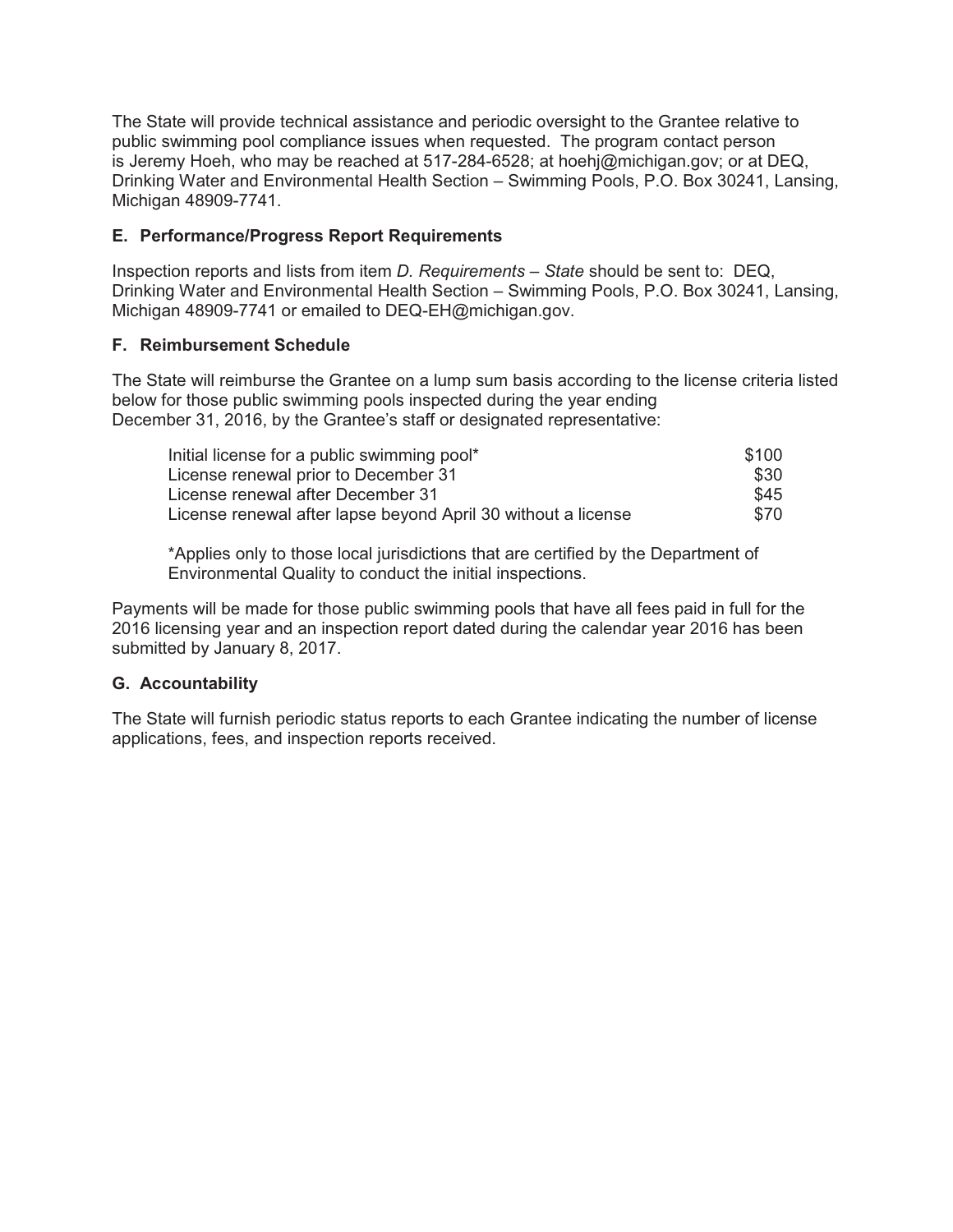The State will provide technical assistance and periodic oversight to the Grantee relative to public swimming pool compliance issues when requested. The program contact person is Jeremy Hoeh, who may be reached at 517-284-6528; at hoehj@michigan.gov; or at DEQ, Drinking Water and Environmental Health Section – Swimming Pools, P.O. Box 30241, Lansing, Michigan 48909-7741.

**E. Performance/Progress Report Requirements**

Inspection reports and lists from item *D. Requirements – State* should be sent to: DEQ, Drinking Water and Environmental Health Section – Swimming Pools, P.O. Box 30241, Lansing, Michigan 48909-7741 or emailed to DEQ-EH@michigan.gov.

**F. Reimbursement Schedule**

The State will reimburse the Grantee on a lump sum basis according to the license criteria listed below for those public swimming pools inspected during the year ending December 31, 2016, by the Grantee's staff or designated representative:

| | |
|---|---|
| Initial license for a public swimming pool* | $100 |
| License renewal prior to December 31 | $30 |
| License renewal after December 31 | $45 |
| License renewal after lapse beyond April 30 without a license | $70 |

*Applies only to those local jurisdictions that are certified by the Department of Environmental Quality to conduct the initial inspections.

Payments will be made for those public swimming pools that have all fees paid in full for the 2016 licensing year and an inspection report dated during the calendar year 2016 has been submitted by January 8, 2017.

**G. Accountability**

The State will furnish periodic status reports to each Grantee indicating the number of license applications, fees, and inspection reports received.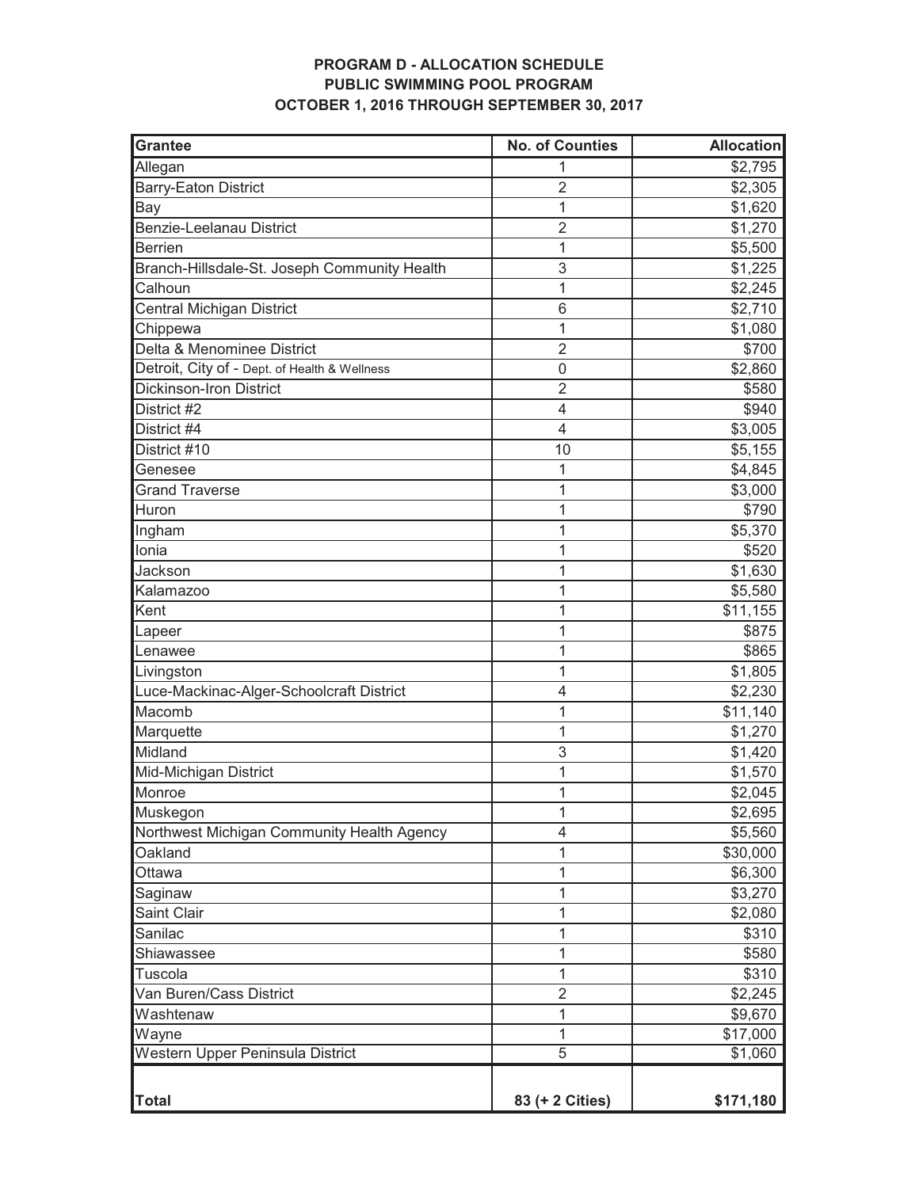**PROGRAM D - ALLOCATION SCHEDULE**
**PUBLIC SWIMMING POOL PROGRAM**
**OCTOBER 1, 2016 THROUGH SEPTEMBER 30, 2017**

| Grantee | No. of Counties | Allocation |
|---|---|---|
| Allegan | 1 | $2,795 |
| Barry-Eaton District | 2 | $2,305 |
| Bay | 1 | $1,620 |
| Benzie-Leelanau District | 2 | $1,270 |
| Berrien | 1 | $5,500 |
| Branch-Hillsdale-St. Joseph Community Health | 3 | $1,225 |
| Calhoun | 1 | $2,245 |
| Central Michigan District | 6 | $2,710 |
| Chippewa | 1 | $1,080 |
| Delta & Menominee District | 2 | $700 |
| Detroit, City of - Dept. of Health & Wellness | 0 | $2,860 |
| Dickinson-Iron District | 2 | $580 |
| District #2 | 4 | $940 |
| District #4 | 4 | $3,005 |
| District #10 | 10 | $5,155 |
| Genesee | 1 | $4,845 |
| Grand Traverse | 1 | $3,000 |
| Huron | 1 | $790 |
| Ingham | 1 | $5,370 |
| Ionia | 1 | $520 |
| Jackson | 1 | $1,630 |
| Kalamazoo | 1 | $5,580 |
| Kent | 1 | $11,155 |
| Lapeer | 1 | $875 |
| Lenawee | 1 | $865 |
| Livingston | 1 | $1,805 |
| Luce-Mackinac-Alger-Schoolcraft District | 4 | $2,230 |
| Macomb | 1 | $11,140 |
| Marquette | 1 | $1,270 |
| Midland | 3 | $1,420 |
| Mid-Michigan District | 1 | $1,570 |
| Monroe | 1 | $2,045 |
| Muskegon | 1 | $2,695 |
| Northwest Michigan Community Health Agency | 4 | $5,560 |
| Oakland | 1 | $30,000 |
| Ottawa | 1 | $6,300 |
| Saginaw | 1 | $3,270 |
| Saint Clair | 1 | $2,080 |
| Sanilac | 1 | $310 |
| Shiawassee | 1 | $580 |
| Tuscola | 1 | $310 |
| Van Buren/Cass District | 2 | $2,245 |
| Washtenaw | 1 | $9,670 |
| Wayne | 1 | $17,000 |
| Western Upper Peninsula District | 5 | $1,060 |
| **Total** | **83 (+ 2 Cities)** | **$171,180** |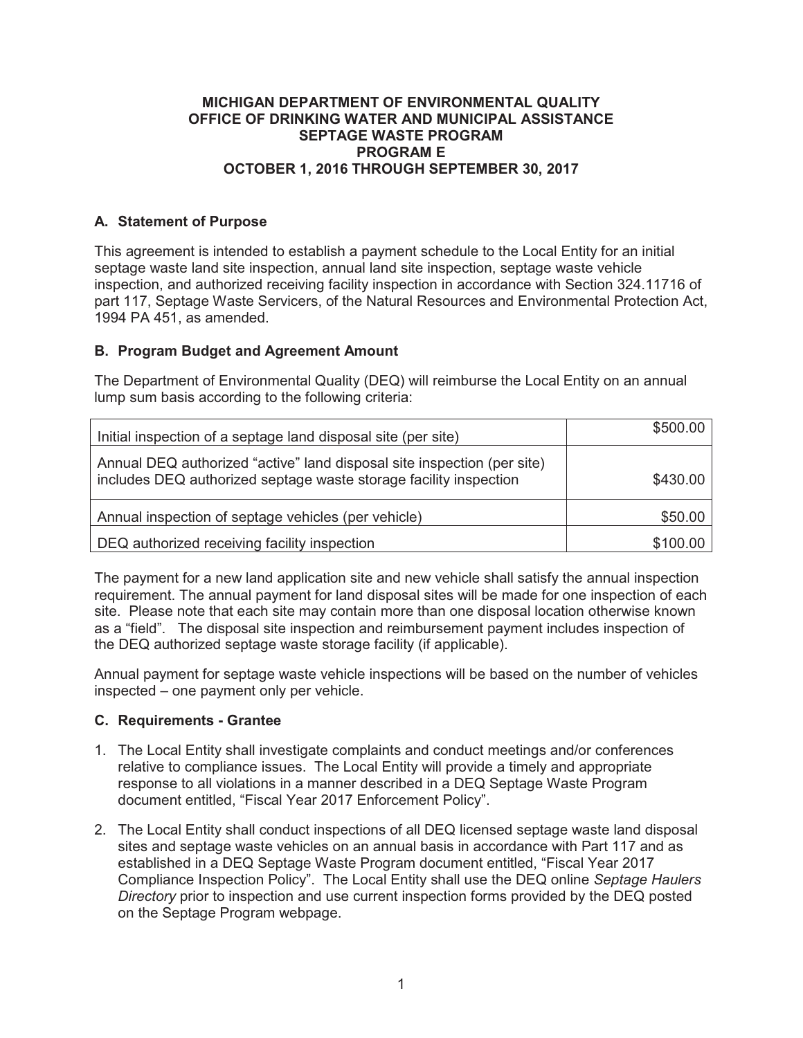# MICHIGAN DEPARTMENT OF ENVIRONMENTAL QUALITY
# OFFICE OF DRINKING WATER AND MUNICIPAL ASSISTANCE
# SEPTAGE WASTE PROGRAM
# PROGRAM E
# OCTOBER 1, 2016 THROUGH SEPTEMBER 30, 2017

## A. Statement of Purpose

This agreement is intended to establish a payment schedule to the Local Entity for an initial septage waste land site inspection, annual land site inspection, septage waste vehicle inspection, and authorized receiving facility inspection in accordance with Section 324.11716 of part 117, Septage Waste Servicers, of the Natural Resources and Environmental Protection Act, 1994 PA 451, as amended.

## B. Program Budget and Agreement Amount

The Department of Environmental Quality (DEQ) will reimburse the Local Entity on an annual lump sum basis according to the following criteria:

| | |
|---|---|
| Initial inspection of a septage land disposal site (per site) | $500.00 |
| Annual DEQ authorized "active" land disposal site inspection (per site) includes DEQ authorized septage waste storage facility inspection | $430.00 |
| Annual inspection of septage vehicles (per vehicle) | $50.00 |
| DEQ authorized receiving facility inspection | $100.00 |

The payment for a new land application site and new vehicle shall satisfy the annual inspection requirement. The annual payment for land disposal sites will be made for one inspection of each site. Please note that each site may contain more than one disposal location otherwise known as a "field". The disposal site inspection and reimbursement payment includes inspection of the DEQ authorized septage waste storage facility (if applicable).

Annual payment for septage waste vehicle inspections will be based on the number of vehicles inspected – one payment only per vehicle.

## C. Requirements - Grantee

1. The Local Entity shall investigate complaints and conduct meetings and/or conferences relative to compliance issues. The Local Entity will provide a timely and appropriate response to all violations in a manner described in a DEQ Septage Waste Program document entitled, "Fiscal Year 2017 Enforcement Policy".
2. The Local Entity shall conduct inspections of all DEQ licensed septage waste land disposal sites and septage waste vehicles on an annual basis in accordance with Part 117 and as established in a DEQ Septage Waste Program document entitled, "Fiscal Year 2017 Compliance Inspection Policy". The Local Entity shall use the DEQ online *Septage Haulers Directory* prior to inspection and use current inspection forms provided by the DEQ posted on the Septage Program webpage.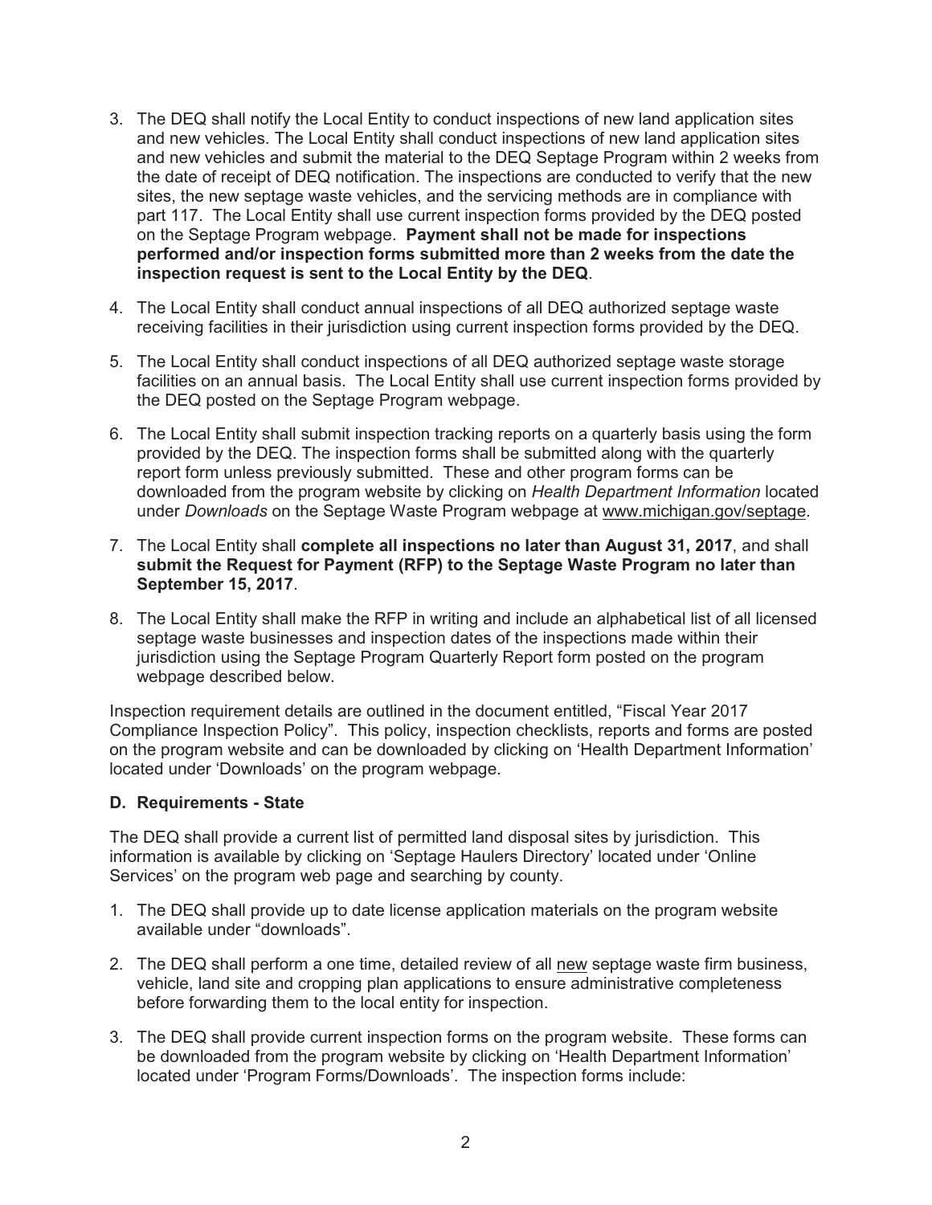3. The DEQ shall notify the Local Entity to conduct inspections of new land application sites and new vehicles. The Local Entity shall conduct inspections of new land application sites and new vehicles and submit the material to the DEQ Septage Program within 2 weeks from the date of receipt of DEQ notification. The inspections are conducted to verify that the new sites, the new septage waste vehicles, and the servicing methods are in compliance with part 117. The Local Entity shall use current inspection forms provided by the DEQ posted on the Septage Program webpage. **Payment shall not be made for inspections performed and/or inspection forms submitted more than 2 weeks from the date the inspection request is sent to the Local Entity by the DEQ**.

4. The Local Entity shall conduct annual inspections of all DEQ authorized septage waste receiving facilities in their jurisdiction using current inspection forms provided by the DEQ.

5. The Local Entity shall conduct inspections of all DEQ authorized septage waste storage facilities on an annual basis. The Local Entity shall use current inspection forms provided by the DEQ posted on the Septage Program webpage.

6. The Local Entity shall submit inspection tracking reports on a quarterly basis using the form provided by the DEQ. The inspection forms shall be submitted along with the quarterly report form unless previously submitted. These and other program forms can be downloaded from the program website by clicking on *Health Department Information* located under *Downloads* on the Septage Waste Program webpage at www.michigan.gov/septage.

7. The Local Entity shall **complete all inspections no later than August 31, 2017**, and shall **submit the Request for Payment (RFP) to the Septage Waste Program no later than September 15, 2017**.

8. The Local Entity shall make the RFP in writing and include an alphabetical list of all licensed septage waste businesses and inspection dates of the inspections made within their jurisdiction using the Septage Program Quarterly Report form posted on the program webpage described below.

Inspection requirement details are outlined in the document entitled, "Fiscal Year 2017 Compliance Inspection Policy". This policy, inspection checklists, reports and forms are posted on the program website and can be downloaded by clicking on 'Health Department Information' located under 'Downloads' on the program webpage.

### D. Requirements - State

The DEQ shall provide a current list of permitted land disposal sites by jurisdiction. This information is available by clicking on 'Septage Haulers Directory' located under 'Online Services' on the program web page and searching by county.

1. The DEQ shall provide up to date license application materials on the program website available under "downloads".

2. The DEQ shall perform a one time, detailed review of all new septage waste firm business, vehicle, land site and cropping plan applications to ensure administrative completeness before forwarding them to the local entity for inspection.

3. The DEQ shall provide current inspection forms on the program website. These forms can be downloaded from the program website by clicking on 'Health Department Information' located under 'Program Forms/Downloads'. The inspection forms include: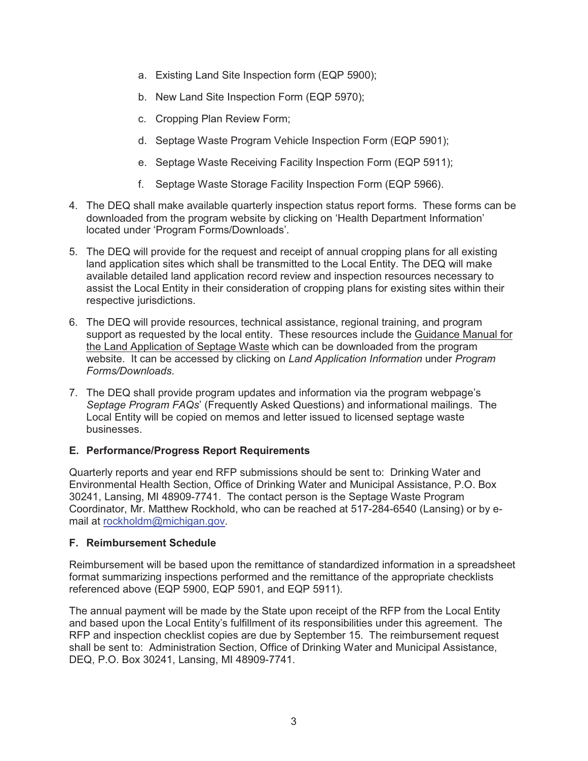a. Existing Land Site Inspection form (EQP 5900);

   b. New Land Site Inspection Form (EQP 5970);

   c. Cropping Plan Review Form;

   d. Septage Waste Program Vehicle Inspection Form (EQP 5901);

   e. Septage Waste Receiving Facility Inspection Form (EQP 5911);

   f. Septage Waste Storage Facility Inspection Form (EQP 5966).

4. The DEQ shall make available quarterly inspection status report forms. These forms can be downloaded from the program website by clicking on 'Health Department Information' located under 'Program Forms/Downloads'.

5. The DEQ will provide for the request and receipt of annual cropping plans for all existing land application sites which shall be transmitted to the Local Entity. The DEQ will make available detailed land application record review and inspection resources necessary to assist the Local Entity in their consideration of cropping plans for existing sites within their respective jurisdictions.

6. The DEQ will provide resources, technical assistance, regional training, and program support as requested by the local entity. These resources include the Guidance Manual for the Land Application of Septage Waste which can be downloaded from the program website. It can be accessed by clicking on *Land Application Information* under *Program Forms/Downloads*.

7. The DEQ shall provide program updates and information via the program webpage's *Septage Program FAQs*' (Frequently Asked Questions) and informational mailings. The Local Entity will be copied on memos and letter issued to licensed septage waste businesses.

**E. Performance/Progress Report Requirements**

Quarterly reports and year end RFP submissions should be sent to: Drinking Water and Environmental Health Section, Office of Drinking Water and Municipal Assistance, P.O. Box 30241, Lansing, MI 48909-7741. The contact person is the Septage Waste Program Coordinator, Mr. Matthew Rockhold, who can be reached at 517-284-6540 (Lansing) or by e-mail at rockholdm@michigan.gov.

**F. Reimbursement Schedule**

Reimbursement will be based upon the remittance of standardized information in a spreadsheet format summarizing inspections performed and the remittance of the appropriate checklists referenced above (EQP 5900, EQP 5901, and EQP 5911).

The annual payment will be made by the State upon receipt of the RFP from the Local Entity and based upon the Local Entity's fulfillment of its responsibilities under this agreement. The RFP and inspection checklist copies are due by September 15. The reimbursement request shall be sent to: Administration Section, Office of Drinking Water and Municipal Assistance, DEQ, P.O. Box 30241, Lansing, MI 48909-7741.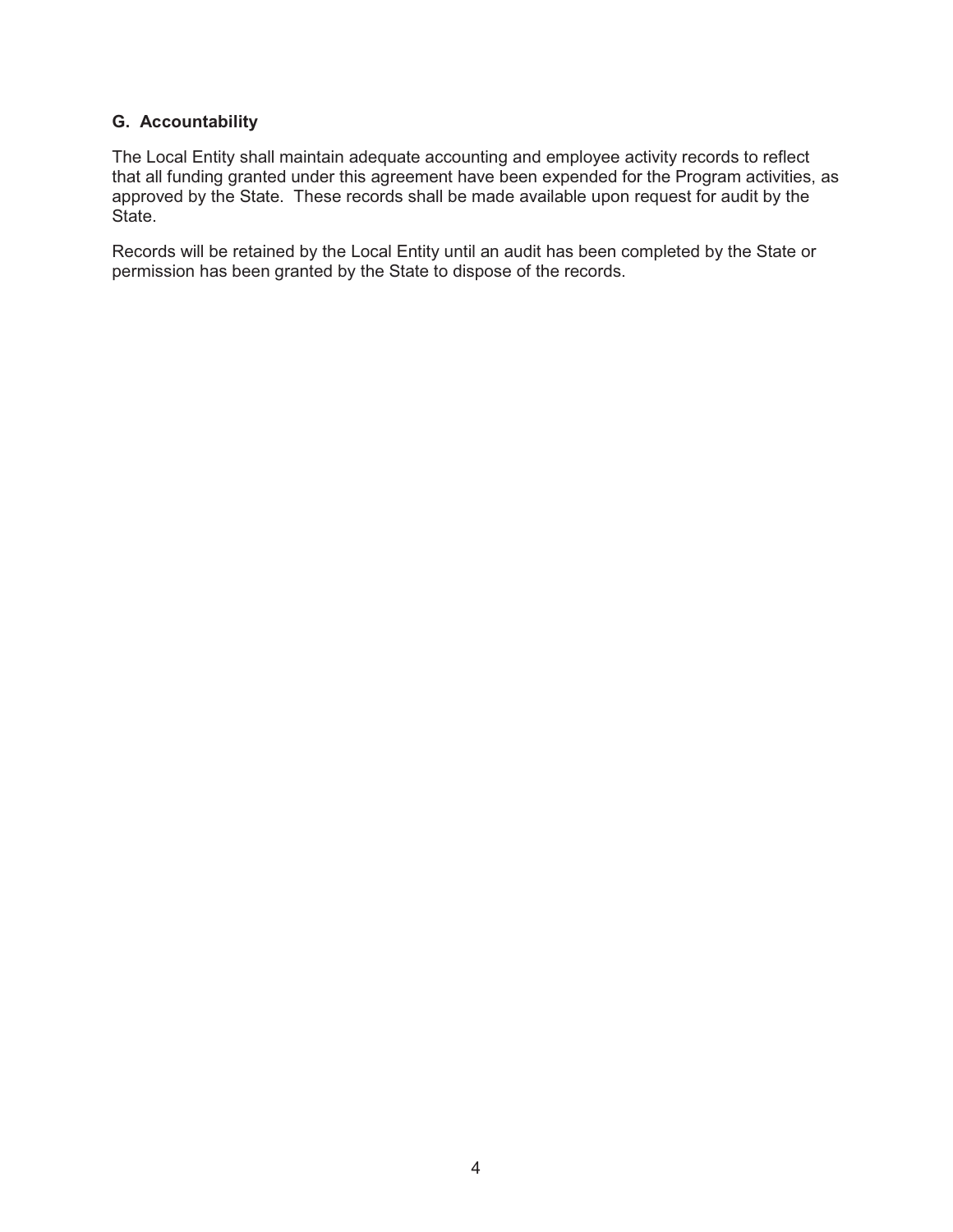### G. Accountability

The Local Entity shall maintain adequate accounting and employee activity records to reflect that all funding granted under this agreement have been expended for the Program activities, as approved by the State. These records shall be made available upon request for audit by the State.

Records will be retained by the Local Entity until an audit has been completed by the State or permission has been granted by the State to dispose of the records.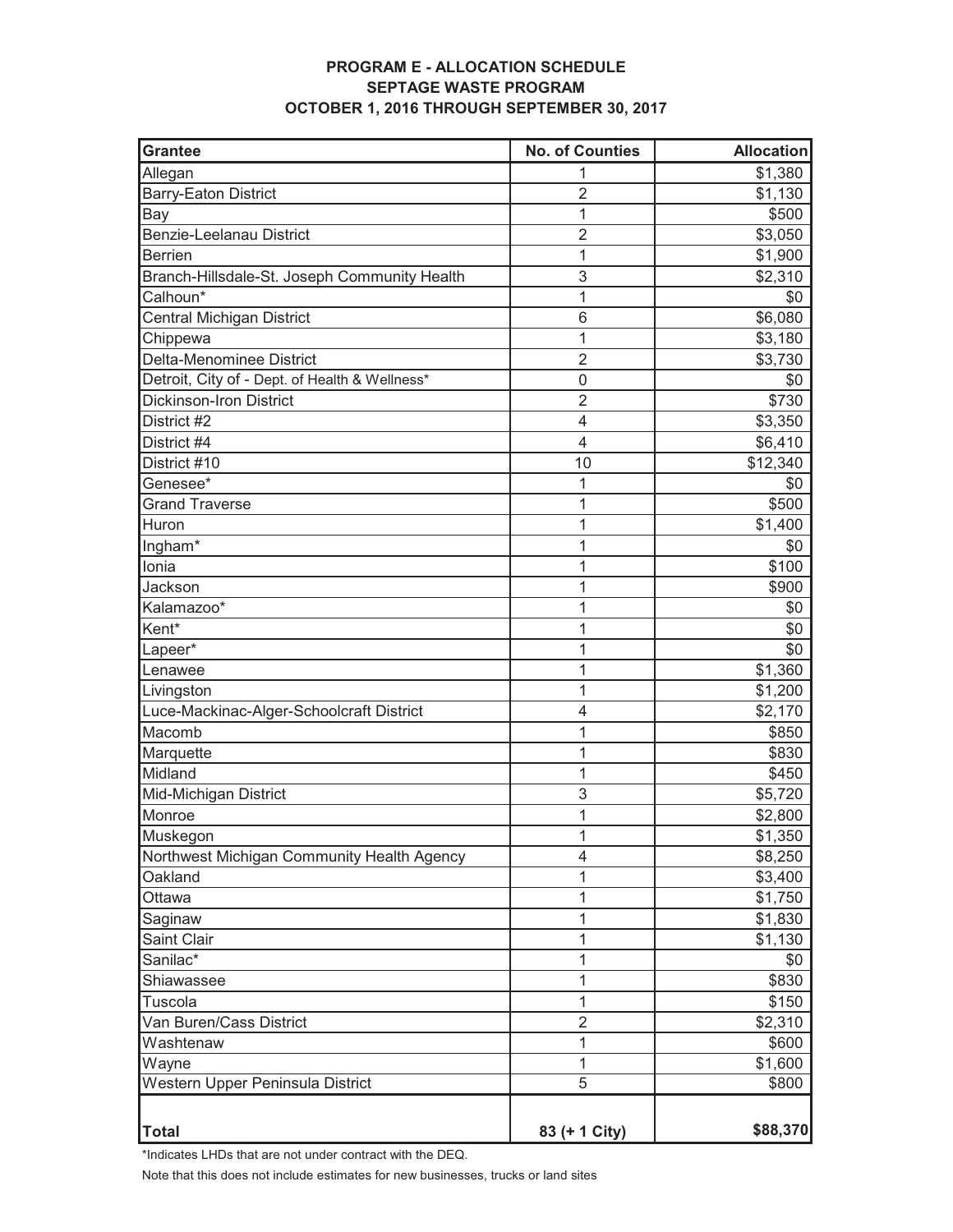**PROGRAM E - ALLOCATION SCHEDULE**
**SEPTAGE WASTE PROGRAM**
**OCTOBER 1, 2016 THROUGH SEPTEMBER 30, 2017**

| Grantee | No. of Counties | Allocation |
|---|---|---|
| Allegan | 1 | $1,380 |
| Barry-Eaton District | 2 | $1,130 |
| Bay | 1 | $500 |
| Benzie-Leelanau District | 2 | $3,050 |
| Berrien | 1 | $1,900 |
| Branch-Hillsdale-St. Joseph Community Health | 3 | $2,310 |
| Calhoun* | 1 | $0 |
| Central Michigan District | 6 | $6,080 |
| Chippewa | 1 | $3,180 |
| Delta-Menominee District | 2 | $3,730 |
| Detroit, City of - Dept. of Health & Wellness* | 0 | $0 |
| Dickinson-Iron District | 2 | $730 |
| District #2 | 4 | $3,350 |
| District #4 | 4 | $6,410 |
| District #10 | 10 | $12,340 |
| Genesee* | 1 | $0 |
| Grand Traverse | 1 | $500 |
| Huron | 1 | $1,400 |
| Ingham* | 1 | $0 |
| Ionia | 1 | $100 |
| Jackson | 1 | $900 |
| Kalamazoo* | 1 | $0 |
| Kent* | 1 | $0 |
| Lapeer* | 1 | $0 |
| Lenawee | 1 | $1,360 |
| Livingston | 1 | $1,200 |
| Luce-Mackinac-Alger-Schoolcraft District | 4 | $2,170 |
| Macomb | 1 | $850 |
| Marquette | 1 | $830 |
| Midland | 1 | $450 |
| Mid-Michigan District | 3 | $5,720 |
| Monroe | 1 | $2,800 |
| Muskegon | 1 | $1,350 |
| Northwest Michigan Community Health Agency | 4 | $8,250 |
| Oakland | 1 | $3,400 |
| Ottawa | 1 | $1,750 |
| Saginaw | 1 | $1,830 |
| Saint Clair | 1 | $1,130 |
| Sanilac* | 1 | $0 |
| Shiawassee | 1 | $830 |
| Tuscola | 1 | $150 |
| Van Buren/Cass District | 2 | $2,310 |
| Washtenaw | 1 | $600 |
| Wayne | 1 | $1,600 |
| Western Upper Peninsula District | 5 | $800 |
| **Total** | **83 (+ 1 City)** | **$88,370** |

*Indicates LHDs that are not under contract with the DEQ.

Note that this does not include estimates for new businesses, trucks or land sites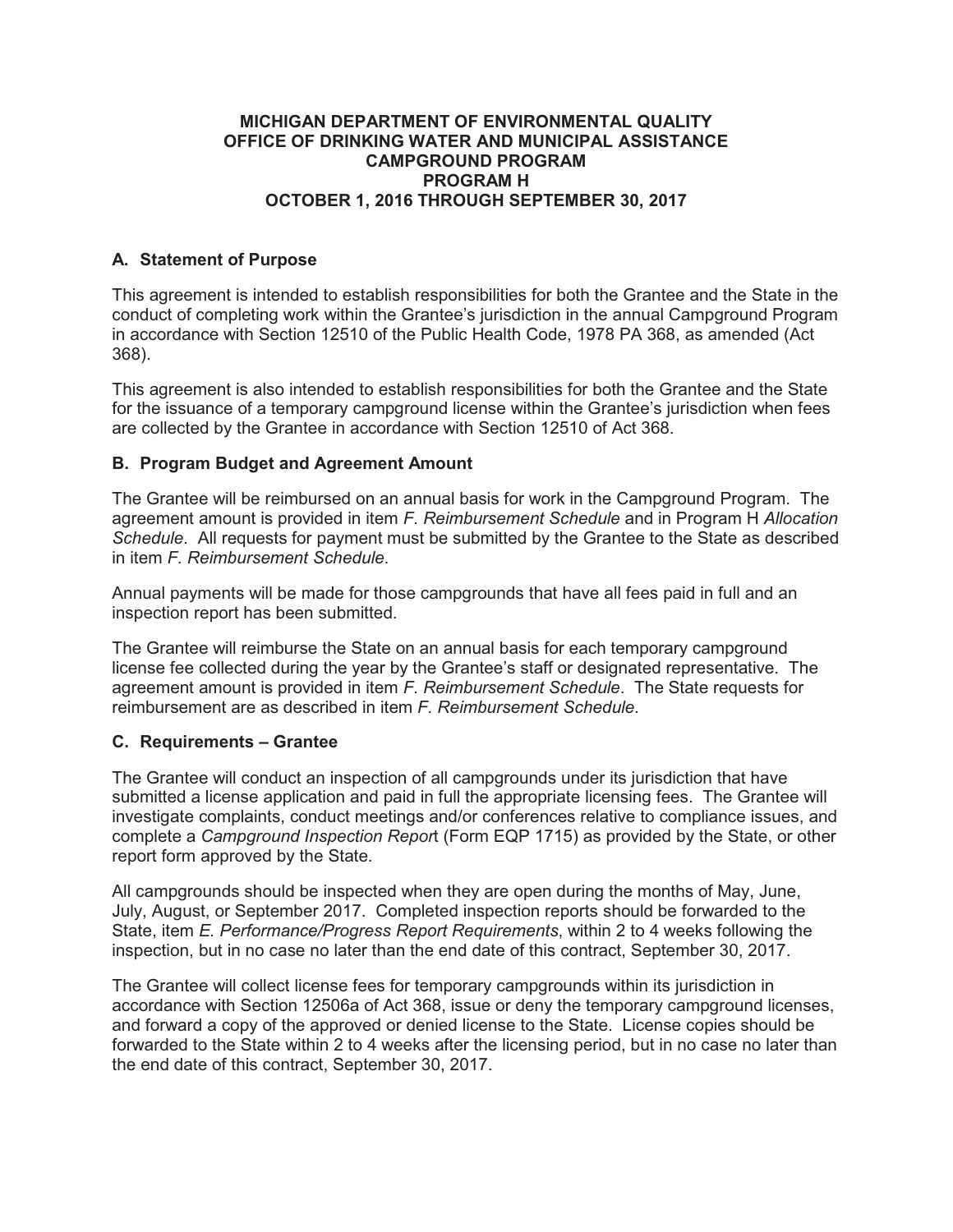**MICHIGAN DEPARTMENT OF ENVIRONMENTAL QUALITY**
**OFFICE OF DRINKING WATER AND MUNICIPAL ASSISTANCE**
**CAMPGROUND PROGRAM**
**PROGRAM H**
**OCTOBER 1, 2016 THROUGH SEPTEMBER 30, 2017**

### A. Statement of Purpose

This agreement is intended to establish responsibilities for both the Grantee and the State in the conduct of completing work within the Grantee's jurisdiction in the annual Campground Program in accordance with Section 12510 of the Public Health Code, 1978 PA 368, as amended (Act 368).

This agreement is also intended to establish responsibilities for both the Grantee and the State for the issuance of a temporary campground license within the Grantee's jurisdiction when fees are collected by the Grantee in accordance with Section 12510 of Act 368.

### B. Program Budget and Agreement Amount

The Grantee will be reimbursed on an annual basis for work in the Campground Program. The agreement amount is provided in item *F. Reimbursement Schedule* and in Program H *Allocation Schedule*. All requests for payment must be submitted by the Grantee to the State as described in item *F. Reimbursement Schedule*.

Annual payments will be made for those campgrounds that have all fees paid in full and an inspection report has been submitted.

The Grantee will reimburse the State on an annual basis for each temporary campground license fee collected during the year by the Grantee's staff or designated representative. The agreement amount is provided in item *F. Reimbursement Schedule*. The State requests for reimbursement are as described in item *F. Reimbursement Schedule*.

### C. Requirements – Grantee

The Grantee will conduct an inspection of all campgrounds under its jurisdiction that have submitted a license application and paid in full the appropriate licensing fees. The Grantee will investigate complaints, conduct meetings and/or conferences relative to compliance issues, and complete a *Campground Inspection Report* (Form EQP 1715) as provided by the State, or other report form approved by the State.

All campgrounds should be inspected when they are open during the months of May, June, July, August, or September 2017. Completed inspection reports should be forwarded to the State, item *E. Performance/Progress Report Requirements*, within 2 to 4 weeks following the inspection, but in no case no later than the end date of this contract, September 30, 2017.

The Grantee will collect license fees for temporary campgrounds within its jurisdiction in accordance with Section 12506a of Act 368, issue or deny the temporary campground licenses, and forward a copy of the approved or denied license to the State. License copies should be forwarded to the State within 2 to 4 weeks after the licensing period, but in no case no later than the end date of this contract, September 30, 2017.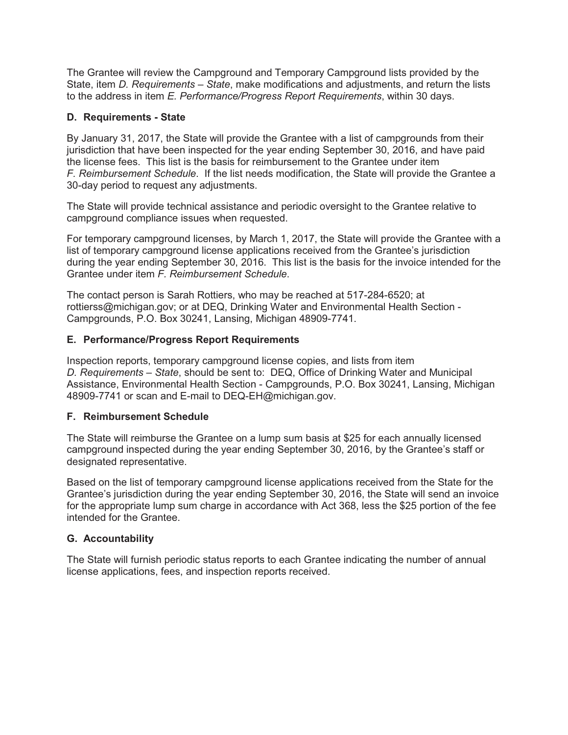The Grantee will review the Campground and Temporary Campground lists provided by the State, item *D. Requirements – State*, make modifications and adjustments, and return the lists to the address in item *E. Performance/Progress Report Requirements*, within 30 days.

### D. Requirements - State

By January 31, 2017, the State will provide the Grantee with a list of campgrounds from their jurisdiction that have been inspected for the year ending September 30, 2016, and have paid the license fees. This list is the basis for reimbursement to the Grantee under item *F. Reimbursement Schedule*. If the list needs modification, the State will provide the Grantee a 30-day period to request any adjustments.

The State will provide technical assistance and periodic oversight to the Grantee relative to campground compliance issues when requested.

For temporary campground licenses, by March 1, 2017, the State will provide the Grantee with a list of temporary campground license applications received from the Grantee's jurisdiction during the year ending September 30, 2016. This list is the basis for the invoice intended for the Grantee under item *F. Reimbursement Schedule*.

The contact person is Sarah Rottiers, who may be reached at 517-284-6520; at rottierss@michigan.gov; or at DEQ, Drinking Water and Environmental Health Section - Campgrounds, P.O. Box 30241, Lansing, Michigan 48909-7741.

### E. Performance/Progress Report Requirements

Inspection reports, temporary campground license copies, and lists from item *D. Requirements – State*, should be sent to: DEQ, Office of Drinking Water and Municipal Assistance, Environmental Health Section - Campgrounds, P.O. Box 30241, Lansing, Michigan 48909-7741 or scan and E-mail to DEQ-EH@michigan.gov.

### F. Reimbursement Schedule

The State will reimburse the Grantee on a lump sum basis at $25 for each annually licensed campground inspected during the year ending September 30, 2016, by the Grantee's staff or designated representative.

Based on the list of temporary campground license applications received from the State for the Grantee's jurisdiction during the year ending September 30, 2016, the State will send an invoice for the appropriate lump sum charge in accordance with Act 368, less the $25 portion of the fee intended for the Grantee.

### G. Accountability

The State will furnish periodic status reports to each Grantee indicating the number of annual license applications, fees, and inspection reports received.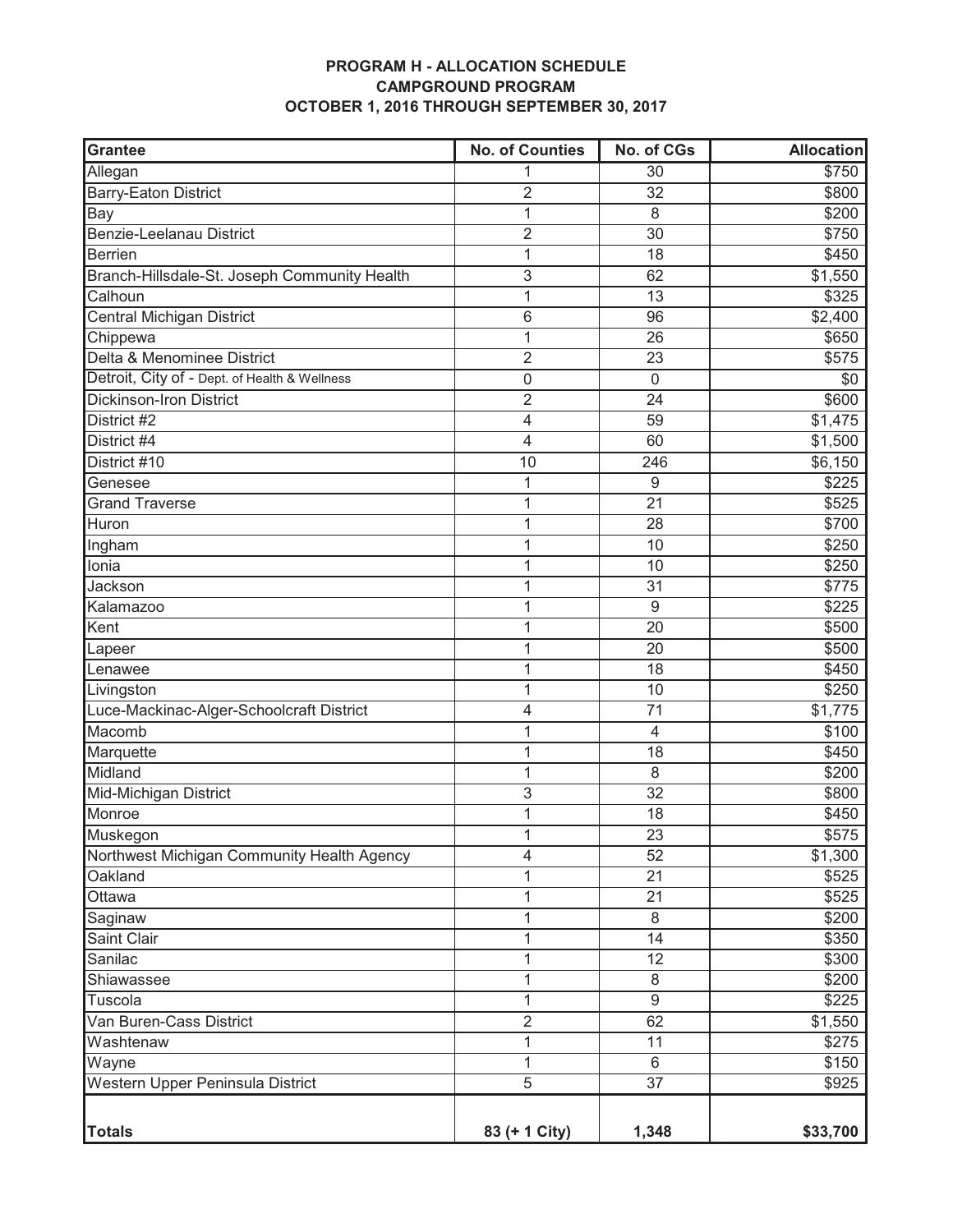**PROGRAM H - ALLOCATION SCHEDULE**
**CAMPGROUND PROGRAM**
**OCTOBER 1, 2016 THROUGH SEPTEMBER 30, 2017**

| Grantee | No. of Counties | No. of CGs | Allocation |
|---|---|---|---|
| Allegan | 1 | 30 | $750 |
| Barry-Eaton District | 2 | 32 | $800 |
| Bay | 1 | 8 | $200 |
| Benzie-Leelanau District | 2 | 30 | $750 |
| Berrien | 1 | 18 | $450 |
| Branch-Hillsdale-St. Joseph Community Health | 3 | 62 | $1,550 |
| Calhoun | 1 | 13 | $325 |
| Central Michigan District | 6 | 96 | $2,400 |
| Chippewa | 1 | 26 | $650 |
| Delta & Menominee District | 2 | 23 | $575 |
| Detroit, City of - Dept. of Health & Wellness | 0 | 0 | $0 |
| Dickinson-Iron District | 2 | 24 | $600 |
| District #2 | 4 | 59 | $1,475 |
| District #4 | 4 | 60 | $1,500 |
| District #10 | 10 | 246 | $6,150 |
| Genesee | 1 | 9 | $225 |
| Grand Traverse | 1 | 21 | $525 |
| Huron | 1 | 28 | $700 |
| Ingham | 1 | 10 | $250 |
| Ionia | 1 | 10 | $250 |
| Jackson | 1 | 31 | $775 |
| Kalamazoo | 1 | 9 | $225 |
| Kent | 1 | 20 | $500 |
| Lapeer | 1 | 20 | $500 |
| Lenawee | 1 | 18 | $450 |
| Livingston | 1 | 10 | $250 |
| Luce-Mackinac-Alger-Schoolcraft District | 4 | 71 | $1,775 |
| Macomb | 1 | 4 | $100 |
| Marquette | 1 | 18 | $450 |
| Midland | 1 | 8 | $200 |
| Mid-Michigan District | 3 | 32 | $800 |
| Monroe | 1 | 18 | $450 |
| Muskegon | 1 | 23 | $575 |
| Northwest Michigan Community Health Agency | 4 | 52 | $1,300 |
| Oakland | 1 | 21 | $525 |
| Ottawa | 1 | 21 | $525 |
| Saginaw | 1 | 8 | $200 |
| Saint Clair | 1 | 14 | $350 |
| Sanilac | 1 | 12 | $300 |
| Shiawassee | 1 | 8 | $200 |
| Tuscola | 1 | 9 | $225 |
| Van Buren-Cass District | 2 | 62 | $1,550 |
| Washtenaw | 1 | 11 | $275 |
| Wayne | 1 | 6 | $150 |
| Western Upper Peninsula District | 5 | 37 | $925 |
| **Totals** | **83 (+ 1 City)** | **1,348** | **$33,700** |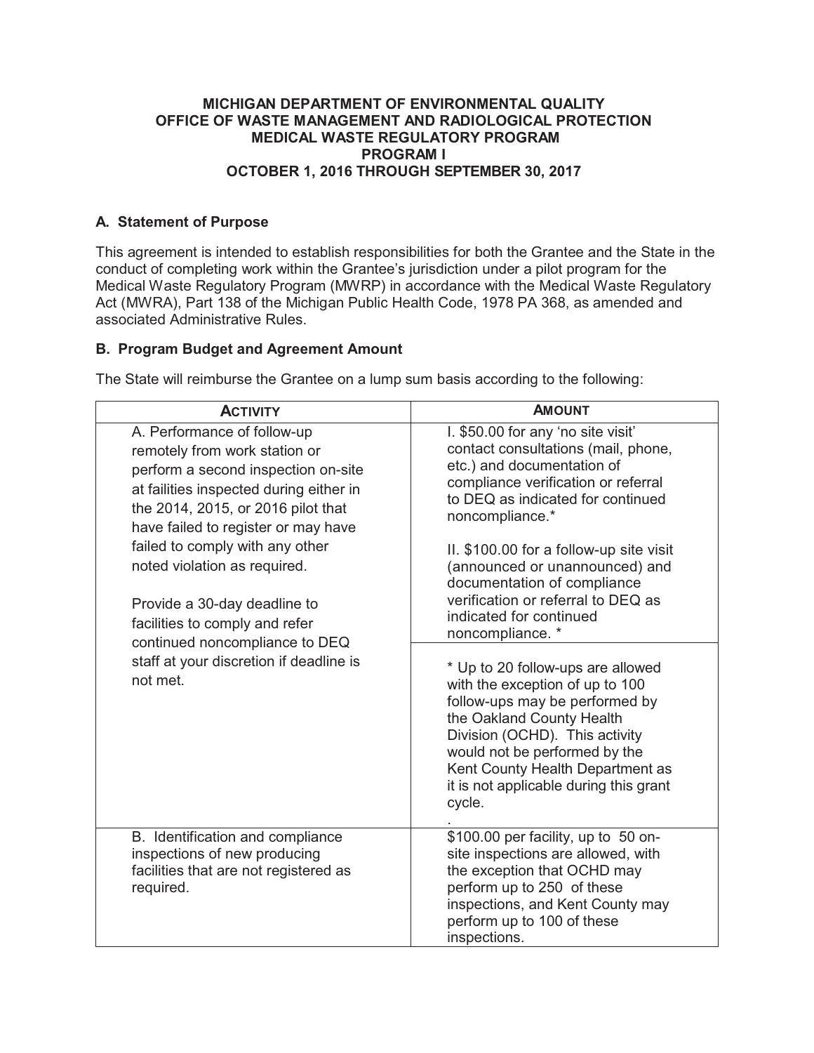**MICHIGAN DEPARTMENT OF ENVIRONMENTAL QUALITY**
**OFFICE OF WASTE MANAGEMENT AND RADIOLOGICAL PROTECTION**
**MEDICAL WASTE REGULATORY PROGRAM**
**PROGRAM I**
**OCTOBER 1, 2016 THROUGH SEPTEMBER 30, 2017**

## A. Statement of Purpose

This agreement is intended to establish responsibilities for both the Grantee and the State in the conduct of completing work within the Grantee's jurisdiction under a pilot program for the Medical Waste Regulatory Program (MWRP) in accordance with the Medical Waste Regulatory Act (MWRA), Part 138 of the Michigan Public Health Code, 1978 PA 368, as amended and associated Administrative Rules.

## B. Program Budget and Agreement Amount

The State will reimburse the Grantee on a lump sum basis according to the following:

| ACTIVITY | AMOUNT |
| --- | --- |
| A. Performance of follow-up remotely from work station or perform a second inspection on-site at failities inspected during either in the 2014, 2015, or 2016 pilot that have failed to register or may have failed to comply with any other noted violation as required.<br><br>Provide a 30-day deadline to facilities to comply and refer continued noncompliance to DEQ staff at your discretion if deadline is not met. | I. \$50.00 for any 'no site visit' contact consultations (mail, phone, etc.) and documentation of compliance verification or referral to DEQ as indicated for continued noncompliance.*<br><br>II. \$100.00 for a follow-up site visit (announced or unannounced) and documentation of compliance verification or referral to DEQ as indicated for continued noncompliance. *<br><br>* Up to 20 follow-ups are allowed with the exception of up to 100 follow-ups may be performed by the Oakland County Health Division (OCHD). This activity would not be performed by the Kent County Health Department as it is not applicable during this grant cycle. |
| B. Identification and compliance inspections of new producing facilities that are not registered as required. | \$100.00 per facility, up to 50 on-site inspections are allowed, with the exception that OCHD may perform up to 250 of these inspections, and Kent County may perform up to 100 of these inspections. |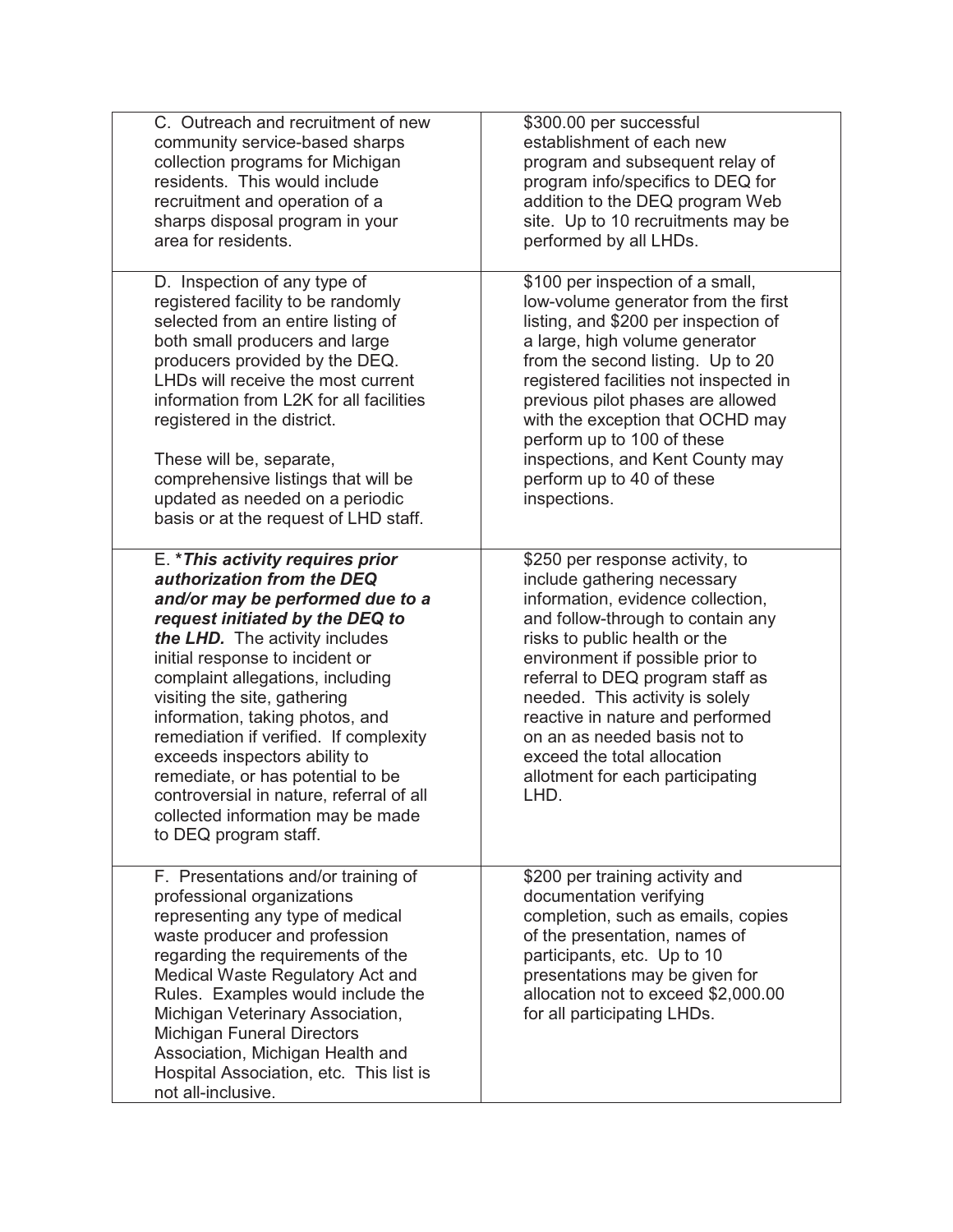| | |
|---|---|
| C. Outreach and recruitment of new community service-based sharps collection programs for Michigan residents. This would include recruitment and operation of a sharps disposal program in your area for residents. | $300.00 per successful establishment of each new program and subsequent relay of program info/specifics to DEQ for addition to the DEQ program Web site. Up to 10 recruitments may be performed by all LHDs. |
| D. Inspection of any type of registered facility to be randomly selected from an entire listing of both small producers and large producers provided by the DEQ. LHDs will receive the most current information from L2K for all facilities registered in the district.<br><br>These will be, separate, comprehensive listings that will be updated as needed on a periodic basis or at the request of LHD staff. | $100 per inspection of a small, low-volume generator from the first listing, and $200 per inspection of a large, high volume generator from the second listing. Up to 20 registered facilities not inspected in previous pilot phases are allowed with the exception that OCHD may perform up to 100 of these inspections, and Kent County may perform up to 40 of these inspections. |
| E. ***This activity requires prior authorization from the DEQ and/or may be performed due to a request initiated by the DEQ to the LHD.*** The activity includes initial response to incident or complaint allegations, including visiting the site, gathering information, taking photos, and remediation if verified. If complexity exceeds inspectors ability to remediate, or has potential to be controversial in nature, referral of all collected information may be made to DEQ program staff. | $250 per response activity, to include gathering necessary information, evidence collection, and follow-through to contain any risks to public health or the environment if possible prior to referral to DEQ program staff as needed. This activity is solely reactive in nature and performed on an as needed basis not to exceed the total allocation allotment for each participating LHD. |
| F. Presentations and/or training of professional organizations representing any type of medical waste producer and profession regarding the requirements of the Medical Waste Regulatory Act and Rules. Examples would include the Michigan Veterinary Association, Michigan Funeral Directors Association, Michigan Health and Hospital Association, etc. This list is not all-inclusive. | $200 per training activity and documentation verifying completion, such as emails, copies of the presentation, names of participants, etc. Up to 10 presentations may be given for allocation not to exceed $2,000.00 for all participating LHDs. |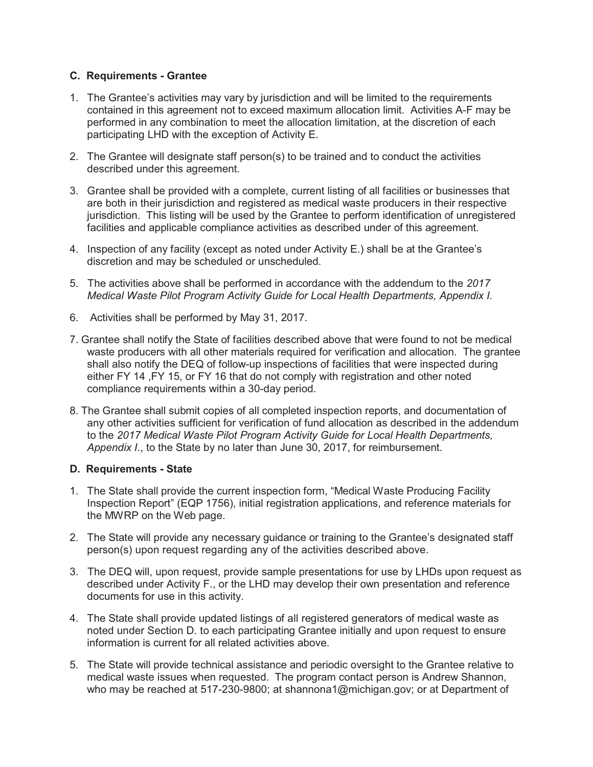### C. Requirements - Grantee

1. The Grantee's activities may vary by jurisdiction and will be limited to the requirements contained in this agreement not to exceed maximum allocation limit. Activities A-F may be performed in any combination to meet the allocation limitation, at the discretion of each participating LHD with the exception of Activity E.

2. The Grantee will designate staff person(s) to be trained and to conduct the activities described under this agreement.

3. Grantee shall be provided with a complete, current listing of all facilities or businesses that are both in their jurisdiction and registered as medical waste producers in their respective jurisdiction. This listing will be used by the Grantee to perform identification of unregistered facilities and applicable compliance activities as described under of this agreement.

4. Inspection of any facility (except as noted under Activity E.) shall be at the Grantee's discretion and may be scheduled or unscheduled.

5. The activities above shall be performed in accordance with the addendum to the *2017 Medical Waste Pilot Program Activity Guide for Local Health Departments, Appendix I.*

6. Activities shall be performed by May 31, 2017.

7. Grantee shall notify the State of facilities described above that were found to not be medical waste producers with all other materials required for verification and allocation. The grantee shall also notify the DEQ of follow-up inspections of facilities that were inspected during either FY 14 ,FY 15, or FY 16 that do not comply with registration and other noted compliance requirements within a 30-day period.

8. The Grantee shall submit copies of all completed inspection reports, and documentation of any other activities sufficient for verification of fund allocation as described in the addendum to the *2017 Medical Waste Pilot Program Activity Guide for Local Health Departments, Appendix I.*, to the State by no later than June 30, 2017, for reimbursement.

### D. Requirements - State

1. The State shall provide the current inspection form, "Medical Waste Producing Facility Inspection Report" (EQP 1756), initial registration applications, and reference materials for the MWRP on the Web page.

2. The State will provide any necessary guidance or training to the Grantee's designated staff person(s) upon request regarding any of the activities described above.

3. The DEQ will, upon request, provide sample presentations for use by LHDs upon request as described under Activity F., or the LHD may develop their own presentation and reference documents for use in this activity.

4. The State shall provide updated listings of all registered generators of medical waste as noted under Section D. to each participating Grantee initially and upon request to ensure information is current for all related activities above.

5. The State will provide technical assistance and periodic oversight to the Grantee relative to medical waste issues when requested. The program contact person is Andrew Shannon, who may be reached at 517-230-9800; at shannona1@michigan.gov; or at Department of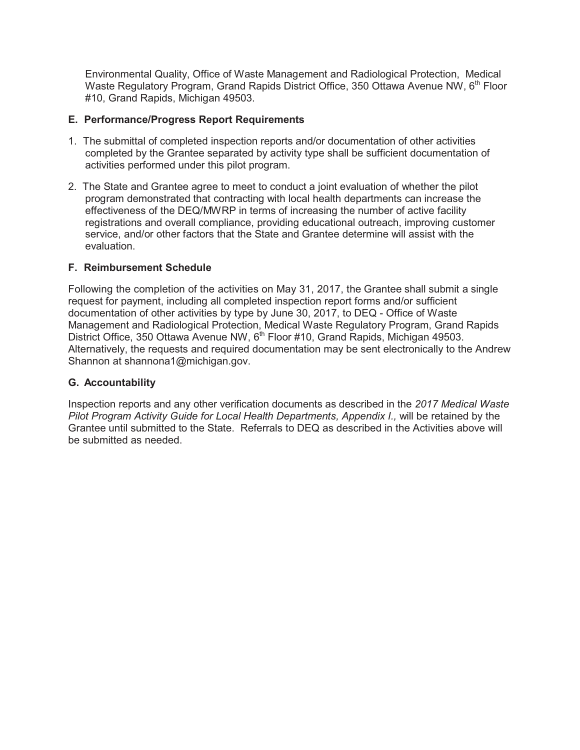Environmental Quality, Office of Waste Management and Radiological Protection, Medical Waste Regulatory Program, Grand Rapids District Office, 350 Ottawa Avenue NW, 6th Floor #10, Grand Rapids, Michigan 49503.

**E. Performance/Progress Report Requirements**

1. The submittal of completed inspection reports and/or documentation of other activities completed by the Grantee separated by activity type shall be sufficient documentation of activities performed under this pilot program.

2. The State and Grantee agree to meet to conduct a joint evaluation of whether the pilot program demonstrated that contracting with local health departments can increase the effectiveness of the DEQ/MWRP in terms of increasing the number of active facility registrations and overall compliance, providing educational outreach, improving customer service, and/or other factors that the State and Grantee determine will assist with the evaluation.

**F. Reimbursement Schedule**

Following the completion of the activities on May 31, 2017, the Grantee shall submit a single request for payment, including all completed inspection report forms and/or sufficient documentation of other activities by type by June 30, 2017, to DEQ - Office of Waste Management and Radiological Protection, Medical Waste Regulatory Program, Grand Rapids District Office, 350 Ottawa Avenue NW, 6th Floor #10, Grand Rapids, Michigan 49503. Alternatively, the requests and required documentation may be sent electronically to the Andrew Shannon at shannona1@michigan.gov.

**G. Accountability**

Inspection reports and any other verification documents as described in the *2017 Medical Waste Pilot Program Activity Guide for Local Health Departments, Appendix I.,* will be retained by the Grantee until submitted to the State. Referrals to DEQ as described in the Activities above will be submitted as needed.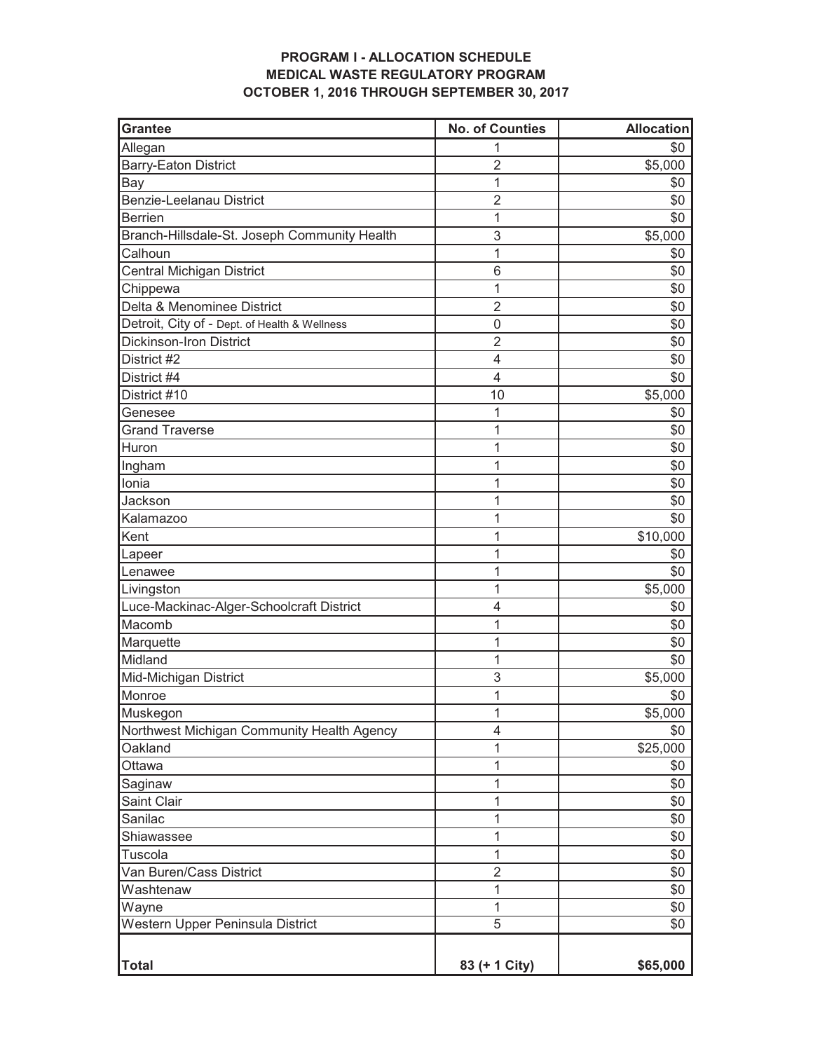**PROGRAM I - ALLOCATION SCHEDULE**
**MEDICAL WASTE REGULATORY PROGRAM**
**OCTOBER 1, 2016 THROUGH SEPTEMBER 30, 2017**

| Grantee | No. of Counties | Allocation |
|---|---|---|
| Allegan | 1 | $0 |
| Barry-Eaton District | 2 | $5,000 |
| Bay | 1 | $0 |
| Benzie-Leelanau District | 2 | $0 |
| Berrien | 1 | $0 |
| Branch-Hillsdale-St. Joseph Community Health | 3 | $5,000 |
| Calhoun | 1 | $0 |
| Central Michigan District | 6 | $0 |
| Chippewa | 1 | $0 |
| Delta & Menominee District | 2 | $0 |
| Detroit, City of - Dept. of Health & Wellness | 0 | $0 |
| Dickinson-Iron District | 2 | $0 |
| District #2 | 4 | $0 |
| District #4 | 4 | $0 |
| District #10 | 10 | $5,000 |
| Genesee | 1 | $0 |
| Grand Traverse | 1 | $0 |
| Huron | 1 | $0 |
| Ingham | 1 | $0 |
| Ionia | 1 | $0 |
| Jackson | 1 | $0 |
| Kalamazoo | 1 | $0 |
| Kent | 1 | $10,000 |
| Lapeer | 1 | $0 |
| Lenawee | 1 | $0 |
| Livingston | 1 | $5,000 |
| Luce-Mackinac-Alger-Schoolcraft District | 4 | $0 |
| Macomb | 1 | $0 |
| Marquette | 1 | $0 |
| Midland | 1 | $0 |
| Mid-Michigan District | 3 | $5,000 |
| Monroe | 1 | $0 |
| Muskegon | 1 | $5,000 |
| Northwest Michigan Community Health Agency | 4 | $0 |
| Oakland | 1 | $25,000 |
| Ottawa | 1 | $0 |
| Saginaw | 1 | $0 |
| Saint Clair | 1 | $0 |
| Sanilac | 1 | $0 |
| Shiawassee | 1 | $0 |
| Tuscola | 1 | $0 |
| Van Buren/Cass District | 2 | $0 |
| Washtenaw | 1 | $0 |
| Wayne | 1 | $0 |
| Western Upper Peninsula District | 5 | $0 |
| **Total** | **83 (+ 1 City)** | **$65,000** |